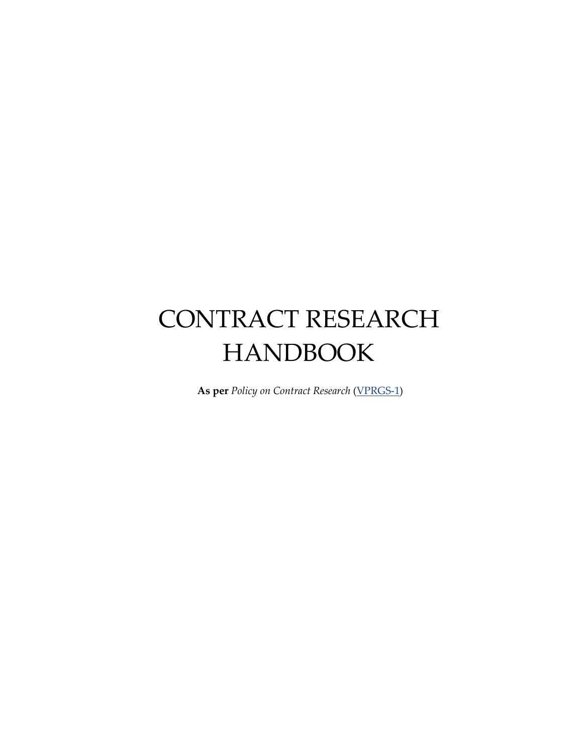# CONTRACT RESEARCH HANDBOOK

**As per** *Policy on Contract Research* ([VPRGS-1](VPRGS-1))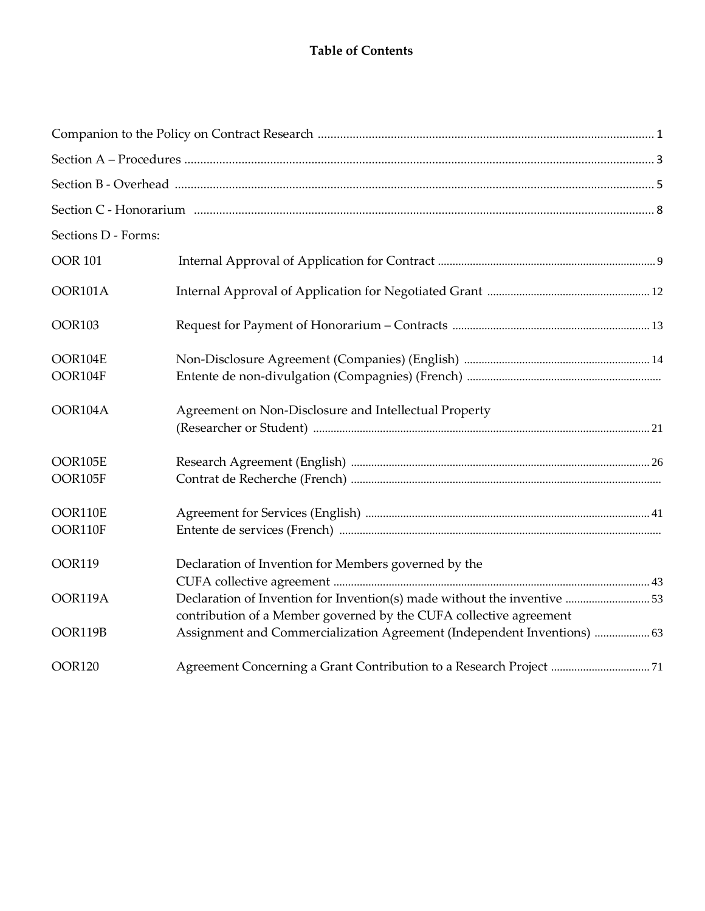# Table of Contents

| | | |
|---|---|---|
| Companion to the Policy on Contract Research | | 1 |
| Section A – Procedures | | 3 |
| Section B - Overhead | | 5 |
| Section C - Honorarium | | 8 |
| Sections D - Forms: | | |
| OOR 101 | Internal Approval of Application for Contract | 9 |
| OOR101A | Internal Approval of Application for Negotiated Grant | 12 |
| OOR103 | Request for Payment of Honorarium – Contracts | 13 |
| OOR104E | Non-Disclosure Agreement (Companies) (English) | 14 |
| OOR104F | Entente de non-divulgation (Compagnies) (French) | |
| OOR104A | Agreement on Non-Disclosure and Intellectual Property (Researcher or Student) | 21 |
| OOR105E | Research Agreement (English) | 26 |
| OOR105F | Contrat de Recherche (French) | |
| OOR110E | Agreement for Services (English) | 41 |
| OOR110F | Entente de services (French) | |
| OOR119 | Declaration of Invention for Members governed by the CUFA collective agreement | 43 |
| OOR119A | Declaration of Invention for Invention(s) made without the inventive contribution of a Member governed by the CUFA collective agreement | 53 |
| OOR119B | Assignment and Commercialization Agreement (Independent Inventions) | 63 |
| OOR120 | Agreement Concerning a Grant Contribution to a Research Project | 71 |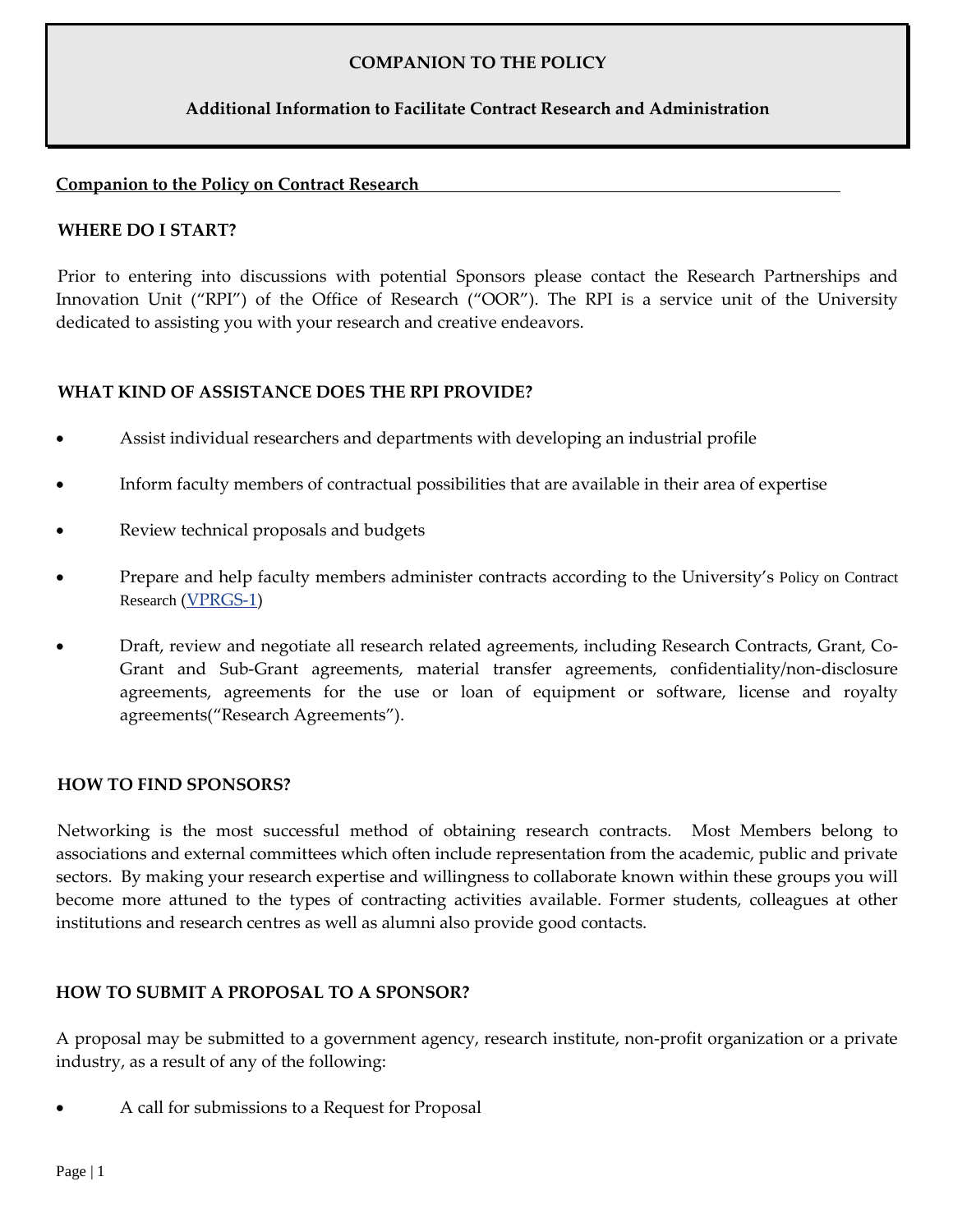## COMPANION TO THE POLICY

### Additional Information to Facilitate Contract Research and Administration

**Companion to the Policy on Contract Research**

### WHERE DO I START?

Prior to entering into discussions with potential Sponsors please contact the Research Partnerships and Innovation Unit (“RPI”) of the Office of Research (“OOR”). The RPI is a service unit of the University dedicated to assisting you with your research and creative endeavors.

### WHAT KIND OF ASSISTANCE DOES THE RPI PROVIDE?

- Assist individual researchers and departments with developing an industrial profile
- Inform faculty members of contractual possibilities that are available in their area of expertise
- Review technical proposals and budgets
- Prepare and help faculty members administer contracts according to the University’s Policy on Contract Research (VPRGS-1)
- Draft, review and negotiate all research related agreements, including Research Contracts, Grant, Co-Grant and Sub-Grant agreements, material transfer agreements, confidentiality/non-disclosure agreements, agreements for the use or loan of equipment or software, license and royalty agreements(“Research Agreements”).

### HOW TO FIND SPONSORS?

Networking is the most successful method of obtaining research contracts. Most Members belong to associations and external committees which often include representation from the academic, public and private sectors. By making your research expertise and willingness to collaborate known within these groups you will become more attuned to the types of contracting activities available. Former students, colleagues at other institutions and research centres as well as alumni also provide good contacts.

### HOW TO SUBMIT A PROPOSAL TO A SPONSOR?

A proposal may be submitted to a government agency, research institute, non-profit organization or a private industry, as a result of any of the following:

- A call for submissions to a Request for Proposal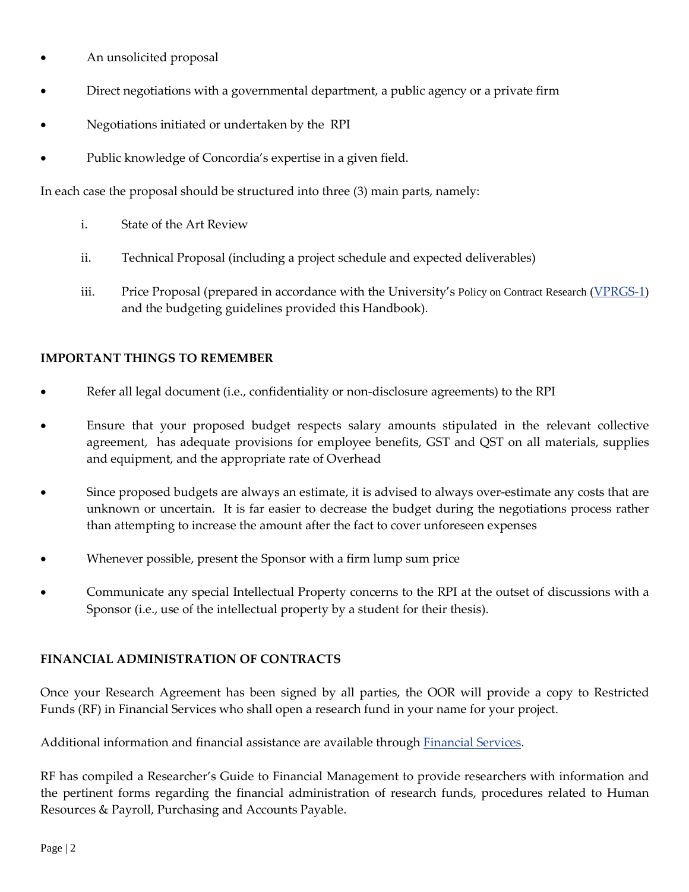- An unsolicited proposal
- Direct negotiations with a governmental department, a public agency or a private firm
- Negotiations initiated or undertaken by the RPI
- Public knowledge of Concordia's expertise in a given field.

In each case the proposal should be structured into three (3) main parts, namely:

i. State of the Art Review

ii. Technical Proposal (including a project schedule and expected deliverables)

iii. Price Proposal (prepared in accordance with the University's Policy on Contract Research (VPRGS-1) and the budgeting guidelines provided this Handbook).

**IMPORTANT THINGS TO REMEMBER**

- Refer all legal document (i.e., confidentiality or non-disclosure agreements) to the RPI
- Ensure that your proposed budget respects salary amounts stipulated in the relevant collective agreement, has adequate provisions for employee benefits, GST and QST on all materials, supplies and equipment, and the appropriate rate of Overhead
- Since proposed budgets are always an estimate, it is advised to always over-estimate any costs that are unknown or uncertain. It is far easier to decrease the budget during the negotiations process rather than attempting to increase the amount after the fact to cover unforeseen expenses
- Whenever possible, present the Sponsor with a firm lump sum price
- Communicate any special Intellectual Property concerns to the RPI at the outset of discussions with a Sponsor (i.e., use of the intellectual property by a student for their thesis).

**FINANCIAL ADMINISTRATION OF CONTRACTS**

Once your Research Agreement has been signed by all parties, the OOR will provide a copy to Restricted Funds (RF) in Financial Services who shall open a research fund in your name for your project.

Additional information and financial assistance are available through Financial Services.

RF has compiled a Researcher's Guide to Financial Management to provide researchers with information and the pertinent forms regarding the financial administration of research funds, procedures related to Human Resources & Payroll, Purchasing and Accounts Payable.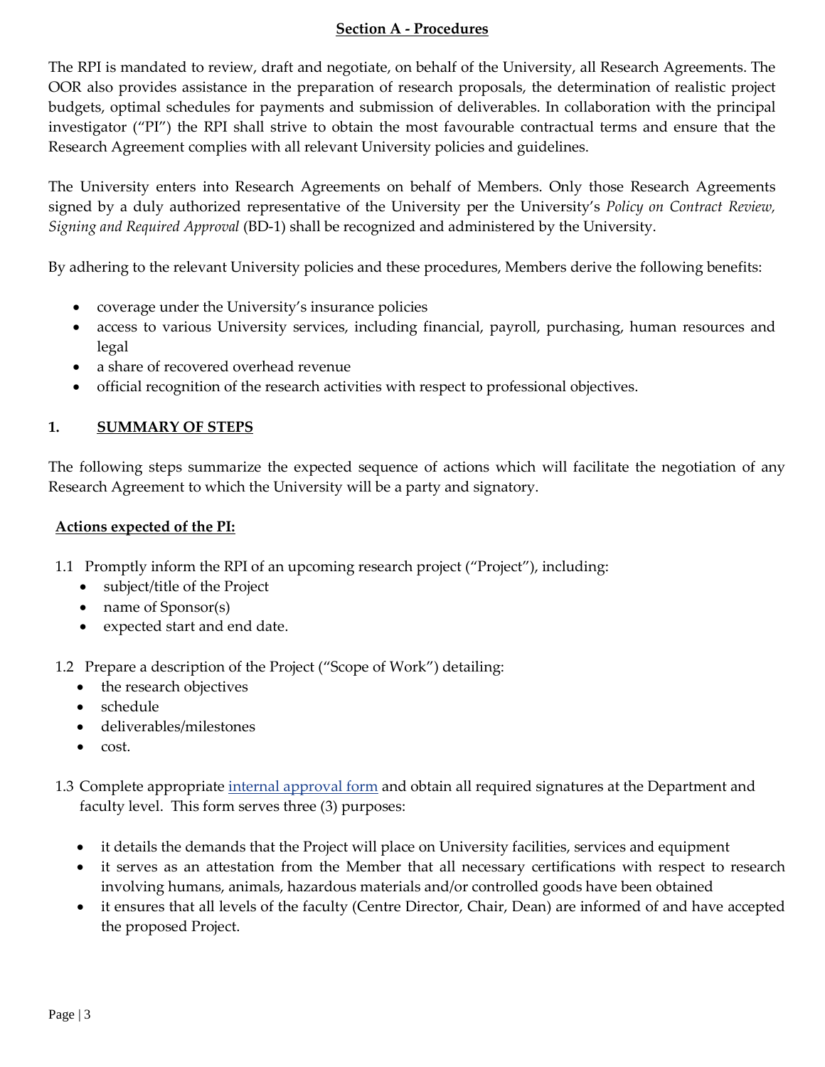## Section A - Procedures

The RPI is mandated to review, draft and negotiate, on behalf of the University, all Research Agreements. The OOR also provides assistance in the preparation of research proposals, the determination of realistic project budgets, optimal schedules for payments and submission of deliverables. In collaboration with the principal investigator ("PI") the RPI shall strive to obtain the most favourable contractual terms and ensure that the Research Agreement complies with all relevant University policies and guidelines.

The University enters into Research Agreements on behalf of Members. Only those Research Agreements signed by a duly authorized representative of the University per the University's *Policy on Contract Review, Signing and Required Approval* (BD-1) shall be recognized and administered by the University.

By adhering to the relevant University policies and these procedures, Members derive the following benefits:

- coverage under the University's insurance policies
- access to various University services, including financial, payroll, purchasing, human resources and legal
- a share of recovered overhead revenue
- official recognition of the research activities with respect to professional objectives.

### 1. SUMMARY OF STEPS

The following steps summarize the expected sequence of actions which will facilitate the negotiation of any Research Agreement to which the University will be a party and signatory.

**Actions expected of the PI:**

1.1 Promptly inform the RPI of an upcoming research project ("Project"), including:
- subject/title of the Project
- name of Sponsor(s)
- expected start and end date.

1.2 Prepare a description of the Project ("Scope of Work") detailing:
- the research objectives
- schedule
- deliverables/milestones
- cost.

1.3 Complete appropriate internal approval form and obtain all required signatures at the Department and faculty level. This form serves three (3) purposes:

- it details the demands that the Project will place on University facilities, services and equipment
- it serves as an attestation from the Member that all necessary certifications with respect to research involving humans, animals, hazardous materials and/or controlled goods have been obtained
- it ensures that all levels of the faculty (Centre Director, Chair, Dean) are informed of and have accepted the proposed Project.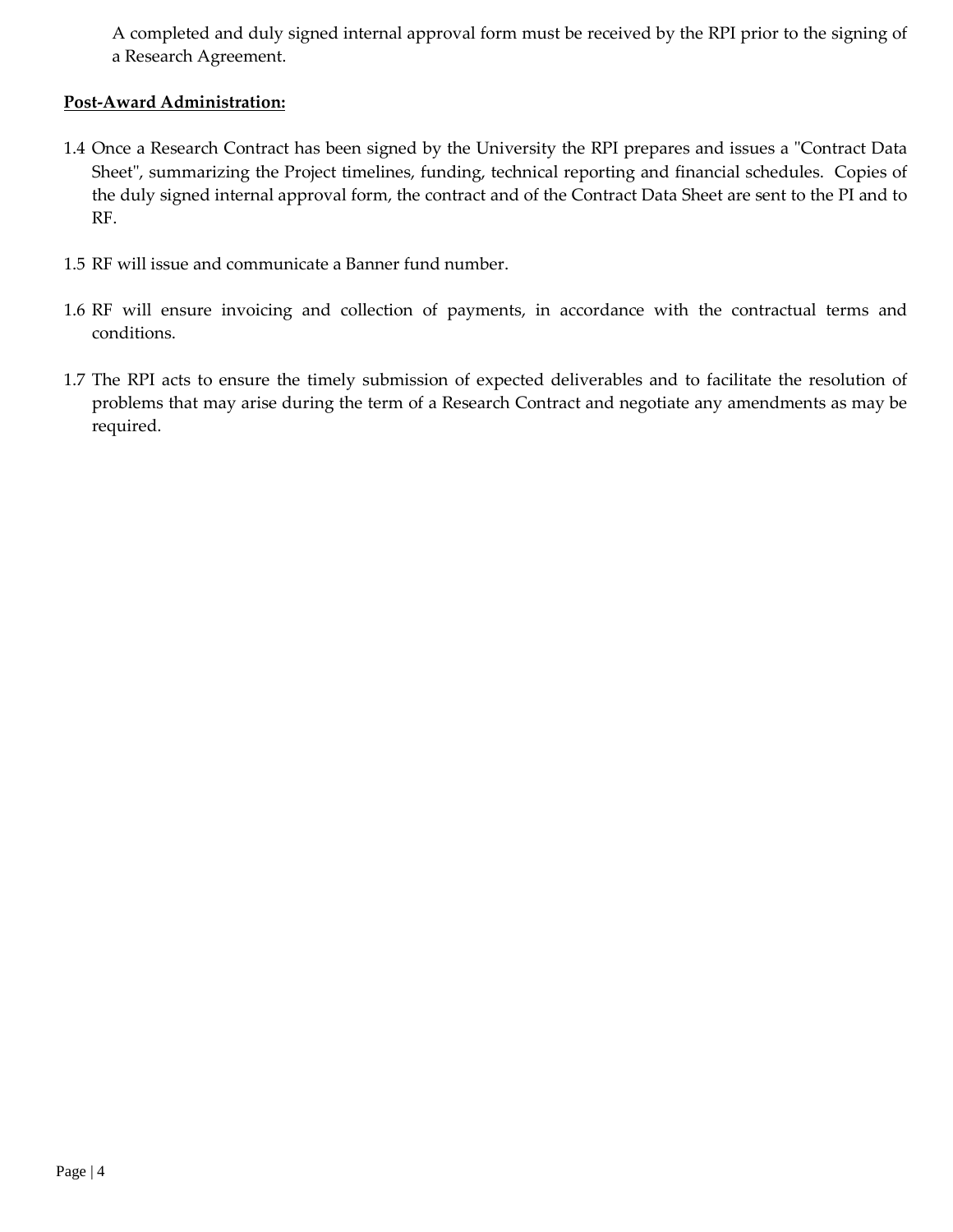A completed and duly signed internal approval form must be received by the RPI prior to the signing of a Research Agreement.

**Post-Award Administration:**

1.4 Once a Research Contract has been signed by the University the RPI prepares and issues a "Contract Data Sheet", summarizing the Project timelines, funding, technical reporting and financial schedules. Copies of the duly signed internal approval form, the contract and of the Contract Data Sheet are sent to the PI and to RF.

1.5 RF will issue and communicate a Banner fund number.

1.6 RF will ensure invoicing and collection of payments, in accordance with the contractual terms and conditions.

1.7 The RPI acts to ensure the timely submission of expected deliverables and to facilitate the resolution of problems that may arise during the term of a Research Contract and negotiate any amendments as may be required.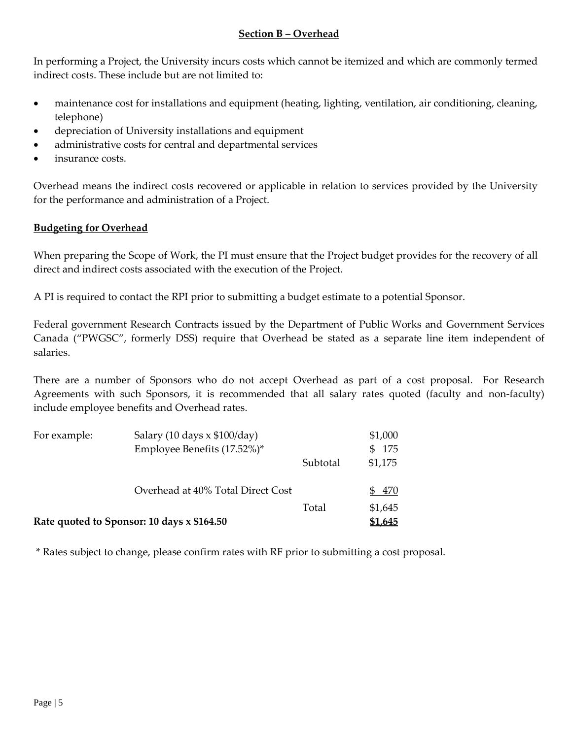## Section B – Overhead

In performing a Project, the University incurs costs which cannot be itemized and which are commonly termed indirect costs. These include but are not limited to:

- maintenance cost for installations and equipment (heating, lighting, ventilation, air conditioning, cleaning, telephone)
- depreciation of University installations and equipment
- administrative costs for central and departmental services
- insurance costs.

Overhead means the indirect costs recovered or applicable in relation to services provided by the University for the performance and administration of a Project.

### Budgeting for Overhead

When preparing the Scope of Work, the PI must ensure that the Project budget provides for the recovery of all direct and indirect costs associated with the execution of the Project.

A PI is required to contact the RPI prior to submitting a budget estimate to a potential Sponsor.

Federal government Research Contracts issued by the Department of Public Works and Government Services Canada ("PWGSC", formerly DSS) require that Overhead be stated as a separate line item independent of salaries.

There are a number of Sponsors who do not accept Overhead as part of a cost proposal. For Research Agreements with such Sponsors, it is recommended that all salary rates quoted (faculty and non-faculty) include employee benefits and Overhead rates.

| | | | |
|---|---|---|---|
| For example: | Salary (10 days x $100/day) | | $1,000 |
| | Employee Benefits (17.52%)* | | $ 175 |
| | | Subtotal | $1,175 |
| | Overhead at 40% Total Direct Cost | | $ 470 |
| | | Total | $1,645 |
| **Rate quoted to Sponsor: 10 days x $164.50** | | | **$1,645** |

\* Rates subject to change, please confirm rates with RF prior to submitting a cost proposal.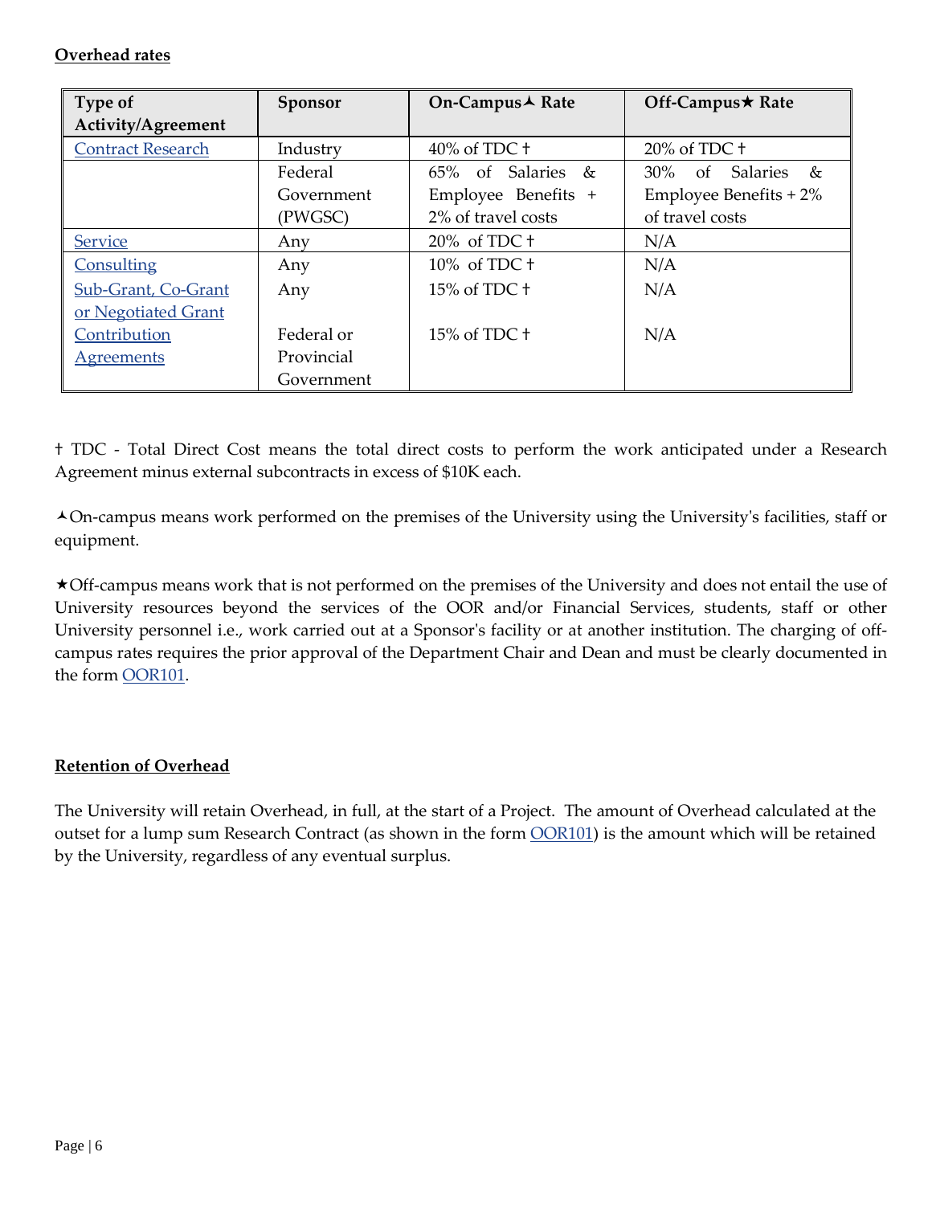**Overhead rates**

| Type of Activity/Agreement | Sponsor | On-Campus⅄ Rate | Off-Campus★ Rate |
|---|---|---|---|
| Contract Research | Industry | 40% of TDC † | 20% of TDC † |
| | Federal Government (PWGSC) | 65% of Salaries & Employee Benefits + 2% of travel costs | 30% of Salaries & Employee Benefits + 2% of travel costs |
| Service | Any | 20% of TDC † | N/A |
| Consulting | Any | 10% of TDC † | N/A |
| Sub-Grant, Co-Grant or Negotiated Grant | Any | 15% of TDC † | N/A |
| Contribution Agreements | Federal or Provincial Government | 15% of TDC † | N/A |

† TDC - Total Direct Cost means the total direct costs to perform the work anticipated under a Research Agreement minus external subcontracts in excess of $10K each.

⅄On-campus means work performed on the premises of the University using the University's facilities, staff or equipment.

★Off-campus means work that is not performed on the premises of the University and does not entail the use of University resources beyond the services of the OOR and/or Financial Services, students, staff or other University personnel i.e., work carried out at a Sponsor's facility or at another institution. The charging of off-campus rates requires the prior approval of the Department Chair and Dean and must be clearly documented in the form OOR101.

**Retention of Overhead**

The University will retain Overhead, in full, at the start of a Project. The amount of Overhead calculated at the outset for a lump sum Research Contract (as shown in the form OOR101) is the amount which will be retained by the University, regardless of any eventual surplus.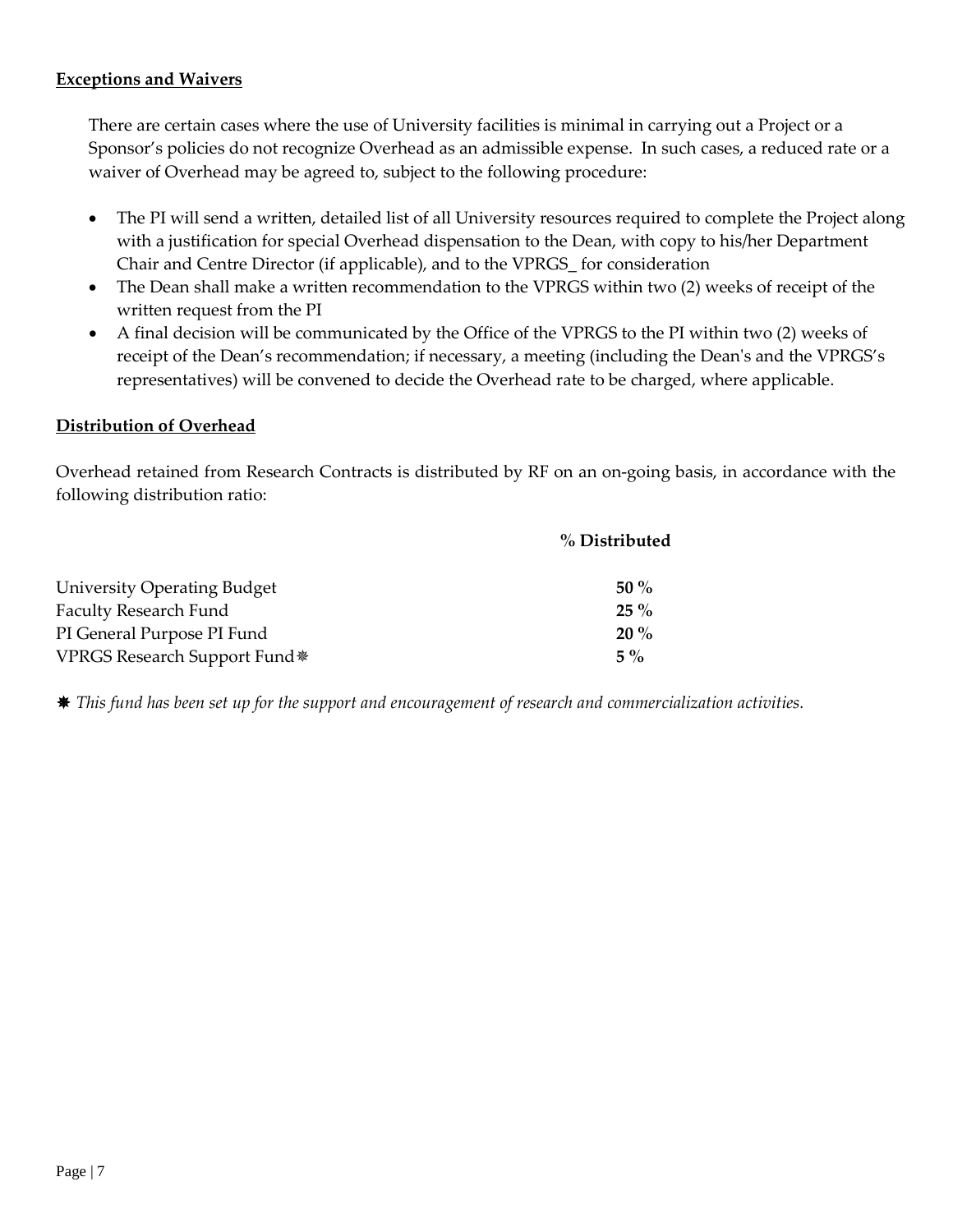**Exceptions and Waivers**

There are certain cases where the use of University facilities is minimal in carrying out a Project or a Sponsor's policies do not recognize Overhead as an admissible expense. In such cases, a reduced rate or a waiver of Overhead may be agreed to, subject to the following procedure:

- The PI will send a written, detailed list of all University resources required to complete the Project along with a justification for special Overhead dispensation to the Dean, with copy to his/her Department Chair and Centre Director (if applicable), and to the VPRGS_ for consideration
- The Dean shall make a written recommendation to the VPRGS within two (2) weeks of receipt of the written request from the PI
- A final decision will be communicated by the Office of the VPRGS to the PI within two (2) weeks of receipt of the Dean's recommendation; if necessary, a meeting (including the Dean's and the VPRGS's representatives) will be convened to decide the Overhead rate to be charged, where applicable.

**Distribution of Overhead**

Overhead retained from Research Contracts is distributed by RF on an on-going basis, in accordance with the following distribution ratio:

| | **% Distributed** |
|---|---|
| University Operating Budget | **50 %** |
| Faculty Research Fund | **25 %** |
| PI General Purpose PI Fund | **20 %** |
| VPRGS Research Support Fund ✵ | **5 %** |

✵ *This fund has been set up for the support and encouragement of research and commercialization activities.*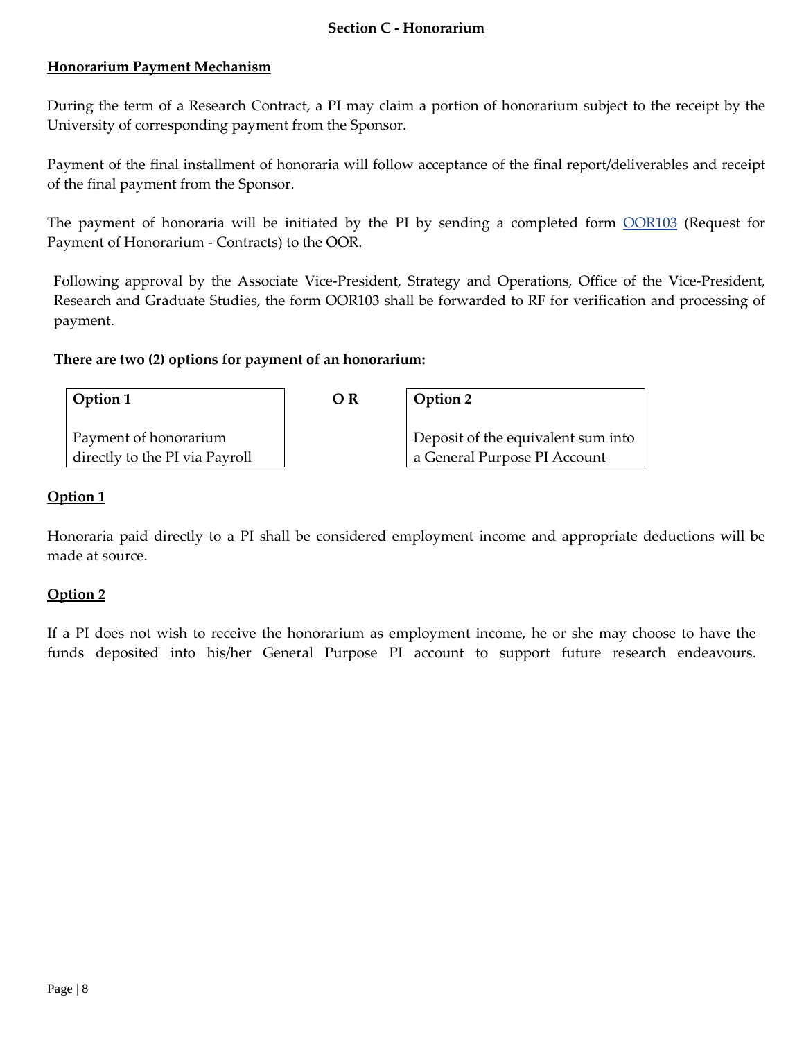## Section C - Honorarium

### Honorarium Payment Mechanism

During the term of a Research Contract, a PI may claim a portion of honorarium subject to the receipt by the University of corresponding payment from the Sponsor.

Payment of the final installment of honoraria will follow acceptance of the final report/deliverables and receipt of the final payment from the Sponsor.

The payment of honoraria will be initiated by the PI by sending a completed form OOR103 (Request for Payment of Honorarium - Contracts) to the OOR.

Following approval by the Associate Vice-President, Strategy and Operations, Office of the Vice-President, Research and Graduate Studies, the form OOR103 shall be forwarded to RF for verification and processing of payment.

**There are two (2) options for payment of an honorarium:**

| **Option 1** | **OR** | **Option 2** |
|---|---|---|
| Payment of honorarium directly to the PI via Payroll | | Deposit of the equivalent sum into a General Purpose PI Account |

### Option 1

Honoraria paid directly to a PI shall be considered employment income and appropriate deductions will be made at source.

### Option 2

If a PI does not wish to receive the honorarium as employment income, he or she may choose to have the funds deposited into his/her General Purpose PI account to support future research endeavours.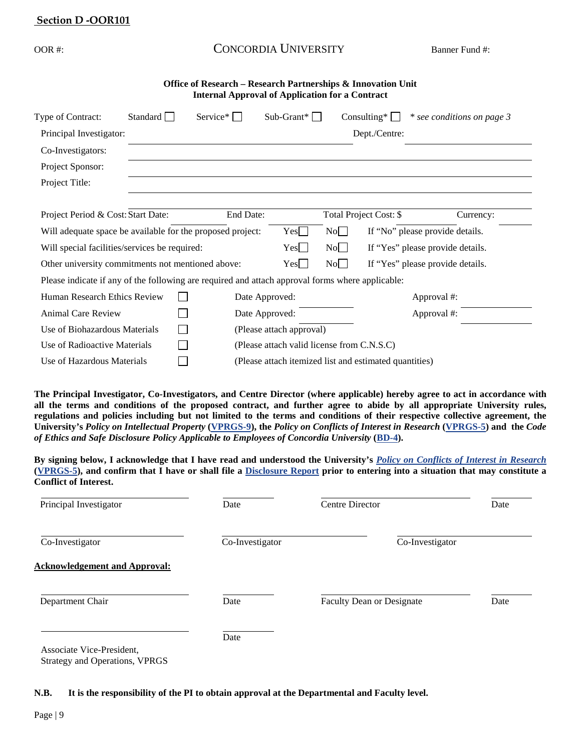**Section D -OOR101**

OOR #: CONCORDIA UNIVERSITY Banner Fund #:

**Office of Research – Research Partnerships & Innovation Unit**
**Internal Approval of Application for a Contract**

Type of Contract: Standard ☐ Service* ☐ Sub-Grant* ☐ Consulting* ☐ *\* see conditions on page 3*

Principal Investigator: ____________________ Dept./Centre: ____________________

Co-Investigators: ____________________

Project Sponsor: ____________________

Project Title: ____________________

Project Period & Cost: Start Date: __________ End Date: __________ Total Project Cost: $ __________ Currency: __________

Will adequate space be available for the proposed project: Yes☐ No☐ If "No" please provide details.

Will special facilities/services be required: Yes☐ No☐ If "Yes" please provide details.

Other university commitments not mentioned above: Yes☐ No☐ If "Yes" please provide details.

Please indicate if any of the following are required and attach approval forms where applicable:

| | | | |
|---|---|---|---|
| Human Research Ethics Review | ☐ | Date Approved: __________ | Approval #: __________ |
| Animal Care Review | ☐ | Date Approved: __________ | Approval #: __________ |
| Use of Biohazardous Materials | ☐ | (Please attach approval) | |
| Use of Radioactive Materials | ☐ | (Please attach valid license from C.N.S.C) | |
| Use of Hazardous Materials | ☐ | (Please attach itemized list and estimated quantities) | |

**The Principal Investigator, Co-Investigators, and Centre Director (where applicable) hereby agree to act in accordance with all the terms and conditions of the proposed contract, and further agree to abide by all appropriate University rules, regulations and policies including but not limited to the terms and conditions of their respective collective agreement, the University's *Policy on Intellectual Property* (VPRGS-9), the *Policy on Conflicts of Interest in Research* (VPRGS-5) and the *Code of Ethics and Safe Disclosure Policy Applicable to Employees of Concordia University* (BD-4).**

**By signing below, I acknowledge that I have read and understood the University's *Policy on Conflicts of Interest in Research* (VPRGS-5), and confirm that I have or shall file a Disclosure Report prior to entering into a situation that may constitute a Conflict of Interest.**

____________________ Principal Investigator __________ Date ____________________ Centre Director __________ Date

____________________ Co-Investigator ____________________ Co-Investigator ____________________ Co-Investigator

**Acknowledgement and Approval:**

____________________ Department Chair __________ Date ____________________ Faculty Dean or Designate __________ Date

____________________ Associate Vice-President, Strategy and Operations, VPRGS __________ Date

**N.B. It is the responsibility of the PI to obtain approval at the Departmental and Faculty level.**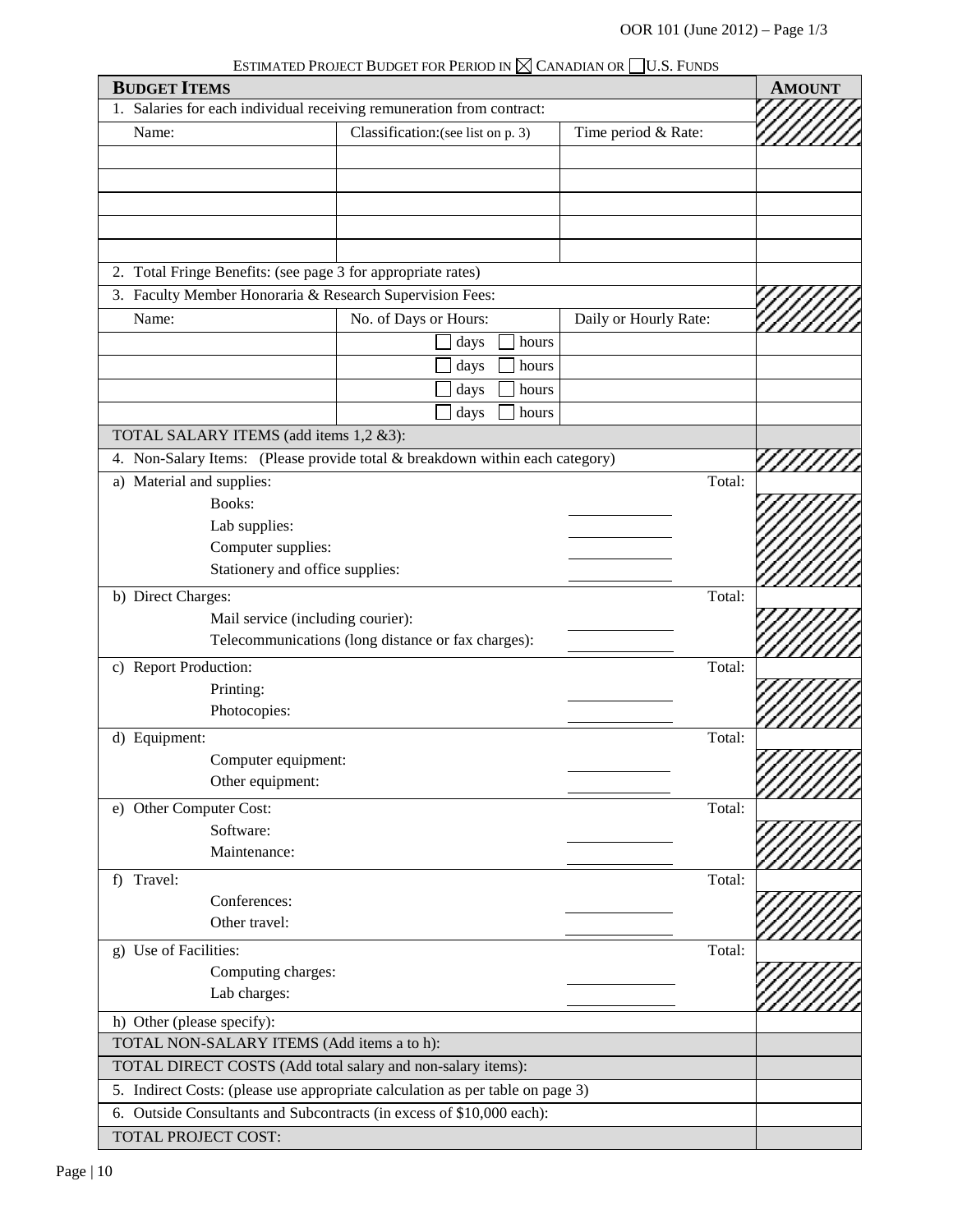OOR 101 (June 2012) – Page 1/3

ESTIMATED PROJECT BUDGET FOR PERIOD IN ☒ CANADIAN OR ☐ U.S. FUNDS

| **BUDGET ITEMS** | | | **AMOUNT** |
|---|---|---|---|
| 1. Salaries for each individual receiving remuneration from contract: | | | |
| Name: | Classification:(see list on p. 3) | Time period & Rate: | |
| | | | |
| | | | |
| | | | |
| | | | |
| | | | |
| 2. Total Fringe Benefits: (see page 3 for appropriate rates) | | | |
| 3. Faculty Member Honoraria & Research Supervision Fees: | | | |
| Name: | No. of Days or Hours: | Daily or Hourly Rate: | |
| | ☐ days ☐ hours | | |
| | ☐ days ☐ hours | | |
| | ☐ days ☐ hours | | |
| | ☐ days ☐ hours | | |
| TOTAL SALARY ITEMS (add items 1,2 &3): | | | |
| 4. Non-Salary Items: (Please provide total & breakdown within each category) | | | |
| a) Material and supplies: | | Total: | |
| Books: | | ______ | |
| Lab supplies: | | ______ | |
| Computer supplies: | | ______ | |
| Stationery and office supplies: | | ______ | |
| b) Direct Charges: | | Total: | |
| Mail service (including courier): | | ______ | |
| Telecommunications (long distance or fax charges): | | ______ | |
| c) Report Production: | | Total: | |
| Printing: | | ______ | |
| Photocopies: | | ______ | |
| d) Equipment: | | Total: | |
| Computer equipment: | | ______ | |
| Other equipment: | | ______ | |
| e) Other Computer Cost: | | Total: | |
| Software: | | ______ | |
| Maintenance: | | ______ | |
| f) Travel: | | Total: | |
| Conferences: | | ______ | |
| Other travel: | | ______ | |
| g) Use of Facilities: | | Total: | |
| Computing charges: | | ______ | |
| Lab charges: | | ______ | |
| h) Other (please specify): | | | |
| TOTAL NON-SALARY ITEMS (Add items a to h): | | | |
| TOTAL DIRECT COSTS (Add total salary and non-salary items): | | | |
| 5. Indirect Costs: (please use appropriate calculation as per table on page 3) | | | |
| 6. Outside Consultants and Subcontracts (in excess of $10,000 each): | | | |
| TOTAL PROJECT COST: | | | |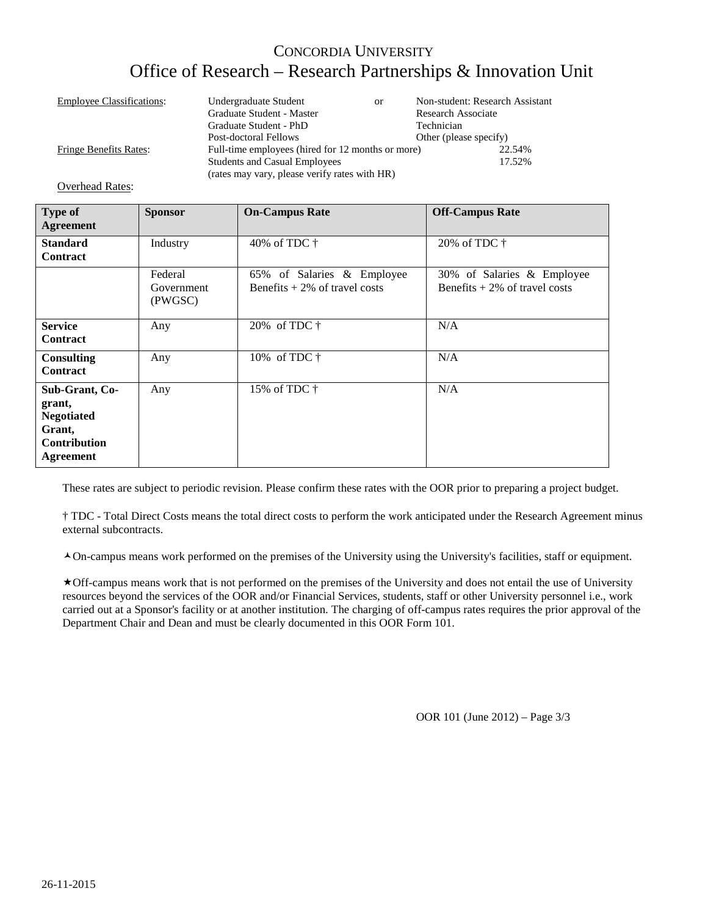# CONCORDIA UNIVERSITY

## Office of Research – Research Partnerships & Innovation Unit

Employee Classifications:

| Undergraduate Student | or | Non-student: Research Assistant |
|---|---|---|
| Graduate Student - Master | | Research Associate |
| Graduate Student - PhD | | Technician |
| Post-doctoral Fellows | | Other (please specify) |

Fringe Benefits Rates:

| | |
|---|---|
| Full-time employees (hired for 12 months or more) | 22.54% |
| Students and Casual Employees | 17.52% |
| (rates may vary, please verify rates with HR) | |

Overhead Rates:

| Type of Agreement | Sponsor | On-Campus Rate | Off-Campus Rate |
|---|---|---|---|
| **Standard Contract** | Industry | 40% of TDC † | 20% of TDC † |
| | Federal Government (PWGSC) | 65% of Salaries & Employee Benefits + 2% of travel costs | 30% of Salaries & Employee Benefits + 2% of travel costs |
| **Service Contract** | Any | 20% of TDC † | N/A |
| **Consulting Contract** | Any | 10% of TDC † | N/A |
| **Sub-Grant, Co-grant, Negotiated Grant, Contribution Agreement** | Any | 15% of TDC † | N/A |

These rates are subject to periodic revision. Please confirm these rates with the OOR prior to preparing a project budget.

† TDC - Total Direct Costs means the total direct costs to perform the work anticipated under the Research Agreement minus external subcontracts.

^On-campus means work performed on the premises of the University using the University's facilities, staff or equipment.

★Off-campus means work that is not performed on the premises of the University and does not entail the use of University resources beyond the services of the OOR and/or Financial Services, students, staff or other University personnel i.e., work carried out at a Sponsor's facility or at another institution. The charging of off-campus rates requires the prior approval of the Department Chair and Dean and must be clearly documented in this OOR Form 101.

OOR 101 (June 2012) – Page 3/3

26-11-2015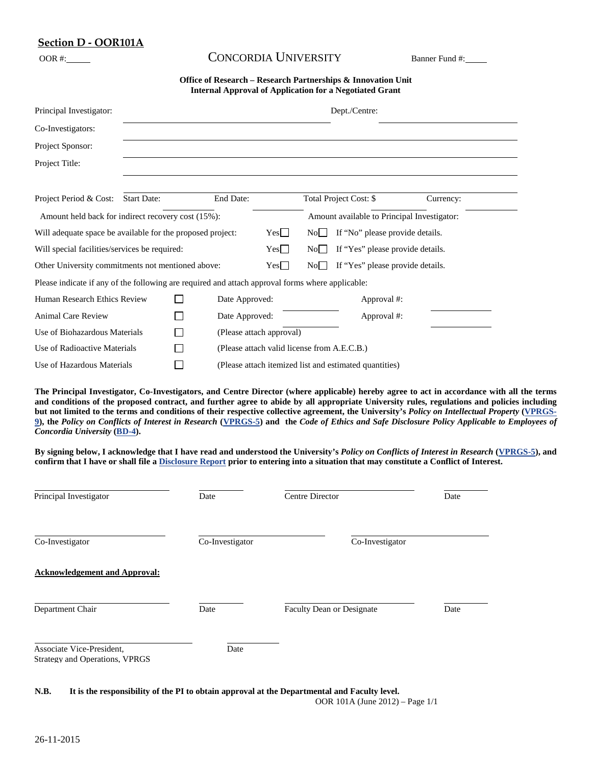## Section D - OOR101A

OOR #:_____ **CONCORDIA UNIVERSITY** Banner Fund #:_____

**Office of Research – Research Partnerships & Innovation Unit**
**Internal Approval of Application for a Negotiated Grant**

Principal Investigator: ______________________ Dept./Centre: ______________________

Co-Investigators: ______________________

Project Sponsor: ______________________

Project Title: ______________________

Project Period & Cost: Start Date: ________ End Date: ________ Total Project Cost: $ ________ Currency: ________

Amount held back for indirect recovery cost (15%): ________ Amount available to Principal Investigator: ________

Will adequate space be available for the proposed project: Yes☐ No☐ If "No" please provide details.

Will special facilities/services be required: Yes☐ No☐ If "Yes" please provide details.

Other University commitments not mentioned above: Yes☐ No☐ If "Yes" please provide details.

Please indicate if any of the following are required and attach approval forms where applicable:

| | | | |
|---|---|---|---|
| Human Research Ethics Review | ☐ | Date Approved: ________ | Approval #: ________ |
| Animal Care Review | ☐ | Date Approved: ________ | Approval #: ________ |
| Use of Biohazardous Materials | ☐ | (Please attach approval) | |
| Use of Radioactive Materials | ☐ | (Please attach valid license from A.E.C.B.) | |
| Use of Hazardous Materials | ☐ | (Please attach itemized list and estimated quantities) | |

**The Principal Investigator, Co-Investigators, and Centre Director (where applicable) hereby agree to act in accordance with all the terms and conditions of the proposed contract, and further agree to abide by all appropriate University rules, regulations and policies including but not limited to the terms and conditions of their respective collective agreement, the University's *Policy on Intellectual Property* (VPRGS-9), the *Policy on Conflicts of Interest in Research* (VPRGS-5) and the *Code of Ethics and Safe Disclosure Policy Applicable to Employees of Concordia University* (BD-4).**

**By signing below, I acknowledge that I have read and understood the University's *Policy on Conflicts of Interest in Research* (VPRGS-5), and confirm that I have or shall file a Disclosure Report prior to entering into a situation that may constitute a Conflict of Interest.**

______________________ Principal Investigator ________ Date ______________________ Centre Director ________ Date

______________________ Co-Investigator ______________________ Co-Investigator ______________________ Co-Investigator

**Acknowledgement and Approval:**

______________________ Department Chair ________ Date ______________________ Faculty Dean or Designate ________ Date

______________________ Associate Vice-President, Strategy and Operations, VPRGS ________ Date

**N.B. It is the responsibility of the PI to obtain approval at the Departmental and Faculty level.**

OOR 101A (June 2012) – Page 1/1

26-11-2015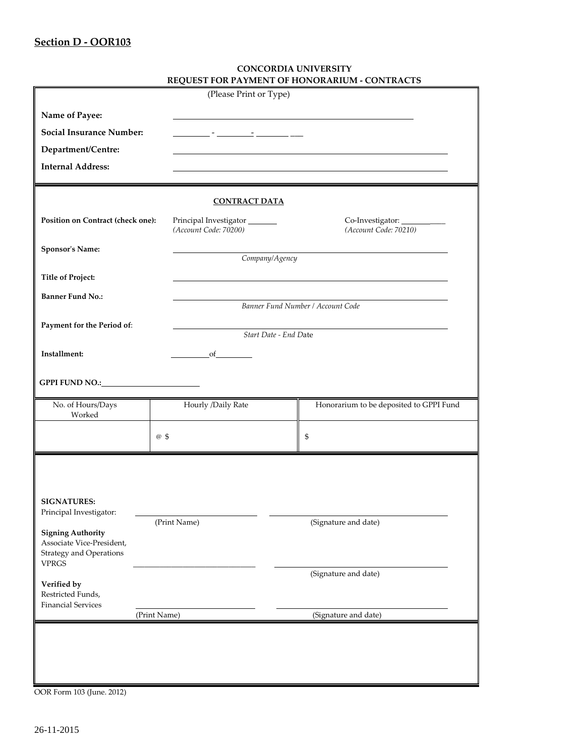## Section D - OOR103

**CONCORDIA UNIVERSITY**
**REQUEST FOR PAYMENT OF HONORARIUM - CONTRACTS**

(Please Print or Type)

**Name of Payee:** ______________________________

**Social Insurance Number:** ______ - ______ - ______ ___

**Department/Centre:** ______________________________

**Internal Address:** ______________________________

**CONTRACT DATA**

**Position on Contract (check one):** Principal Investigator ______ *(Account Code: 70200)* Co-Investigator: ______ *(Account Code: 70210)*

**Sponsor's Name:** ______________________________
*Company/Agency*

**Title of Project:** ______________________________

**Banner Fund No.:** ______________________________
*Banner Fund Number / Account Code*

**Payment for the Period of**: ______________________________
*Start Date - End Date*

**Installment:** ______ of ______

**GPPI FUND NO.:** ______________

| No. of Hours/Days Worked | Hourly /Daily Rate | Honorarium to be deposited to GPPI Fund |
|---|---|---|
| | @ $ | $ |

**SIGNATURES:**

Principal Investigator: ______________ (Print Name) ______________ (Signature and date)

**Signing Authority**
Associate Vice-President, Strategy and Operations VPRGS ______________ ______________ (Signature and date)

**Verified by**
Restricted Funds, Financial Services ______________ (Print Name) ______________ (Signature and date)

OOR Form 103 (June. 2012)

26-11-2015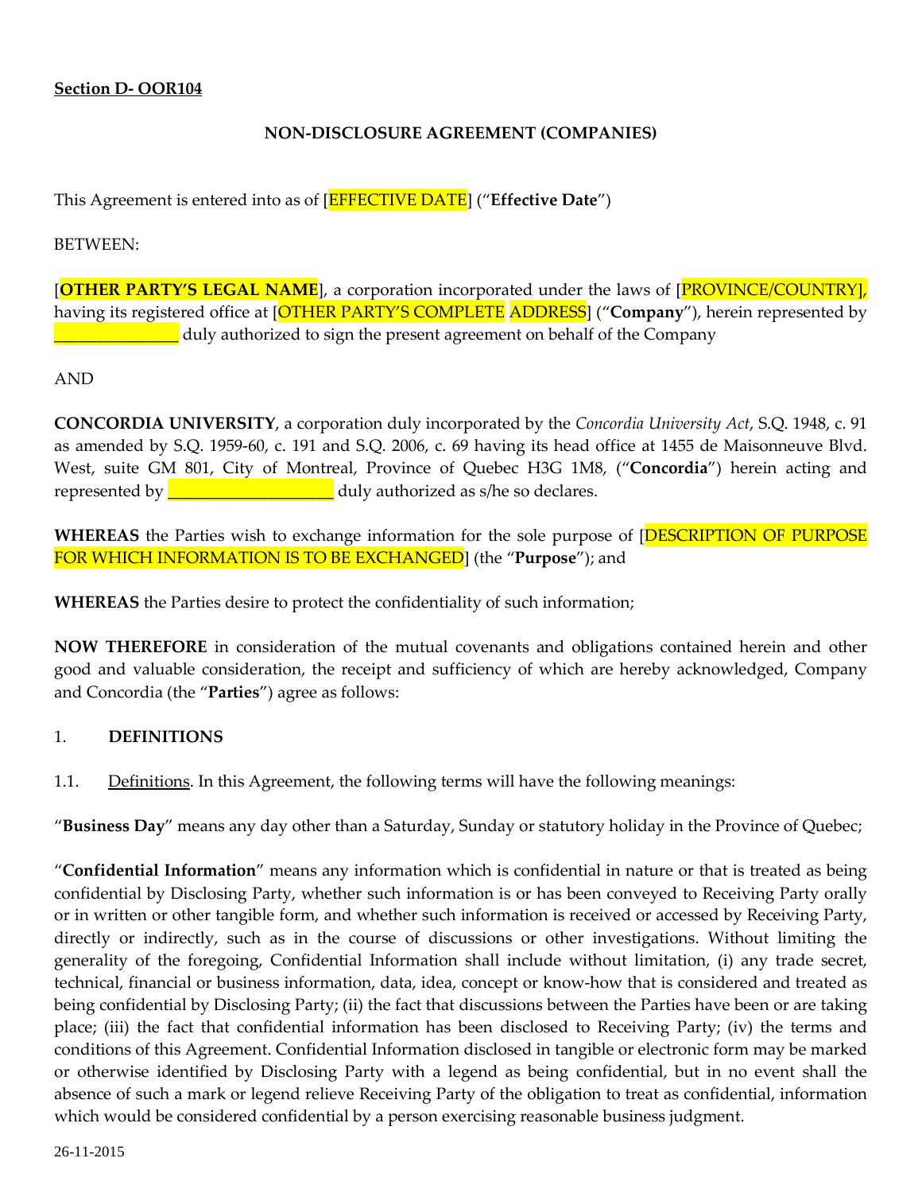**Section D- OOR104**

**NON-DISCLOSURE AGREEMENT (COMPANIES)**

This Agreement is entered into as of [EFFECTIVE DATE] ("**Effective Date**")

BETWEEN:

[**OTHER PARTY'S LEGAL NAME**], a corporation incorporated under the laws of [PROVINCE/COUNTRY], having its registered office at [OTHER PARTY'S COMPLETE ADDRESS] ("**Company**"), herein represented by _______________ duly authorized to sign the present agreement on behalf of the Company

AND

**CONCORDIA UNIVERSITY**, a corporation duly incorporated by the *Concordia University Act*, S.Q. 1948, c. 91 as amended by S.Q. 1959-60, c. 191 and S.Q. 2006, c. 69 having its head office at 1455 de Maisonneuve Blvd. West, suite GM 801, City of Montreal, Province of Quebec H3G 1M8, ("**Concordia**") herein acting and represented by ____________________ duly authorized as s/he so declares.

**WHEREAS** the Parties wish to exchange information for the sole purpose of [DESCRIPTION OF PURPOSE FOR WHICH INFORMATION IS TO BE EXCHANGED] (the "**Purpose**"); and

**WHEREAS** the Parties desire to protect the confidentiality of such information;

**NOW THEREFORE** in consideration of the mutual covenants and obligations contained herein and other good and valuable consideration, the receipt and sufficiency of which are hereby acknowledged, Company and Concordia (the "**Parties**") agree as follows:

1. **DEFINITIONS**

1.1. Definitions. In this Agreement, the following terms will have the following meanings:

"**Business Day**" means any day other than a Saturday, Sunday or statutory holiday in the Province of Quebec;

"**Confidential Information**" means any information which is confidential in nature or that is treated as being confidential by Disclosing Party, whether such information is or has been conveyed to Receiving Party orally or in written or other tangible form, and whether such information is received or accessed by Receiving Party, directly or indirectly, such as in the course of discussions or other investigations. Without limiting the generality of the foregoing, Confidential Information shall include without limitation, (i) any trade secret, technical, financial or business information, data, idea, concept or know-how that is considered and treated as being confidential by Disclosing Party; (ii) the fact that discussions between the Parties have been or are taking place; (iii) the fact that confidential information has been disclosed to Receiving Party; (iv) the terms and conditions of this Agreement. Confidential Information disclosed in tangible or electronic form may be marked or otherwise identified by Disclosing Party with a legend as being confidential, but in no event shall the absence of such a mark or legend relieve Receiving Party of the obligation to treat as confidential, information which would be considered confidential by a person exercising reasonable business judgment.

26-11-2015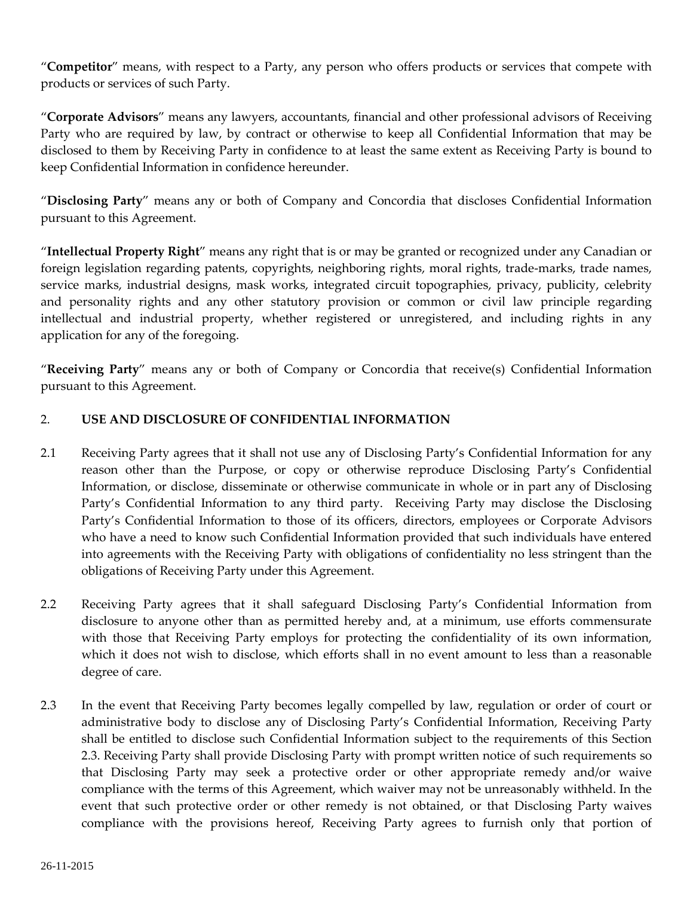"**Competitor**" means, with respect to a Party, any person who offers products or services that compete with products or services of such Party.

"**Corporate Advisors**" means any lawyers, accountants, financial and other professional advisors of Receiving Party who are required by law, by contract or otherwise to keep all Confidential Information that may be disclosed to them by Receiving Party in confidence to at least the same extent as Receiving Party is bound to keep Confidential Information in confidence hereunder.

"**Disclosing Party**" means any or both of Company and Concordia that discloses Confidential Information pursuant to this Agreement.

"**Intellectual Property Right**" means any right that is or may be granted or recognized under any Canadian or foreign legislation regarding patents, copyrights, neighboring rights, moral rights, trade-marks, trade names, service marks, industrial designs, mask works, integrated circuit topographies, privacy, publicity, celebrity and personality rights and any other statutory provision or common or civil law principle regarding intellectual and industrial property, whether registered or unregistered, and including rights in any application for any of the foregoing.

"**Receiving Party**" means any or both of Company or Concordia that receive(s) Confidential Information pursuant to this Agreement.

2. **USE AND DISCLOSURE OF CONFIDENTIAL INFORMATION**

2.1 Receiving Party agrees that it shall not use any of Disclosing Party's Confidential Information for any reason other than the Purpose, or copy or otherwise reproduce Disclosing Party's Confidential Information, or disclose, disseminate or otherwise communicate in whole or in part any of Disclosing Party's Confidential Information to any third party. Receiving Party may disclose the Disclosing Party's Confidential Information to those of its officers, directors, employees or Corporate Advisors who have a need to know such Confidential Information provided that such individuals have entered into agreements with the Receiving Party with obligations of confidentiality no less stringent than the obligations of Receiving Party under this Agreement.

2.2 Receiving Party agrees that it shall safeguard Disclosing Party's Confidential Information from disclosure to anyone other than as permitted hereby and, at a minimum, use efforts commensurate with those that Receiving Party employs for protecting the confidentiality of its own information, which it does not wish to disclose, which efforts shall in no event amount to less than a reasonable degree of care.

2.3 In the event that Receiving Party becomes legally compelled by law, regulation or order of court or administrative body to disclose any of Disclosing Party's Confidential Information, Receiving Party shall be entitled to disclose such Confidential Information subject to the requirements of this Section 2.3. Receiving Party shall provide Disclosing Party with prompt written notice of such requirements so that Disclosing Party may seek a protective order or other appropriate remedy and/or waive compliance with the terms of this Agreement, which waiver may not be unreasonably withheld. In the event that such protective order or other remedy is not obtained, or that Disclosing Party waives compliance with the provisions hereof, Receiving Party agrees to furnish only that portion of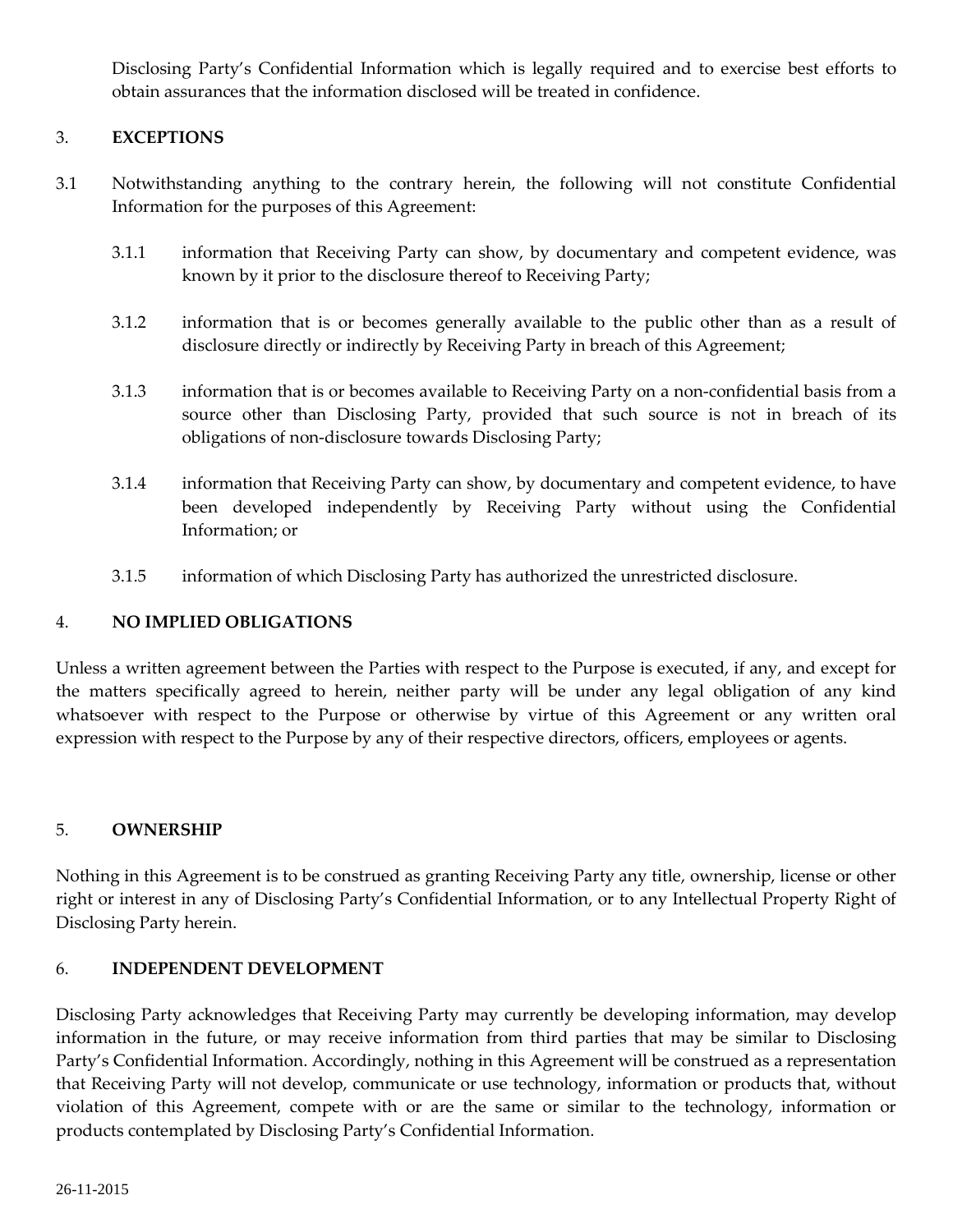Disclosing Party's Confidential Information which is legally required and to exercise best efforts to obtain assurances that the information disclosed will be treated in confidence.

## 3. EXCEPTIONS

3.1 Notwithstanding anything to the contrary herein, the following will not constitute Confidential Information for the purposes of this Agreement:

3.1.1 information that Receiving Party can show, by documentary and competent evidence, was known by it prior to the disclosure thereof to Receiving Party;

3.1.2 information that is or becomes generally available to the public other than as a result of disclosure directly or indirectly by Receiving Party in breach of this Agreement;

3.1.3 information that is or becomes available to Receiving Party on a non-confidential basis from a source other than Disclosing Party, provided that such source is not in breach of its obligations of non-disclosure towards Disclosing Party;

3.1.4 information that Receiving Party can show, by documentary and competent evidence, to have been developed independently by Receiving Party without using the Confidential Information; or

3.1.5 information of which Disclosing Party has authorized the unrestricted disclosure.

## 4. NO IMPLIED OBLIGATIONS

Unless a written agreement between the Parties with respect to the Purpose is executed, if any, and except for the matters specifically agreed to herein, neither party will be under any legal obligation of any kind whatsoever with respect to the Purpose or otherwise by virtue of this Agreement or any written oral expression with respect to the Purpose by any of their respective directors, officers, employees or agents.

## 5. OWNERSHIP

Nothing in this Agreement is to be construed as granting Receiving Party any title, ownership, license or other right or interest in any of Disclosing Party's Confidential Information, or to any Intellectual Property Right of Disclosing Party herein.

## 6. INDEPENDENT DEVELOPMENT

Disclosing Party acknowledges that Receiving Party may currently be developing information, may develop information in the future, or may receive information from third parties that may be similar to Disclosing Party's Confidential Information. Accordingly, nothing in this Agreement will be construed as a representation that Receiving Party will not develop, communicate or use technology, information or products that, without violation of this Agreement, compete with or are the same or similar to the technology, information or products contemplated by Disclosing Party's Confidential Information.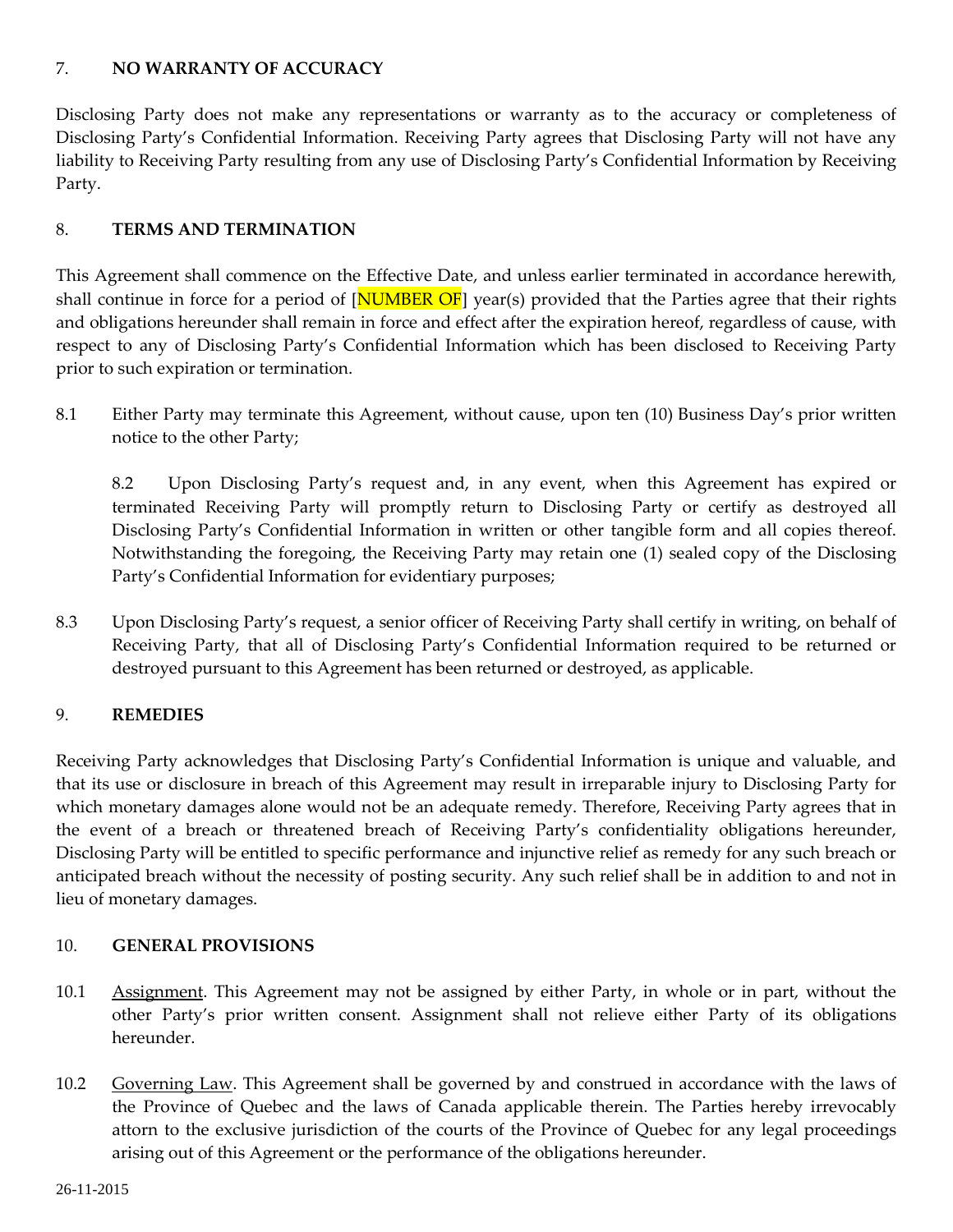## 7. NO WARRANTY OF ACCURACY

Disclosing Party does not make any representations or warranty as to the accuracy or completeness of Disclosing Party's Confidential Information. Receiving Party agrees that Disclosing Party will not have any liability to Receiving Party resulting from any use of Disclosing Party's Confidential Information by Receiving Party.

## 8. TERMS AND TERMINATION

This Agreement shall commence on the Effective Date, and unless earlier terminated in accordance herewith, shall continue in force for a period of [NUMBER OF] year(s) provided that the Parties agree that their rights and obligations hereunder shall remain in force and effect after the expiration hereof, regardless of cause, with respect to any of Disclosing Party's Confidential Information which has been disclosed to Receiving Party prior to such expiration or termination.

8.1 Either Party may terminate this Agreement, without cause, upon ten (10) Business Day's prior written notice to the other Party;

8.2 Upon Disclosing Party's request and, in any event, when this Agreement has expired or terminated Receiving Party will promptly return to Disclosing Party or certify as destroyed all Disclosing Party's Confidential Information in written or other tangible form and all copies thereof. Notwithstanding the foregoing, the Receiving Party may retain one (1) sealed copy of the Disclosing Party's Confidential Information for evidentiary purposes;

8.3 Upon Disclosing Party's request, a senior officer of Receiving Party shall certify in writing, on behalf of Receiving Party, that all of Disclosing Party's Confidential Information required to be returned or destroyed pursuant to this Agreement has been returned or destroyed, as applicable.

## 9. REMEDIES

Receiving Party acknowledges that Disclosing Party's Confidential Information is unique and valuable, and that its use or disclosure in breach of this Agreement may result in irreparable injury to Disclosing Party for which monetary damages alone would not be an adequate remedy. Therefore, Receiving Party agrees that in the event of a breach or threatened breach of Receiving Party's confidentiality obligations hereunder, Disclosing Party will be entitled to specific performance and injunctive relief as remedy for any such breach or anticipated breach without the necessity of posting security. Any such relief shall be in addition to and not in lieu of monetary damages.

## 10. GENERAL PROVISIONS

10.1 Assignment. This Agreement may not be assigned by either Party, in whole or in part, without the other Party's prior written consent. Assignment shall not relieve either Party of its obligations hereunder.

10.2 Governing Law. This Agreement shall be governed by and construed in accordance with the laws of the Province of Quebec and the laws of Canada applicable therein. The Parties hereby irrevocably attorn to the exclusive jurisdiction of the courts of the Province of Quebec for any legal proceedings arising out of this Agreement or the performance of the obligations hereunder.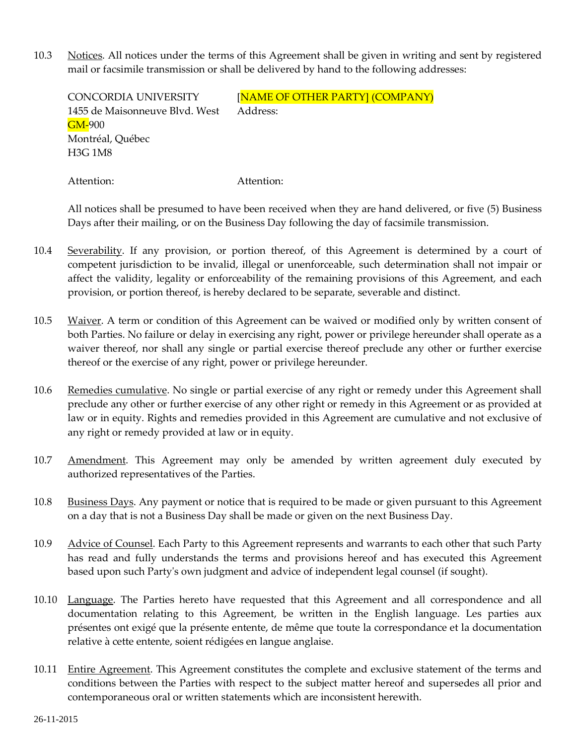10.3 Notices. All notices under the terms of this Agreement shall be given in writing and sent by registered mail or facsimile transmission or shall be delivered by hand to the following addresses:

| | |
|---|---|
| CONCORDIA UNIVERSITY | [NAME OF OTHER PARTY] (COMPANY) |
| 1455 de Maisonneuve Blvd. West | Address: |
| GM-900 | |
| Montréal, Québec | |
| H3G 1M8 | |
| | |
| Attention: | Attention: |

All notices shall be presumed to have been received when they are hand delivered, or five (5) Business Days after their mailing, or on the Business Day following the day of facsimile transmission.

10.4 Severability. If any provision, or portion thereof, of this Agreement is determined by a court of competent jurisdiction to be invalid, illegal or unenforceable, such determination shall not impair or affect the validity, legality or enforceability of the remaining provisions of this Agreement, and each provision, or portion thereof, is hereby declared to be separate, severable and distinct.

10.5 Waiver. A term or condition of this Agreement can be waived or modified only by written consent of both Parties. No failure or delay in exercising any right, power or privilege hereunder shall operate as a waiver thereof, nor shall any single or partial exercise thereof preclude any other or further exercise thereof or the exercise of any right, power or privilege hereunder.

10.6 Remedies cumulative. No single or partial exercise of any right or remedy under this Agreement shall preclude any other or further exercise of any other right or remedy in this Agreement or as provided at law or in equity. Rights and remedies provided in this Agreement are cumulative and not exclusive of any right or remedy provided at law or in equity.

10.7 Amendment. This Agreement may only be amended by written agreement duly executed by authorized representatives of the Parties.

10.8 Business Days. Any payment or notice that is required to be made or given pursuant to this Agreement on a day that is not a Business Day shall be made or given on the next Business Day.

10.9 Advice of Counsel. Each Party to this Agreement represents and warrants to each other that such Party has read and fully understands the terms and provisions hereof and has executed this Agreement based upon such Party's own judgment and advice of independent legal counsel (if sought).

10.10 Language. The Parties hereto have requested that this Agreement and all correspondence and all documentation relating to this Agreement, be written in the English language. Les parties aux présentes ont exigé que la présente entente, de même que toute la correspondance et la documentation relative à cette entente, soient rédigées en langue anglaise.

10.11 Entire Agreement. This Agreement constitutes the complete and exclusive statement of the terms and conditions between the Parties with respect to the subject matter hereof and supersedes all prior and contemporaneous oral or written statements which are inconsistent herewith.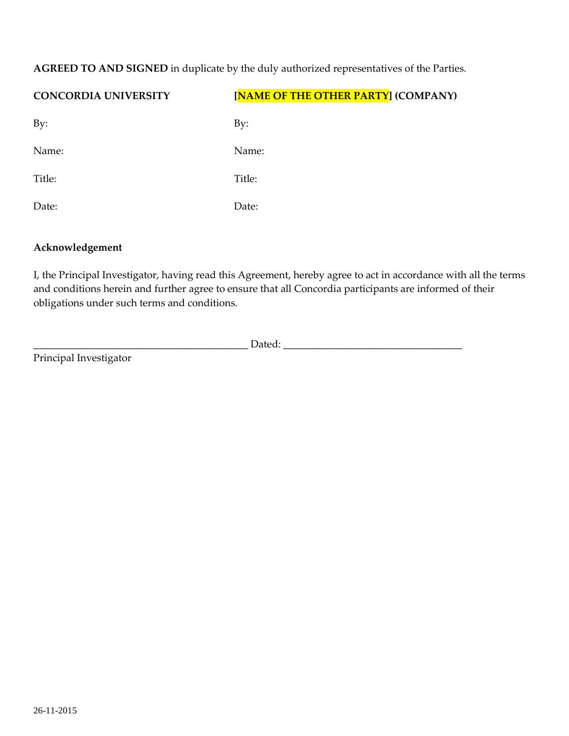**AGREED TO AND SIGNED** in duplicate by the duly authorized representatives of the Parties.

| **CONCORDIA UNIVERSITY** | **[NAME OF THE OTHER PARTY] (COMPANY)** |
|---|---|
| By: | By: |
| Name: | Name: |
| Title: | Title: |
| Date: | Date: |

**Acknowledgement**

I, the Principal Investigator, having read this Agreement, hereby agree to act in accordance with all the terms and conditions herein and further agree to ensure that all Concordia participants are informed of their obligations under such terms and conditions.

_________________________________________ Dated: __________________________________

Principal Investigator

26-11-2015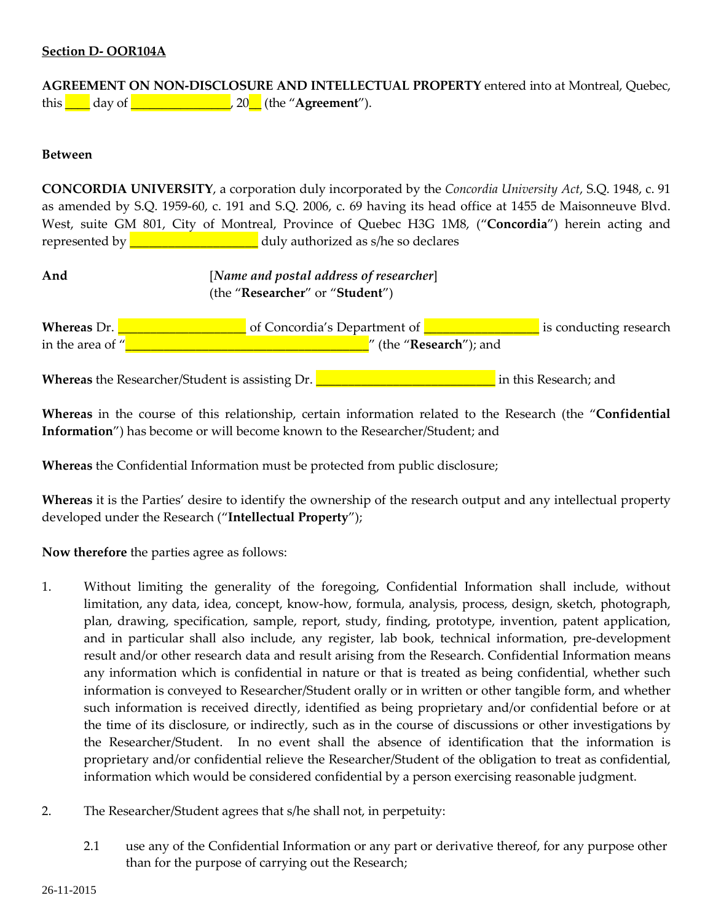**Section D- OOR104A**

**AGREEMENT ON NON-DISCLOSURE AND INTELLECTUAL PROPERTY** entered into at Montreal, Quebec, this ____ day of ________________, 20__ (the "**Agreement**").

**Between**

**CONCORDIA UNIVERSITY**, a corporation duly incorporated by the *Concordia University Act*, S.Q. 1948, c. 91 as amended by S.Q. 1959-60, c. 191 and S.Q. 2006, c. 69 having its head office at 1455 de Maisonneuve Blvd. West, suite GM 801, City of Montreal, Province of Quebec H3G 1M8, ("**Concordia**") herein acting and represented by ____________________ duly authorized as s/he so declares

**And** [*Name and postal address of researcher*]
(the "**Researcher**" or "**Student**")

**Whereas** Dr. ____________________ of Concordia's Department of _________________ is conducting research in the area of "_____________________________________" (the "**Research**"); and

**Whereas** the Researcher/Student is assisting Dr. ____________________________ in this Research; and

**Whereas** in the course of this relationship, certain information related to the Research (the "**Confidential Information**") has become or will become known to the Researcher/Student; and

**Whereas** the Confidential Information must be protected from public disclosure;

**Whereas** it is the Parties' desire to identify the ownership of the research output and any intellectual property developed under the Research ("**Intellectual Property**");

**Now therefore** the parties agree as follows:

1. Without limiting the generality of the foregoing, Confidential Information shall include, without limitation, any data, idea, concept, know-how, formula, analysis, process, design, sketch, photograph, plan, drawing, specification, sample, report, study, finding, prototype, invention, patent application, and in particular shall also include, any register, lab book, technical information, pre-development result and/or other research data and result arising from the Research. Confidential Information means any information which is confidential in nature or that is treated as being confidential, whether such information is conveyed to Researcher/Student orally or in written or other tangible form, and whether such information is received directly, identified as being proprietary and/or confidential before or at the time of its disclosure, or indirectly, such as in the course of discussions or other investigations by the Researcher/Student. In no event shall the absence of identification that the information is proprietary and/or confidential relieve the Researcher/Student of the obligation to treat as confidential, information which would be considered confidential by a person exercising reasonable judgment.

2. The Researcher/Student agrees that s/he shall not, in perpetuity:

   2.1 use any of the Confidential Information or any part or derivative thereof, for any purpose other than for the purpose of carrying out the Research;

26-11-2015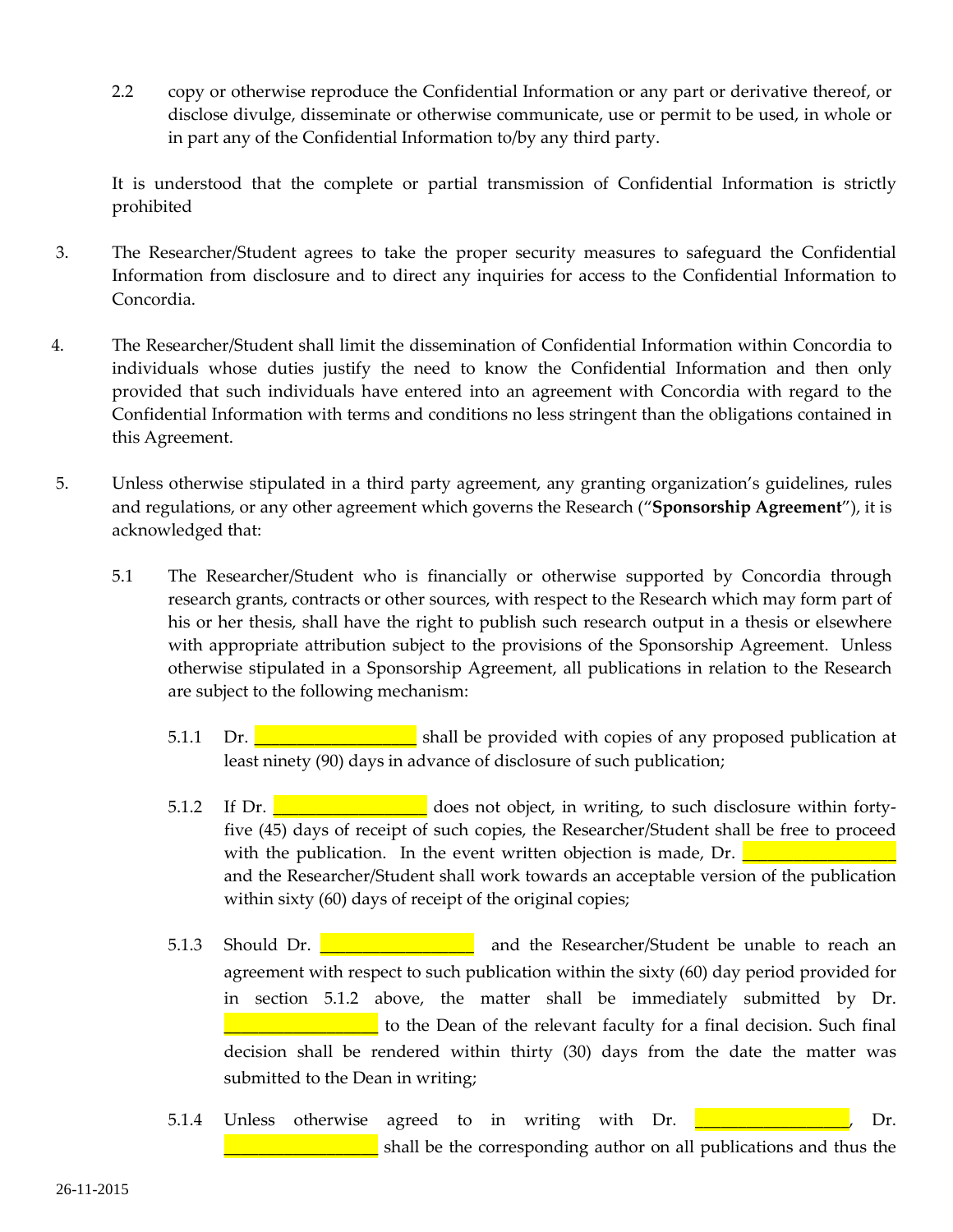2.2 copy or otherwise reproduce the Confidential Information or any part or derivative thereof, or disclose divulge, disseminate or otherwise communicate, use or permit to be used, in whole or in part any of the Confidential Information to/by any third party.

It is understood that the complete or partial transmission of Confidential Information is strictly prohibited

3. The Researcher/Student agrees to take the proper security measures to safeguard the Confidential Information from disclosure and to direct any inquiries for access to the Confidential Information to Concordia.

4. The Researcher/Student shall limit the dissemination of Confidential Information within Concordia to individuals whose duties justify the need to know the Confidential Information and then only provided that such individuals have entered into an agreement with Concordia with regard to the Confidential Information with terms and conditions no less stringent than the obligations contained in this Agreement.

5. Unless otherwise stipulated in a third party agreement, any granting organization's guidelines, rules and regulations, or any other agreement which governs the Research ("**Sponsorship Agreement**"), it is acknowledged that:

5.1 The Researcher/Student who is financially or otherwise supported by Concordia through research grants, contracts or other sources, with respect to the Research which may form part of his or her thesis, shall have the right to publish such research output in a thesis or elsewhere with appropriate attribution subject to the provisions of the Sponsorship Agreement. Unless otherwise stipulated in a Sponsorship Agreement, all publications in relation to the Research are subject to the following mechanism:

5.1.1 Dr. ________________ shall be provided with copies of any proposed publication at least ninety (90) days in advance of disclosure of such publication;

5.1.2 If Dr. ________________ does not object, in writing, to such disclosure within forty-five (45) days of receipt of such copies, the Researcher/Student shall be free to proceed with the publication. In the event written objection is made, Dr. ________________ and the Researcher/Student shall work towards an acceptable version of the publication within sixty (60) days of receipt of the original copies;

5.1.3 Should Dr. ________________ and the Researcher/Student be unable to reach an agreement with respect to such publication within the sixty (60) day period provided for in section 5.1.2 above, the matter shall be immediately submitted by Dr. ________________ to the Dean of the relevant faculty for a final decision. Such final decision shall be rendered within thirty (30) days from the date the matter was submitted to the Dean in writing;

5.1.4 Unless otherwise agreed to in writing with Dr. ________________, Dr. ________________ shall be the corresponding author on all publications and thus the

26-11-2015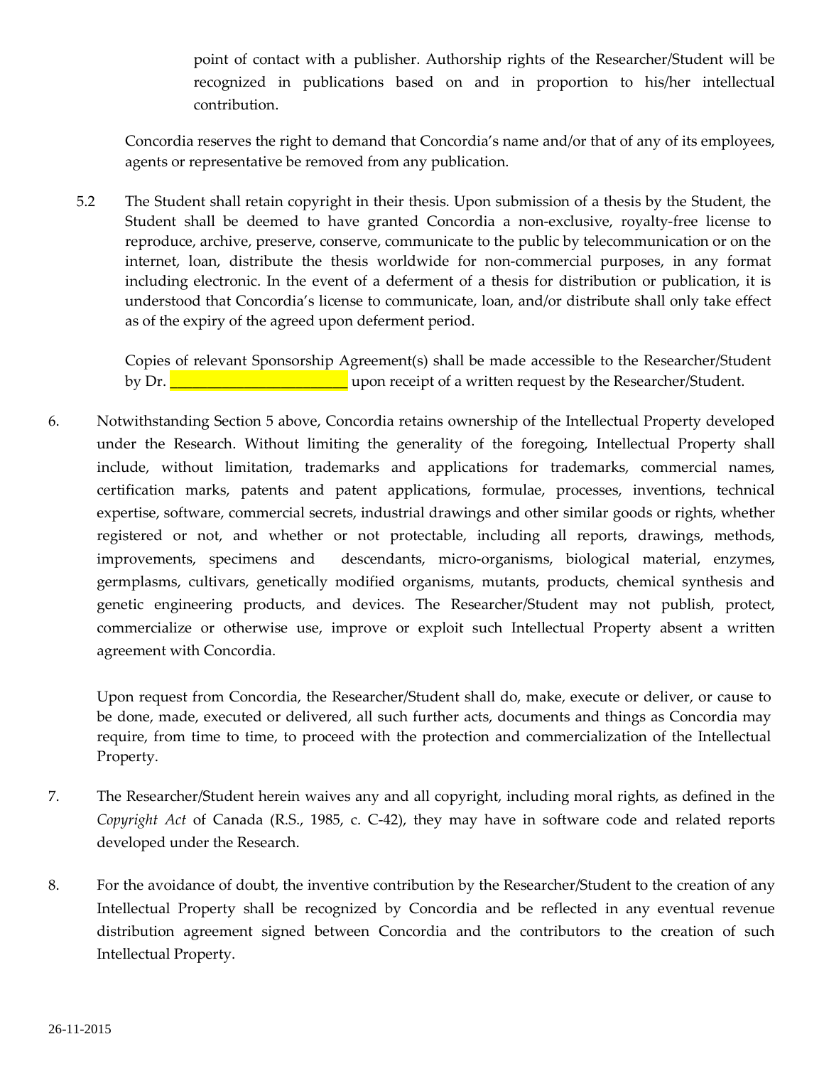point of contact with a publisher. Authorship rights of the Researcher/Student will be recognized in publications based on and in proportion to his/her intellectual contribution.

Concordia reserves the right to demand that Concordia's name and/or that of any of its employees, agents or representative be removed from any publication.

5.2 The Student shall retain copyright in their thesis. Upon submission of a thesis by the Student, the Student shall be deemed to have granted Concordia a non-exclusive, royalty-free license to reproduce, archive, preserve, conserve, communicate to the public by telecommunication or on the internet, loan, distribute the thesis worldwide for non-commercial purposes, in any format including electronic. In the event of a deferment of a thesis for distribution or publication, it is understood that Concordia's license to communicate, loan, and/or distribute shall only take effect as of the expiry of the agreed upon deferment period.

Copies of relevant Sponsorship Agreement(s) shall be made accessible to the Researcher/Student by Dr. ________________________ upon receipt of a written request by the Researcher/Student.

6. Notwithstanding Section 5 above, Concordia retains ownership of the Intellectual Property developed under the Research. Without limiting the generality of the foregoing, Intellectual Property shall include, without limitation, trademarks and applications for trademarks, commercial names, certification marks, patents and patent applications, formulae, processes, inventions, technical expertise, software, commercial secrets, industrial drawings and other similar goods or rights, whether registered or not, and whether or not protectable, including all reports, drawings, methods, improvements, specimens and descendants, micro-organisms, biological material, enzymes, germplasms, cultivars, genetically modified organisms, mutants, products, chemical synthesis and genetic engineering products, and devices. The Researcher/Student may not publish, protect, commercialize or otherwise use, improve or exploit such Intellectual Property absent a written agreement with Concordia.

Upon request from Concordia, the Researcher/Student shall do, make, execute or deliver, or cause to be done, made, executed or delivered, all such further acts, documents and things as Concordia may require, from time to time, to proceed with the protection and commercialization of the Intellectual Property.

7. The Researcher/Student herein waives any and all copyright, including moral rights, as defined in the *Copyright Act* of Canada (R.S., 1985, c. C-42), they may have in software code and related reports developed under the Research.

8. For the avoidance of doubt, the inventive contribution by the Researcher/Student to the creation of any Intellectual Property shall be recognized by Concordia and be reflected in any eventual revenue distribution agreement signed between Concordia and the contributors to the creation of such Intellectual Property.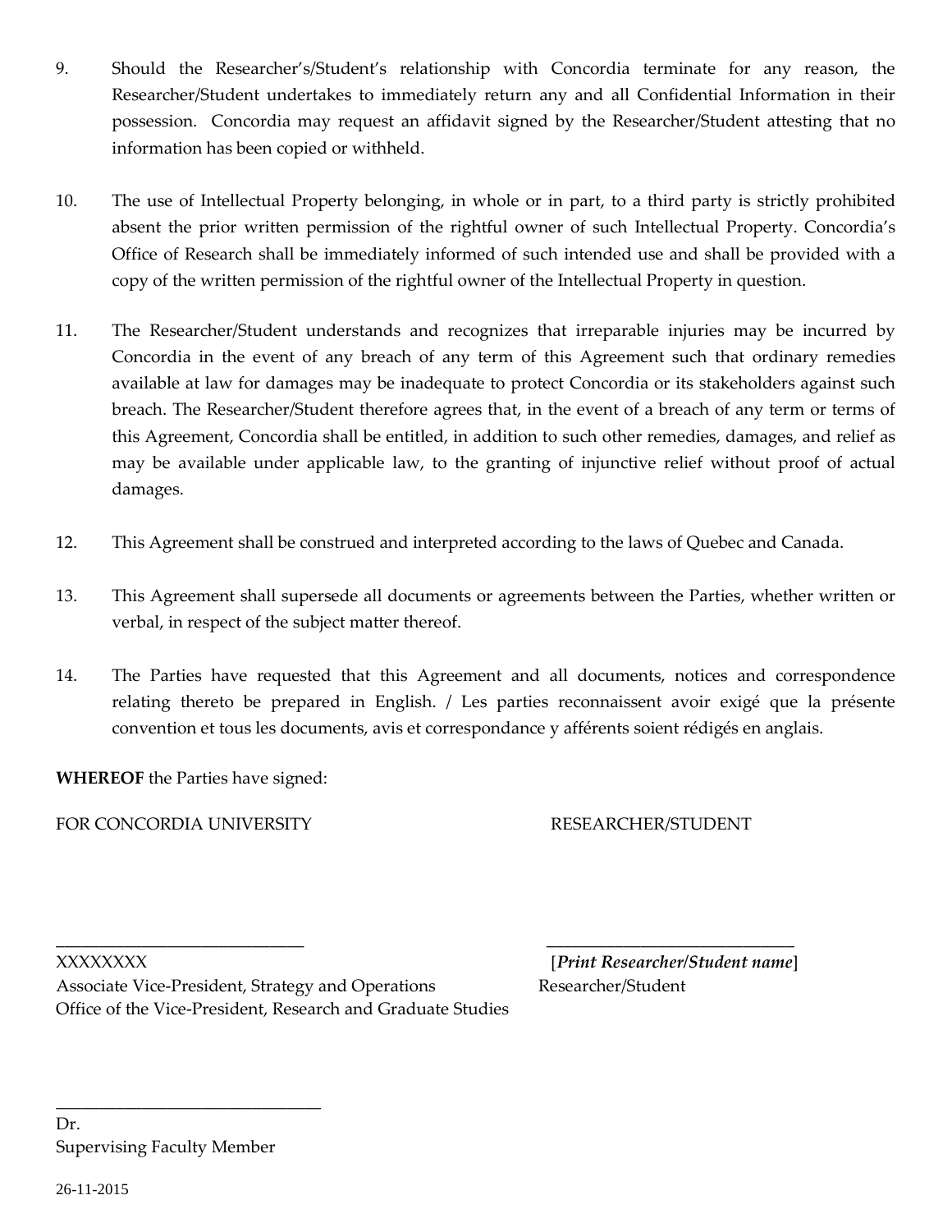9. Should the Researcher's/Student's relationship with Concordia terminate for any reason, the Researcher/Student undertakes to immediately return any and all Confidential Information in their possession. Concordia may request an affidavit signed by the Researcher/Student attesting that no information has been copied or withheld.

10. The use of Intellectual Property belonging, in whole or in part, to a third party is strictly prohibited absent the prior written permission of the rightful owner of such Intellectual Property. Concordia's Office of Research shall be immediately informed of such intended use and shall be provided with a copy of the written permission of the rightful owner of the Intellectual Property in question.

11. The Researcher/Student understands and recognizes that irreparable injuries may be incurred by Concordia in the event of any breach of any term of this Agreement such that ordinary remedies available at law for damages may be inadequate to protect Concordia or its stakeholders against such breach. The Researcher/Student therefore agrees that, in the event of a breach of any term or terms of this Agreement, Concordia shall be entitled, in addition to such other remedies, damages, and relief as may be available under applicable law, to the granting of injunctive relief without proof of actual damages.

12. This Agreement shall be construed and interpreted according to the laws of Quebec and Canada.

13. This Agreement shall supersede all documents or agreements between the Parties, whether written or verbal, in respect of the subject matter thereof.

14. The Parties have requested that this Agreement and all documents, notices and correspondence relating thereto be prepared in English. / Les parties reconnaissent avoir exigé que la présente convention et tous les documents, avis et correspondance y afférents soient rédigés en anglais.

**WHEREOF** the Parties have signed:

FOR CONCORDIA UNIVERSITY

_____________________________

XXXXXXXX
Associate Vice-President, Strategy and Operations
Office of the Vice-President, Research and Graduate Studies

RESEARCHER/STUDENT

_____________________________

[***Print Researcher/Student name***]
Researcher/Student

_______________________________

Dr.
Supervising Faculty Member

26-11-2015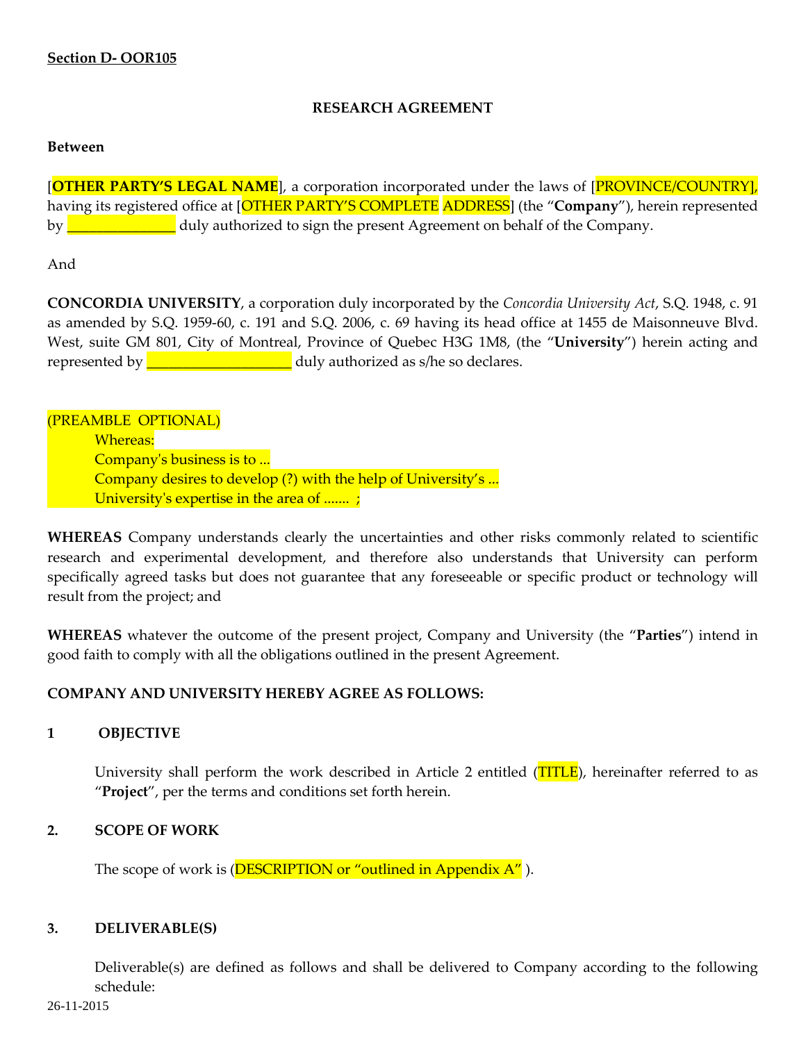**Section D- OOR105**

**RESEARCH AGREEMENT**

**Between**

[**OTHER PARTY'S LEGAL NAME**], a corporation incorporated under the laws of [PROVINCE/COUNTRY], having its registered office at [OTHER PARTY'S COMPLETE ADDRESS] (the "**Company**"), herein represented by _______________ duly authorized to sign the present Agreement on behalf of the Company.

And

**CONCORDIA UNIVERSITY**, a corporation duly incorporated by the *Concordia University Act*, S.Q. 1948, c. 91 as amended by S.Q. 1959-60, c. 191 and S.Q. 2006, c. 69 having its head office at 1455 de Maisonneuve Blvd. West, suite GM 801, City of Montreal, Province of Quebec H3G 1M8, (the "**University**") herein acting and represented by ____________________ duly authorized as s/he so declares.

(PREAMBLE OPTIONAL)

Whereas:

Company's business is to ...

Company desires to develop (?) with the help of University's ...

University's expertise in the area of ....... ;

**WHEREAS** Company understands clearly the uncertainties and other risks commonly related to scientific research and experimental development, and therefore also understands that University can perform specifically agreed tasks but does not guarantee that any foreseeable or specific product or technology will result from the project; and

**WHEREAS** whatever the outcome of the present project, Company and University (the "**Parties**") intend in good faith to comply with all the obligations outlined in the present Agreement.

**COMPANY AND UNIVERSITY HEREBY AGREE AS FOLLOWS:**

## 1 OBJECTIVE

University shall perform the work described in Article 2 entitled (TITLE), hereinafter referred to as "**Project**", per the terms and conditions set forth herein.

## 2. SCOPE OF WORK

The scope of work is (DESCRIPTION or "outlined in Appendix A" ).

## 3. DELIVERABLE(S)

Deliverable(s) are defined as follows and shall be delivered to Company according to the following schedule: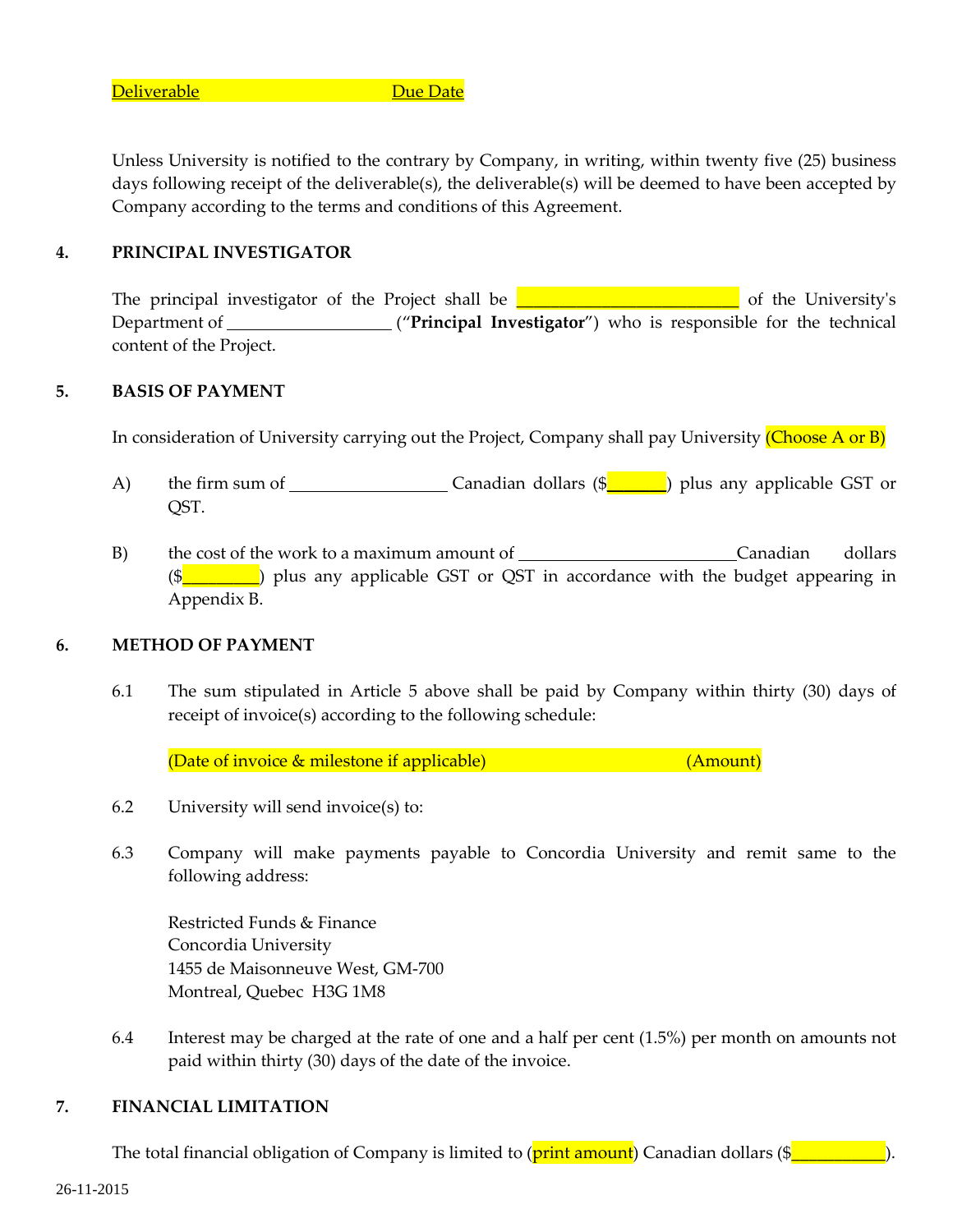Deliverable Due Date

Unless University is notified to the contrary by Company, in writing, within twenty five (25) business days following receipt of the deliverable(s), the deliverable(s) will be deemed to have been accepted by Company according to the terms and conditions of this Agreement.

## 4. PRINCIPAL INVESTIGATOR

The principal investigator of the Project shall be ________________________ of the University's Department of __________________ ("**Principal Investigator**") who is responsible for the technical content of the Project.

## 5. BASIS OF PAYMENT

In consideration of University carrying out the Project, Company shall pay University (Choose A or B)

A) the firm sum of _________________ Canadian dollars ($______) plus any applicable GST or QST.

B) the cost of the work to a maximum amount of ________________________Canadian dollars ($________) plus any applicable GST or QST in accordance with the budget appearing in Appendix B.

## 6. METHOD OF PAYMENT

6.1 The sum stipulated in Article 5 above shall be paid by Company within thirty (30) days of receipt of invoice(s) according to the following schedule:

(Date of invoice & milestone if applicable) (Amount)

6.2 University will send invoice(s) to:

6.3 Company will make payments payable to Concordia University and remit same to the following address:

Restricted Funds & Finance
Concordia University
1455 de Maisonneuve West, GM-700
Montreal, Quebec H3G 1M8

6.4 Interest may be charged at the rate of one and a half per cent (1.5%) per month on amounts not paid within thirty (30) days of the date of the invoice.

## 7. FINANCIAL LIMITATION

The total financial obligation of Company is limited to (print amount) Canadian dollars ($__________).

26-11-2015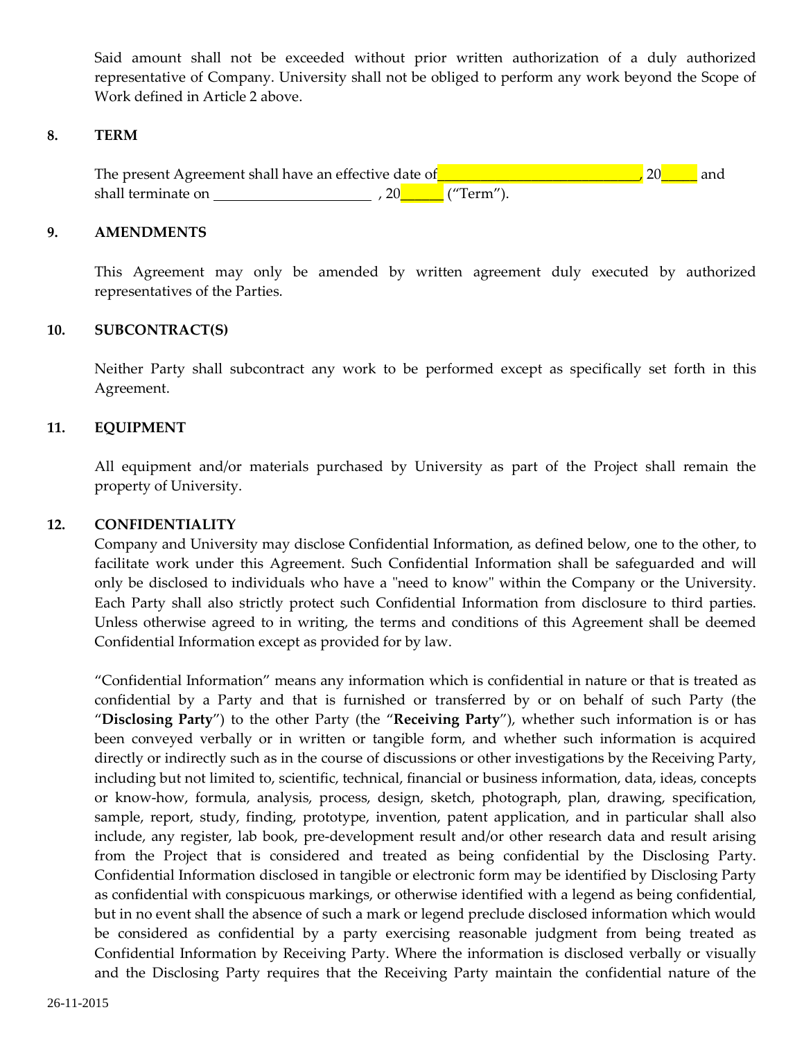Said amount shall not be exceeded without prior written authorization of a duly authorized representative of Company. University shall not be obliged to perform any work beyond the Scope of Work defined in Article 2 above.

## 8. TERM

The present Agreement shall have an effective date of____________________________, 20_____ and shall terminate on ______________________ , 20______ ("Term").

## 9. AMENDMENTS

This Agreement may only be amended by written agreement duly executed by authorized representatives of the Parties.

## 10. SUBCONTRACT(S)

Neither Party shall subcontract any work to be performed except as specifically set forth in this Agreement.

## 11. EQUIPMENT

All equipment and/or materials purchased by University as part of the Project shall remain the property of University.

## 12. CONFIDENTIALITY

Company and University may disclose Confidential Information, as defined below, one to the other, to facilitate work under this Agreement. Such Confidential Information shall be safeguarded and will only be disclosed to individuals who have a "need to know" within the Company or the University. Each Party shall also strictly protect such Confidential Information from disclosure to third parties. Unless otherwise agreed to in writing, the terms and conditions of this Agreement shall be deemed Confidential Information except as provided for by law.

"Confidential Information" means any information which is confidential in nature or that is treated as confidential by a Party and that is furnished or transferred by or on behalf of such Party (the "**Disclosing Party**") to the other Party (the "**Receiving Party**"), whether such information is or has been conveyed verbally or in written or tangible form, and whether such information is acquired directly or indirectly such as in the course of discussions or other investigations by the Receiving Party, including but not limited to, scientific, technical, financial or business information, data, ideas, concepts or know-how, formula, analysis, process, design, sketch, photograph, plan, drawing, specification, sample, report, study, finding, prototype, invention, patent application, and in particular shall also include, any register, lab book, pre-development result and/or other research data and result arising from the Project that is considered and treated as being confidential by the Disclosing Party. Confidential Information disclosed in tangible or electronic form may be identified by Disclosing Party as confidential with conspicuous markings, or otherwise identified with a legend as being confidential, but in no event shall the absence of such a mark or legend preclude disclosed information which would be considered as confidential by a party exercising reasonable judgment from being treated as Confidential Information by Receiving Party. Where the information is disclosed verbally or visually and the Disclosing Party requires that the Receiving Party maintain the confidential nature of the

26-11-2015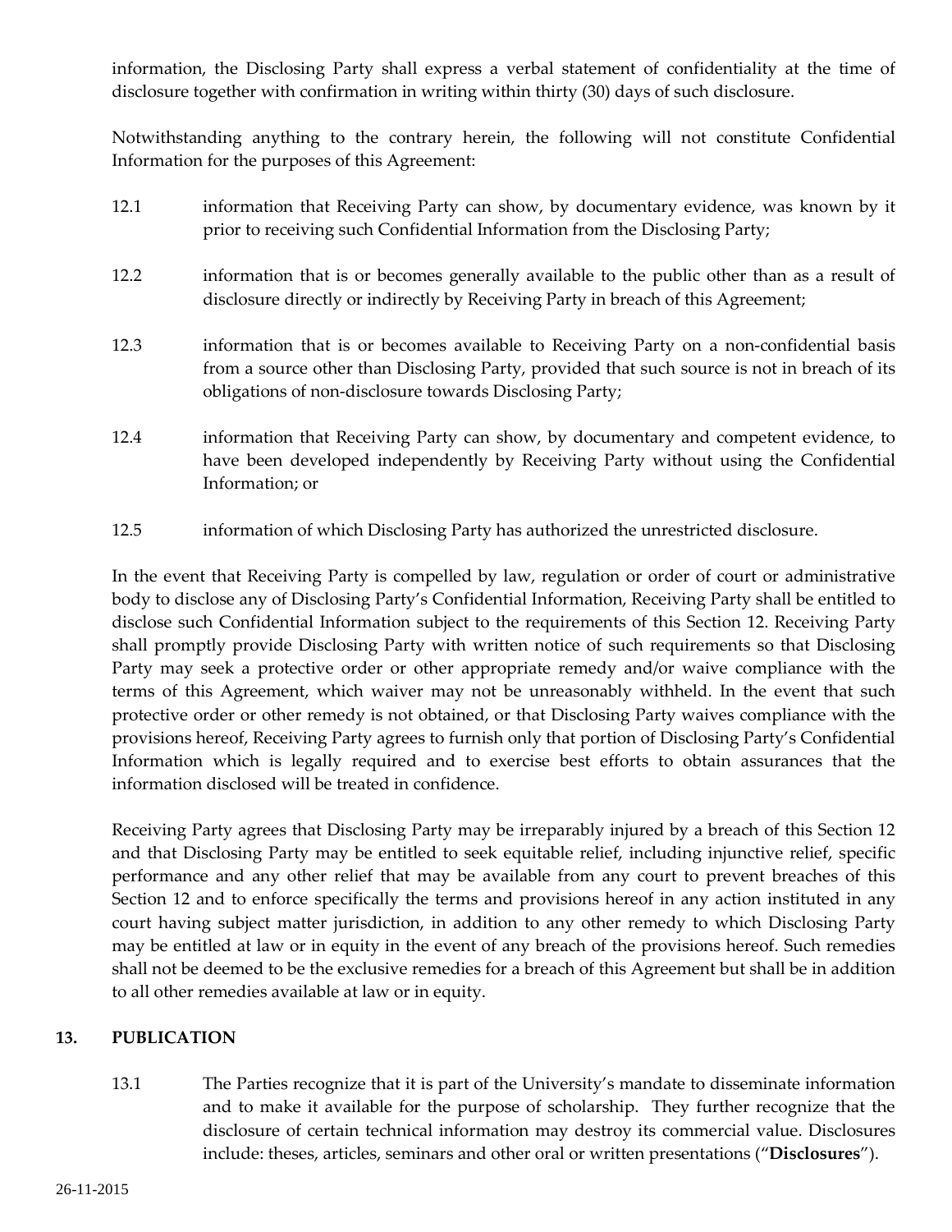information, the Disclosing Party shall express a verbal statement of confidentiality at the time of disclosure together with confirmation in writing within thirty (30) days of such disclosure.

Notwithstanding anything to the contrary herein, the following will not constitute Confidential Information for the purposes of this Agreement:

12.1 information that Receiving Party can show, by documentary evidence, was known by it prior to receiving such Confidential Information from the Disclosing Party;

12.2 information that is or becomes generally available to the public other than as a result of disclosure directly or indirectly by Receiving Party in breach of this Agreement;

12.3 information that is or becomes available to Receiving Party on a non-confidential basis from a source other than Disclosing Party, provided that such source is not in breach of its obligations of non-disclosure towards Disclosing Party;

12.4 information that Receiving Party can show, by documentary and competent evidence, to have been developed independently by Receiving Party without using the Confidential Information; or

12.5 information of which Disclosing Party has authorized the unrestricted disclosure.

In the event that Receiving Party is compelled by law, regulation or order of court or administrative body to disclose any of Disclosing Party's Confidential Information, Receiving Party shall be entitled to disclose such Confidential Information subject to the requirements of this Section 12. Receiving Party shall promptly provide Disclosing Party with written notice of such requirements so that Disclosing Party may seek a protective order or other appropriate remedy and/or waive compliance with the terms of this Agreement, which waiver may not be unreasonably withheld. In the event that such protective order or other remedy is not obtained, or that Disclosing Party waives compliance with the provisions hereof, Receiving Party agrees to furnish only that portion of Disclosing Party's Confidential Information which is legally required and to exercise best efforts to obtain assurances that the information disclosed will be treated in confidence.

Receiving Party agrees that Disclosing Party may be irreparably injured by a breach of this Section 12 and that Disclosing Party may be entitled to seek equitable relief, including injunctive relief, specific performance and any other relief that may be available from any court to prevent breaches of this Section 12 and to enforce specifically the terms and provisions hereof in any action instituted in any court having subject matter jurisdiction, in addition to any other remedy to which Disclosing Party may be entitled at law or in equity in the event of any breach of the provisions hereof. Such remedies shall not be deemed to be the exclusive remedies for a breach of this Agreement but shall be in addition to all other remedies available at law or in equity.

## 13. PUBLICATION

13.1 The Parties recognize that it is part of the University's mandate to disseminate information and to make it available for the purpose of scholarship. They further recognize that the disclosure of certain technical information may destroy its commercial value. Disclosures include: theses, articles, seminars and other oral or written presentations ("**Disclosures**").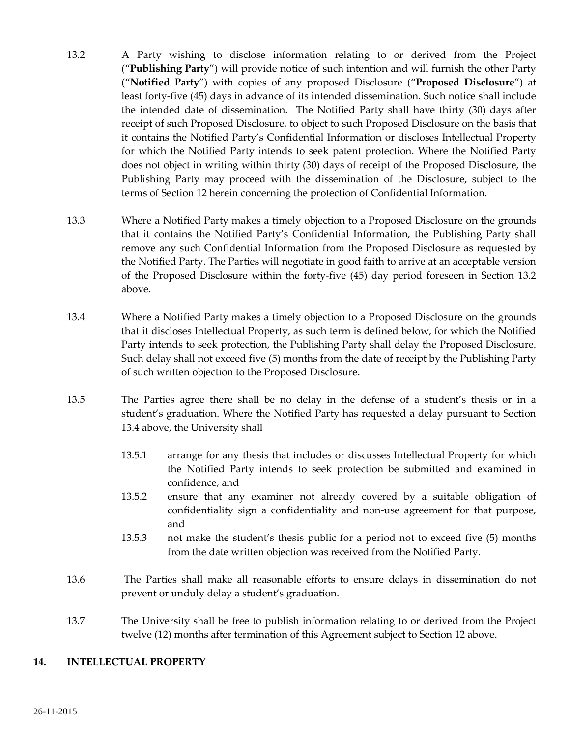13.2 A Party wishing to disclose information relating to or derived from the Project ("**Publishing Party**") will provide notice of such intention and will furnish the other Party ("**Notified Party**") with copies of any proposed Disclosure ("**Proposed Disclosure**") at least forty-five (45) days in advance of its intended dissemination. Such notice shall include the intended date of dissemination. The Notified Party shall have thirty (30) days after receipt of such Proposed Disclosure, to object to such Proposed Disclosure on the basis that it contains the Notified Party's Confidential Information or discloses Intellectual Property for which the Notified Party intends to seek patent protection. Where the Notified Party does not object in writing within thirty (30) days of receipt of the Proposed Disclosure, the Publishing Party may proceed with the dissemination of the Disclosure, subject to the terms of Section 12 herein concerning the protection of Confidential Information.

13.3 Where a Notified Party makes a timely objection to a Proposed Disclosure on the grounds that it contains the Notified Party's Confidential Information, the Publishing Party shall remove any such Confidential Information from the Proposed Disclosure as requested by the Notified Party. The Parties will negotiate in good faith to arrive at an acceptable version of the Proposed Disclosure within the forty-five (45) day period foreseen in Section 13.2 above.

13.4 Where a Notified Party makes a timely objection to a Proposed Disclosure on the grounds that it discloses Intellectual Property, as such term is defined below, for which the Notified Party intends to seek protection, the Publishing Party shall delay the Proposed Disclosure. Such delay shall not exceed five (5) months from the date of receipt by the Publishing Party of such written objection to the Proposed Disclosure.

13.5 The Parties agree there shall be no delay in the defense of a student's thesis or in a student's graduation. Where the Notified Party has requested a delay pursuant to Section 13.4 above, the University shall

13.5.1 arrange for any thesis that includes or discusses Intellectual Property for which the Notified Party intends to seek protection be submitted and examined in confidence, and

13.5.2 ensure that any examiner not already covered by a suitable obligation of confidentiality sign a confidentiality and non-use agreement for that purpose, and

13.5.3 not make the student's thesis public for a period not to exceed five (5) months from the date written objection was received from the Notified Party.

13.6 The Parties shall make all reasonable efforts to ensure delays in dissemination do not prevent or unduly delay a student's graduation.

13.7 The University shall be free to publish information relating to or derived from the Project twelve (12) months after termination of this Agreement subject to Section 12 above.

## 14. INTELLECTUAL PROPERTY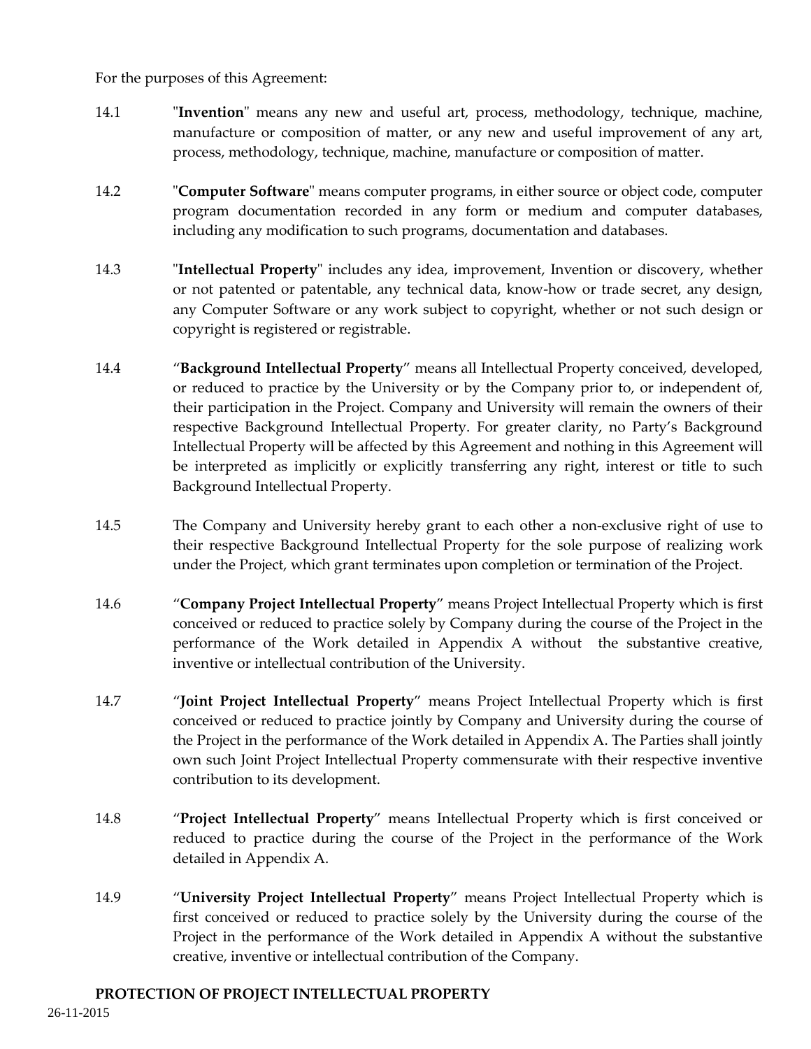For the purposes of this Agreement:

14.1 "**Invention**" means any new and useful art, process, methodology, technique, machine, manufacture or composition of matter, or any new and useful improvement of any art, process, methodology, technique, machine, manufacture or composition of matter.

14.2 "**Computer Software**" means computer programs, in either source or object code, computer program documentation recorded in any form or medium and computer databases, including any modification to such programs, documentation and databases.

14.3 "**Intellectual Property**" includes any idea, improvement, Invention or discovery, whether or not patented or patentable, any technical data, know-how or trade secret, any design, any Computer Software or any work subject to copyright, whether or not such design or copyright is registered or registrable.

14.4 "**Background Intellectual Property**" means all Intellectual Property conceived, developed, or reduced to practice by the University or by the Company prior to, or independent of, their participation in the Project. Company and University will remain the owners of their respective Background Intellectual Property. For greater clarity, no Party's Background Intellectual Property will be affected by this Agreement and nothing in this Agreement will be interpreted as implicitly or explicitly transferring any right, interest or title to such Background Intellectual Property.

14.5 The Company and University hereby grant to each other a non-exclusive right of use to their respective Background Intellectual Property for the sole purpose of realizing work under the Project, which grant terminates upon completion or termination of the Project.

14.6 "**Company Project Intellectual Property**" means Project Intellectual Property which is first conceived or reduced to practice solely by Company during the course of the Project in the performance of the Work detailed in Appendix A without the substantive creative, inventive or intellectual contribution of the University.

14.7 "**Joint Project Intellectual Property**" means Project Intellectual Property which is first conceived or reduced to practice jointly by Company and University during the course of the Project in the performance of the Work detailed in Appendix A. The Parties shall jointly own such Joint Project Intellectual Property commensurate with their respective inventive contribution to its development.

14.8 "**Project Intellectual Property**" means Intellectual Property which is first conceived or reduced to practice during the course of the Project in the performance of the Work detailed in Appendix A.

14.9 "**University Project Intellectual Property**" means Project Intellectual Property which is first conceived or reduced to practice solely by the University during the course of the Project in the performance of the Work detailed in Appendix A without the substantive creative, inventive or intellectual contribution of the Company.

**PROTECTION OF PROJECT INTELLECTUAL PROPERTY**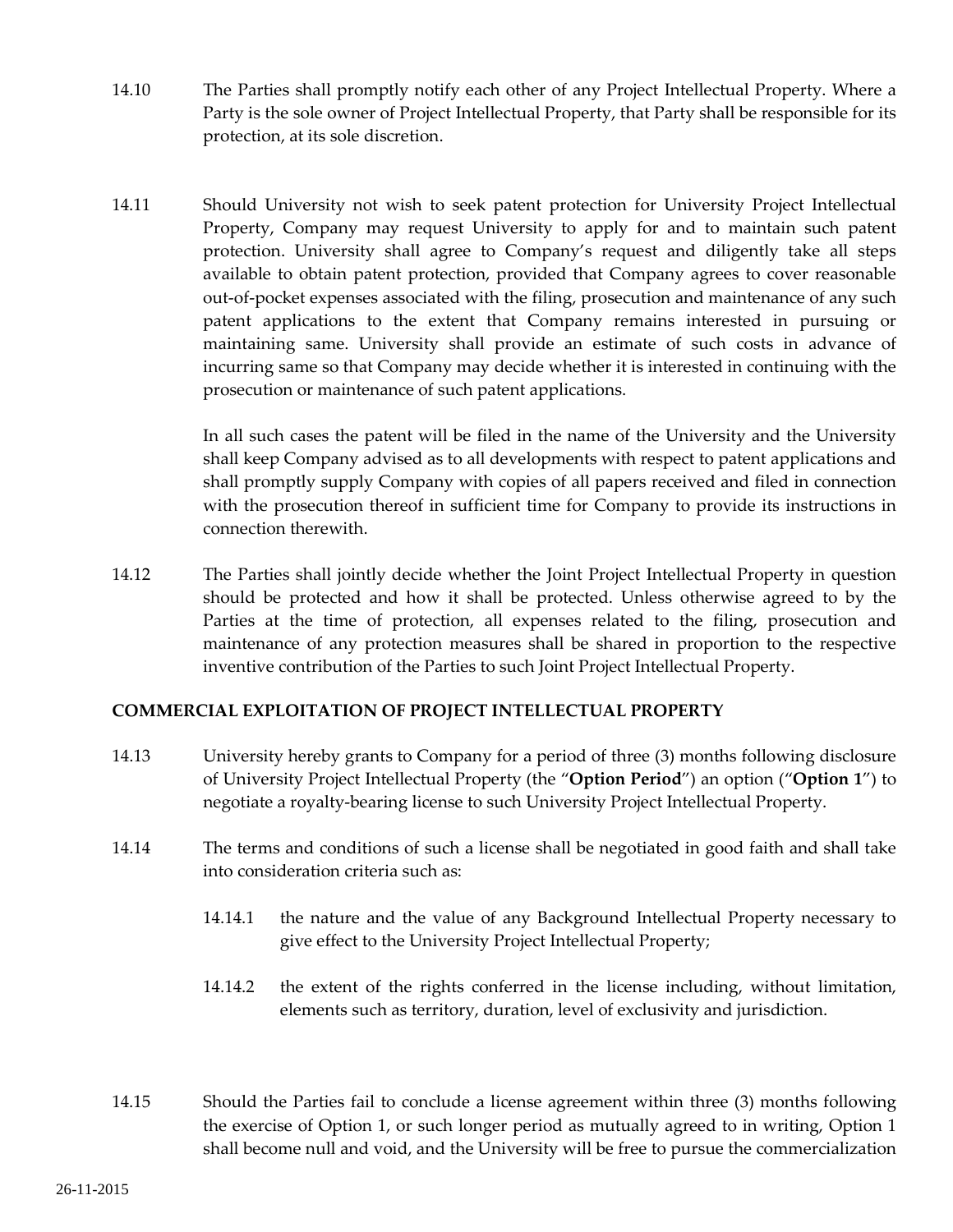14.10 The Parties shall promptly notify each other of any Project Intellectual Property. Where a Party is the sole owner of Project Intellectual Property, that Party shall be responsible for its protection, at its sole discretion.

14.11 Should University not wish to seek patent protection for University Project Intellectual Property, Company may request University to apply for and to maintain such patent protection. University shall agree to Company's request and diligently take all steps available to obtain patent protection, provided that Company agrees to cover reasonable out-of-pocket expenses associated with the filing, prosecution and maintenance of any such patent applications to the extent that Company remains interested in pursuing or maintaining same. University shall provide an estimate of such costs in advance of incurring same so that Company may decide whether it is interested in continuing with the prosecution or maintenance of such patent applications.

In all such cases the patent will be filed in the name of the University and the University shall keep Company advised as to all developments with respect to patent applications and shall promptly supply Company with copies of all papers received and filed in connection with the prosecution thereof in sufficient time for Company to provide its instructions in connection therewith.

14.12 The Parties shall jointly decide whether the Joint Project Intellectual Property in question should be protected and how it shall be protected. Unless otherwise agreed to by the Parties at the time of protection, all expenses related to the filing, prosecution and maintenance of any protection measures shall be shared in proportion to the respective inventive contribution of the Parties to such Joint Project Intellectual Property.

**COMMERCIAL EXPLOITATION OF PROJECT INTELLECTUAL PROPERTY**

14.13 University hereby grants to Company for a period of three (3) months following disclosure of University Project Intellectual Property (the "**Option Period**") an option ("**Option 1**") to negotiate a royalty-bearing license to such University Project Intellectual Property.

14.14 The terms and conditions of such a license shall be negotiated in good faith and shall take into consideration criteria such as:

14.14.1 the nature and the value of any Background Intellectual Property necessary to give effect to the University Project Intellectual Property;

14.14.2 the extent of the rights conferred in the license including, without limitation, elements such as territory, duration, level of exclusivity and jurisdiction.

14.15 Should the Parties fail to conclude a license agreement within three (3) months following the exercise of Option 1, or such longer period as mutually agreed to in writing, Option 1 shall become null and void, and the University will be free to pursue the commercialization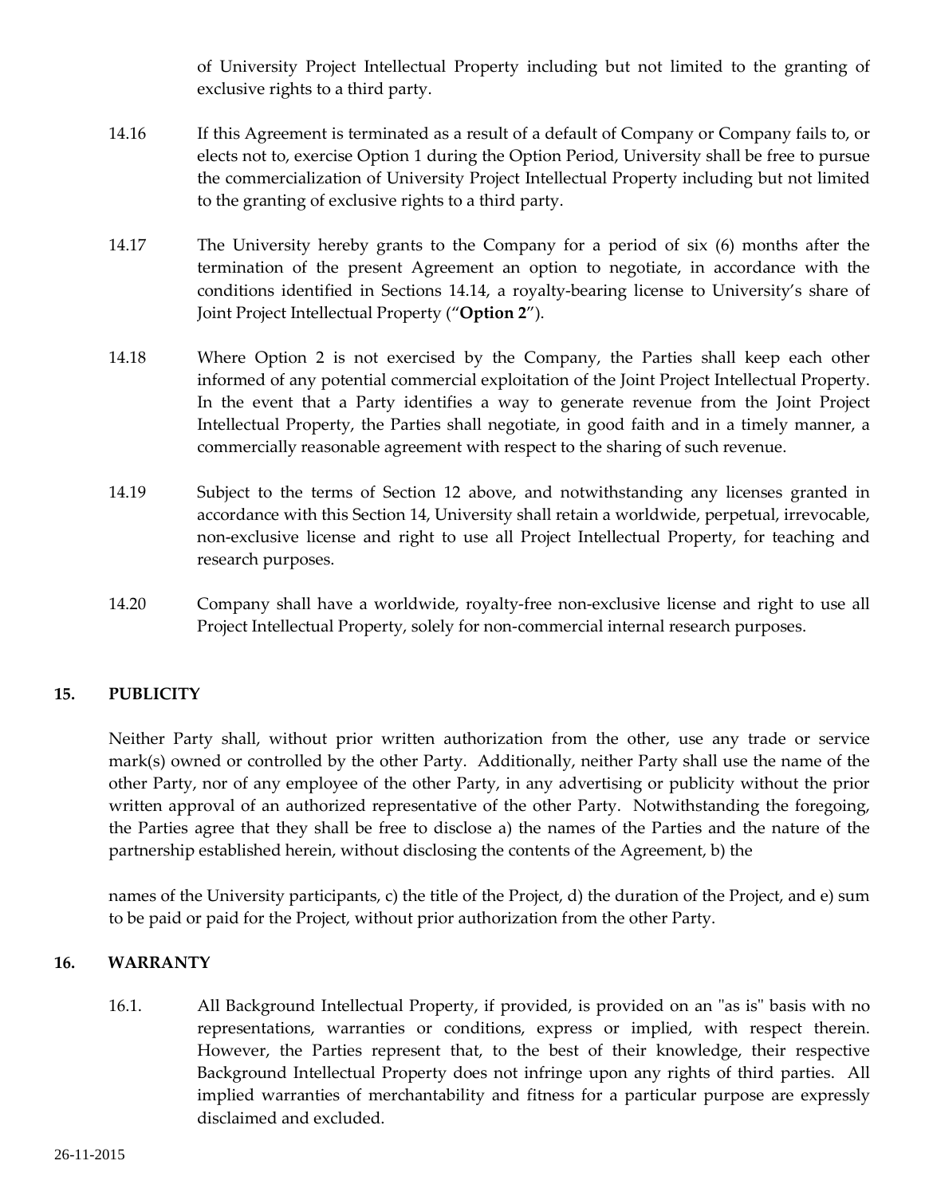of University Project Intellectual Property including but not limited to the granting of exclusive rights to a third party.

14.16 If this Agreement is terminated as a result of a default of Company or Company fails to, or elects not to, exercise Option 1 during the Option Period, University shall be free to pursue the commercialization of University Project Intellectual Property including but not limited to the granting of exclusive rights to a third party.

14.17 The University hereby grants to the Company for a period of six (6) months after the termination of the present Agreement an option to negotiate, in accordance with the conditions identified in Sections 14.14, a royalty-bearing license to University's share of Joint Project Intellectual Property ("**Option 2**").

14.18 Where Option 2 is not exercised by the Company, the Parties shall keep each other informed of any potential commercial exploitation of the Joint Project Intellectual Property. In the event that a Party identifies a way to generate revenue from the Joint Project Intellectual Property, the Parties shall negotiate, in good faith and in a timely manner, a commercially reasonable agreement with respect to the sharing of such revenue.

14.19 Subject to the terms of Section 12 above, and notwithstanding any licenses granted in accordance with this Section 14, University shall retain a worldwide, perpetual, irrevocable, non-exclusive license and right to use all Project Intellectual Property, for teaching and research purposes.

14.20 Company shall have a worldwide, royalty-free non-exclusive license and right to use all Project Intellectual Property, solely for non-commercial internal research purposes.

## 15. PUBLICITY

Neither Party shall, without prior written authorization from the other, use any trade or service mark(s) owned or controlled by the other Party. Additionally, neither Party shall use the name of the other Party, nor of any employee of the other Party, in any advertising or publicity without the prior written approval of an authorized representative of the other Party. Notwithstanding the foregoing, the Parties agree that they shall be free to disclose a) the names of the Parties and the nature of the partnership established herein, without disclosing the contents of the Agreement, b) the names of the University participants, c) the title of the Project, d) the duration of the Project, and e) sum to be paid or paid for the Project, without prior authorization from the other Party.

## 16. WARRANTY

16.1. All Background Intellectual Property, if provided, is provided on an "as is" basis with no representations, warranties or conditions, express or implied, with respect therein. However, the Parties represent that, to the best of their knowledge, their respective Background Intellectual Property does not infringe upon any rights of third parties. All implied warranties of merchantability and fitness for a particular purpose are expressly disclaimed and excluded.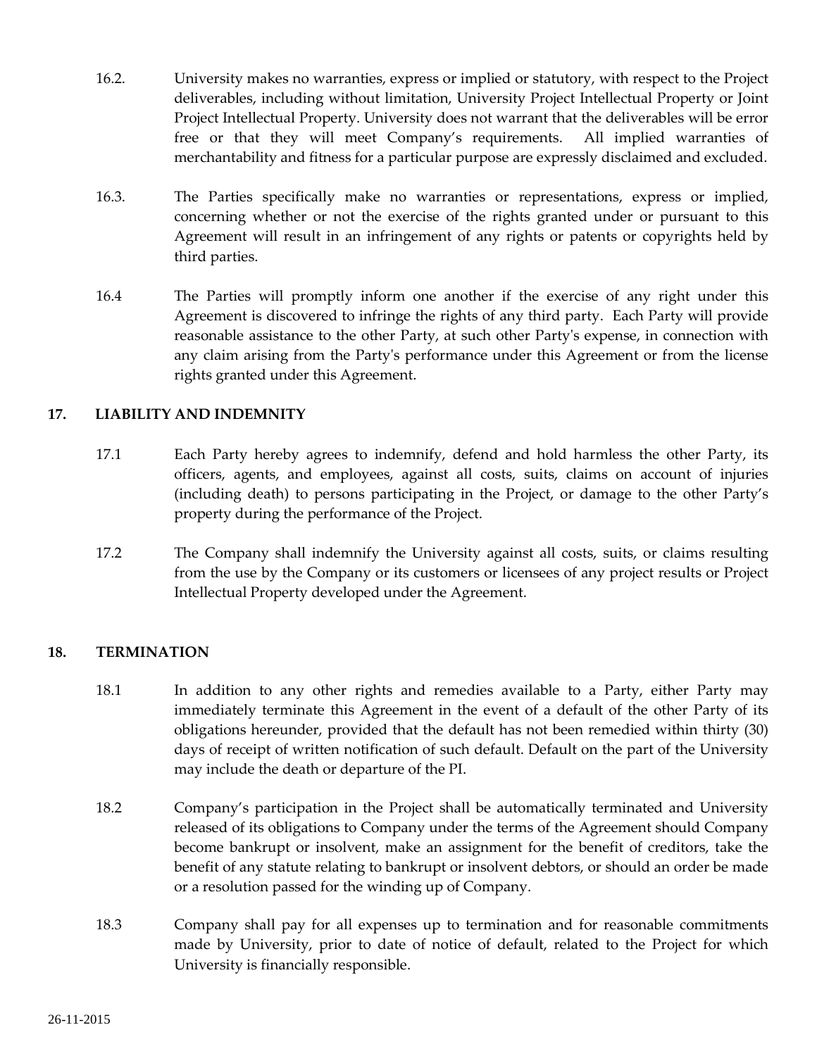16.2. University makes no warranties, express or implied or statutory, with respect to the Project deliverables, including without limitation, University Project Intellectual Property or Joint Project Intellectual Property. University does not warrant that the deliverables will be error free or that they will meet Company's requirements. All implied warranties of merchantability and fitness for a particular purpose are expressly disclaimed and excluded.

16.3. The Parties specifically make no warranties or representations, express or implied, concerning whether or not the exercise of the rights granted under or pursuant to this Agreement will result in an infringement of any rights or patents or copyrights held by third parties.

16.4 The Parties will promptly inform one another if the exercise of any right under this Agreement is discovered to infringe the rights of any third party. Each Party will provide reasonable assistance to the other Party, at such other Party's expense, in connection with any claim arising from the Party's performance under this Agreement or from the license rights granted under this Agreement.

## 17. LIABILITY AND INDEMNITY

17.1 Each Party hereby agrees to indemnify, defend and hold harmless the other Party, its officers, agents, and employees, against all costs, suits, claims on account of injuries (including death) to persons participating in the Project, or damage to the other Party's property during the performance of the Project.

17.2 The Company shall indemnify the University against all costs, suits, or claims resulting from the use by the Company or its customers or licensees of any project results or Project Intellectual Property developed under the Agreement.

## 18. TERMINATION

18.1 In addition to any other rights and remedies available to a Party, either Party may immediately terminate this Agreement in the event of a default of the other Party of its obligations hereunder, provided that the default has not been remedied within thirty (30) days of receipt of written notification of such default. Default on the part of the University may include the death or departure of the PI.

18.2 Company's participation in the Project shall be automatically terminated and University released of its obligations to Company under the terms of the Agreement should Company become bankrupt or insolvent, make an assignment for the benefit of creditors, take the benefit of any statute relating to bankrupt or insolvent debtors, or should an order be made or a resolution passed for the winding up of Company.

18.3 Company shall pay for all expenses up to termination and for reasonable commitments made by University, prior to date of notice of default, related to the Project for which University is financially responsible.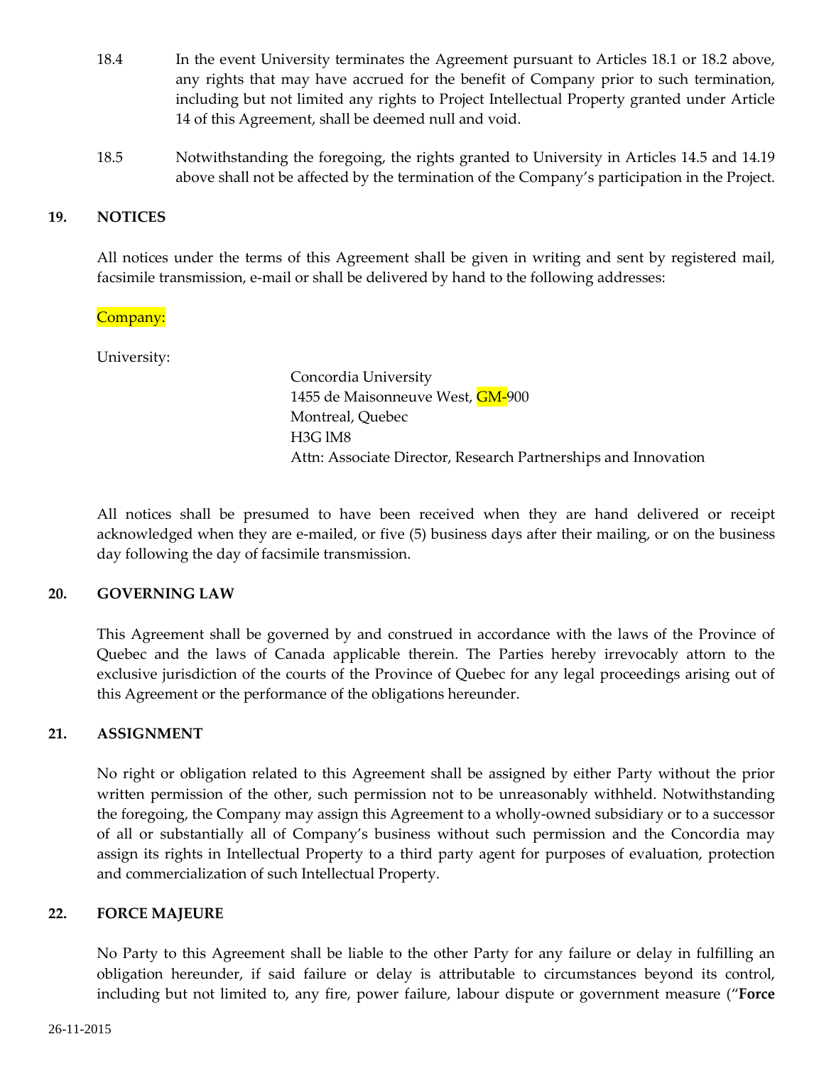18.4 In the event University terminates the Agreement pursuant to Articles 18.1 or 18.2 above, any rights that may have accrued for the benefit of Company prior to such termination, including but not limited any rights to Project Intellectual Property granted under Article 14 of this Agreement, shall be deemed null and void.

18.5 Notwithstanding the foregoing, the rights granted to University in Articles 14.5 and 14.19 above shall not be affected by the termination of the Company's participation in the Project.

## 19. NOTICES

All notices under the terms of this Agreement shall be given in writing and sent by registered mail, facsimile transmission, e-mail or shall be delivered by hand to the following addresses:

Company:

University:

Concordia University
1455 de Maisonneuve West, GM-900
Montreal, Quebec
H3G lM8
Attn: Associate Director, Research Partnerships and Innovation

All notices shall be presumed to have been received when they are hand delivered or receipt acknowledged when they are e-mailed, or five (5) business days after their mailing, or on the business day following the day of facsimile transmission.

## 20. GOVERNING LAW

This Agreement shall be governed by and construed in accordance with the laws of the Province of Quebec and the laws of Canada applicable therein. The Parties hereby irrevocably attorn to the exclusive jurisdiction of the courts of the Province of Quebec for any legal proceedings arising out of this Agreement or the performance of the obligations hereunder.

## 21. ASSIGNMENT

No right or obligation related to this Agreement shall be assigned by either Party without the prior written permission of the other, such permission not to be unreasonably withheld. Notwithstanding the foregoing, the Company may assign this Agreement to a wholly-owned subsidiary or to a successor of all or substantially all of Company's business without such permission and the Concordia may assign its rights in Intellectual Property to a third party agent for purposes of evaluation, protection and commercialization of such Intellectual Property.

## 22. FORCE MAJEURE

No Party to this Agreement shall be liable to the other Party for any failure or delay in fulfilling an obligation hereunder, if said failure or delay is attributable to circumstances beyond its control, including but not limited to, any fire, power failure, labour dispute or government measure ("**Force**

26-11-2015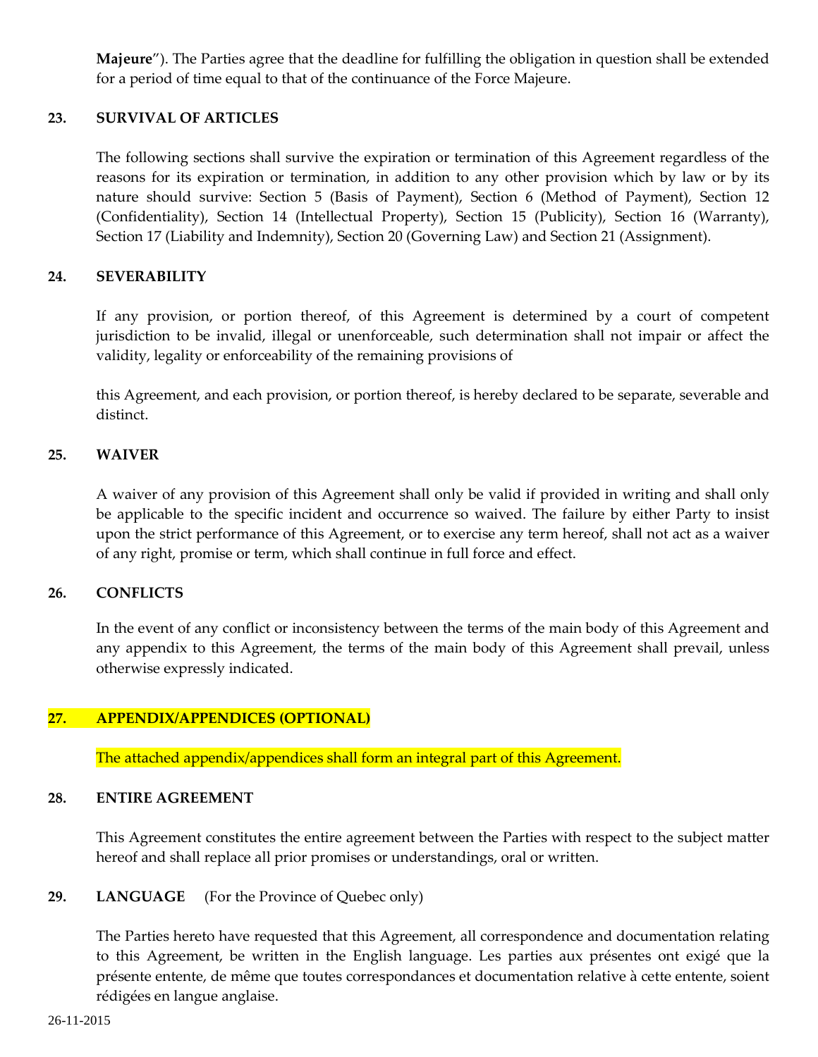**Majeure**"). The Parties agree that the deadline for fulfilling the obligation in question shall be extended for a period of time equal to that of the continuance of the Force Majeure.

**23. SURVIVAL OF ARTICLES**

The following sections shall survive the expiration or termination of this Agreement regardless of the reasons for its expiration or termination, in addition to any other provision which by law or by its nature should survive: Section 5 (Basis of Payment), Section 6 (Method of Payment), Section 12 (Confidentiality), Section 14 (Intellectual Property), Section 15 (Publicity), Section 16 (Warranty), Section 17 (Liability and Indemnity), Section 20 (Governing Law) and Section 21 (Assignment).

**24. SEVERABILITY**

If any provision, or portion thereof, of this Agreement is determined by a court of competent jurisdiction to be invalid, illegal or unenforceable, such determination shall not impair or affect the validity, legality or enforceability of the remaining provisions of this Agreement, and each provision, or portion thereof, is hereby declared to be separate, severable and distinct.

**25. WAIVER**

A waiver of any provision of this Agreement shall only be valid if provided in writing and shall only be applicable to the specific incident and occurrence so waived. The failure by either Party to insist upon the strict performance of this Agreement, or to exercise any term hereof, shall not act as a waiver of any right, promise or term, which shall continue in full force and effect.

**26. CONFLICTS**

In the event of any conflict or inconsistency between the terms of the main body of this Agreement and any appendix to this Agreement, the terms of the main body of this Agreement shall prevail, unless otherwise expressly indicated.

**27. APPENDIX/APPENDICES (OPTIONAL)**

The attached appendix/appendices shall form an integral part of this Agreement.

**28. ENTIRE AGREEMENT**

This Agreement constitutes the entire agreement between the Parties with respect to the subject matter hereof and shall replace all prior promises or understandings, oral or written.

**29. LANGUAGE** (For the Province of Quebec only)

The Parties hereto have requested that this Agreement, all correspondence and documentation relating to this Agreement, be written in the English language. Les parties aux présentes ont exigé que la présente entente, de même que toutes correspondances et documentation relative à cette entente, soient rédigées en langue anglaise.

26-11-2015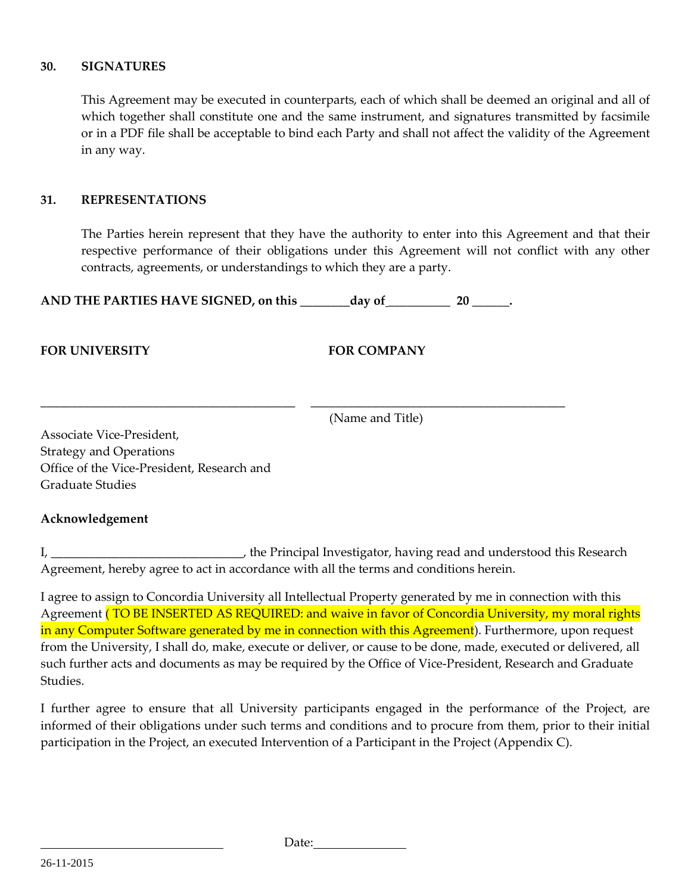## 30. SIGNATURES

This Agreement may be executed in counterparts, each of which shall be deemed an original and all of which together shall constitute one and the same instrument, and signatures transmitted by facsimile or in a PDF file shall be acceptable to bind each Party and shall not affect the validity of the Agreement in any way.

## 31. REPRESENTATIONS

The Parties herein represent that they have the authority to enter into this Agreement and that their respective performance of their obligations under this Agreement will not conflict with any other contracts, agreements, or understandings to which they are a party.

**AND THE PARTIES HAVE SIGNED, on this ________day of__________ 20 ______.**

**FOR UNIVERSITY**

_________________________________________

Associate Vice-President,
Strategy and Operations
Office of the Vice-President, Research and Graduate Studies

**FOR COMPANY**

_________________________________________

(Name and Title)

**Acknowledgement**

I, ______________________________, the Principal Investigator, having read and understood this Research Agreement, hereby agree to act in accordance with all the terms and conditions herein.

I agree to assign to Concordia University all Intellectual Property generated by me in connection with this Agreement ( TO BE INSERTED AS REQUIRED: and waive in favor of Concordia University, my moral rights in any Computer Software generated by me in connection with this Agreement). Furthermore, upon request from the University, I shall do, make, execute or deliver, or cause to be done, made, executed or delivered, all such further acts and documents as may be required by the Office of Vice-President, Research and Graduate Studies.

I further agree to ensure that all University participants engaged in the performance of the Project, are informed of their obligations under such terms and conditions and to procure from them, prior to their initial participation in the Project, an executed Intervention of a Participant in the Project (Appendix C).

_____________________________ Date:_______________

26-11-2015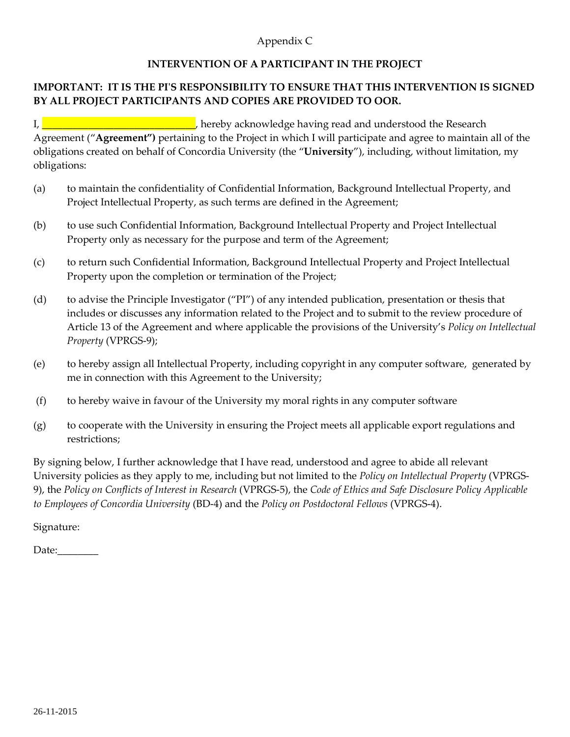Appendix C

**INTERVENTION OF A PARTICIPANT IN THE PROJECT**

**IMPORTANT: IT IS THE PI'S RESPONSIBILITY TO ENSURE THAT THIS INTERVENTION IS SIGNED BY ALL PROJECT PARTICIPANTS AND COPIES ARE PROVIDED TO OOR.**

I, ______________________________, hereby acknowledge having read and understood the Research Agreement ("**Agreement")** pertaining to the Project in which I will participate and agree to maintain all of the obligations created on behalf of Concordia University (the "**University**"), including, without limitation, my obligations:

(a) to maintain the confidentiality of Confidential Information, Background Intellectual Property, and Project Intellectual Property, as such terms are defined in the Agreement;

(b) to use such Confidential Information, Background Intellectual Property and Project Intellectual Property only as necessary for the purpose and term of the Agreement;

(c) to return such Confidential Information, Background Intellectual Property and Project Intellectual Property upon the completion or termination of the Project;

(d) to advise the Principle Investigator ("PI") of any intended publication, presentation or thesis that includes or discusses any information related to the Project and to submit to the review procedure of Article 13 of the Agreement and where applicable the provisions of the University's *Policy on Intellectual Property* (VPRGS-9);

(e) to hereby assign all Intellectual Property, including copyright in any computer software, generated by me in connection with this Agreement to the University;

(f) to hereby waive in favour of the University my moral rights in any computer software

(g) to cooperate with the University in ensuring the Project meets all applicable export regulations and restrictions;

By signing below, I further acknowledge that I have read, understood and agree to abide all relevant University policies as they apply to me, including but not limited to the *Policy on Intellectual Property* (VPRGS-9), the *Policy on Conflicts of Interest in Research* (VPRGS-5), the *Code of Ethics and Safe Disclosure Policy Applicable to Employees of Concordia University* (BD-4) and the *Policy on Postdoctoral Fellows* (VPRGS-4).

Signature:

Date:________

26-11-2015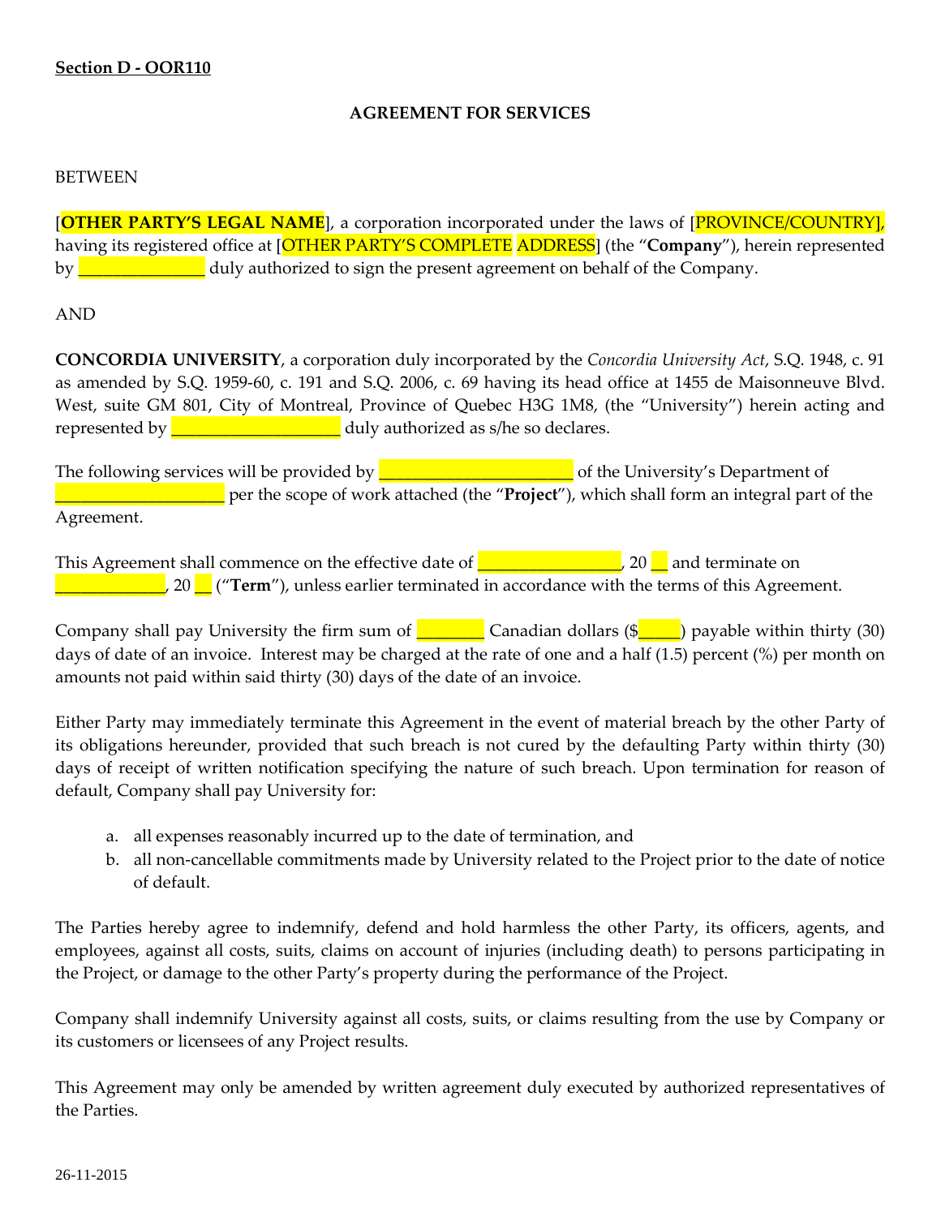**Section D - OOR110**

**AGREEMENT FOR SERVICES**

BETWEEN

[**OTHER PARTY'S LEGAL NAME**], a corporation incorporated under the laws of [PROVINCE/COUNTRY], having its registered office at [OTHER PARTY'S COMPLETE ADDRESS] (the "**Company**"), herein represented by _______________ duly authorized to sign the present agreement on behalf of the Company.

AND

**CONCORDIA UNIVERSITY**, a corporation duly incorporated by the *Concordia University Act*, S.Q. 1948, c. 91 as amended by S.Q. 1959-60, c. 191 and S.Q. 2006, c. 69 having its head office at 1455 de Maisonneuve Blvd. West, suite GM 801, City of Montreal, Province of Quebec H3G 1M8, (the "University") herein acting and represented by ____________________ duly authorized as s/he so declares.

The following services will be provided by ______________________ of the University's Department of ____________________ per the scope of work attached (the "**Project**"), which shall form an integral part of the Agreement.

This Agreement shall commence on the effective date of ________________, 20 __ and terminate on _____________, 20 __ ("**Term**"), unless earlier terminated in accordance with the terms of this Agreement.

Company shall pay University the firm sum of ________ Canadian dollars ($_____) payable within thirty (30) days of date of an invoice. Interest may be charged at the rate of one and a half (1.5) percent (%) per month on amounts not paid within said thirty (30) days of the date of an invoice.

Either Party may immediately terminate this Agreement in the event of material breach by the other Party of its obligations hereunder, provided that such breach is not cured by the defaulting Party within thirty (30) days of receipt of written notification specifying the nature of such breach. Upon termination for reason of default, Company shall pay University for:

a. all expenses reasonably incurred up to the date of termination, and
b. all non-cancellable commitments made by University related to the Project prior to the date of notice of default.

The Parties hereby agree to indemnify, defend and hold harmless the other Party, its officers, agents, and employees, against all costs, suits, claims on account of injuries (including death) to persons participating in the Project, or damage to the other Party's property during the performance of the Project.

Company shall indemnify University against all costs, suits, or claims resulting from the use by Company or its customers or licensees of any Project results.

This Agreement may only be amended by written agreement duly executed by authorized representatives of the Parties.

26-11-2015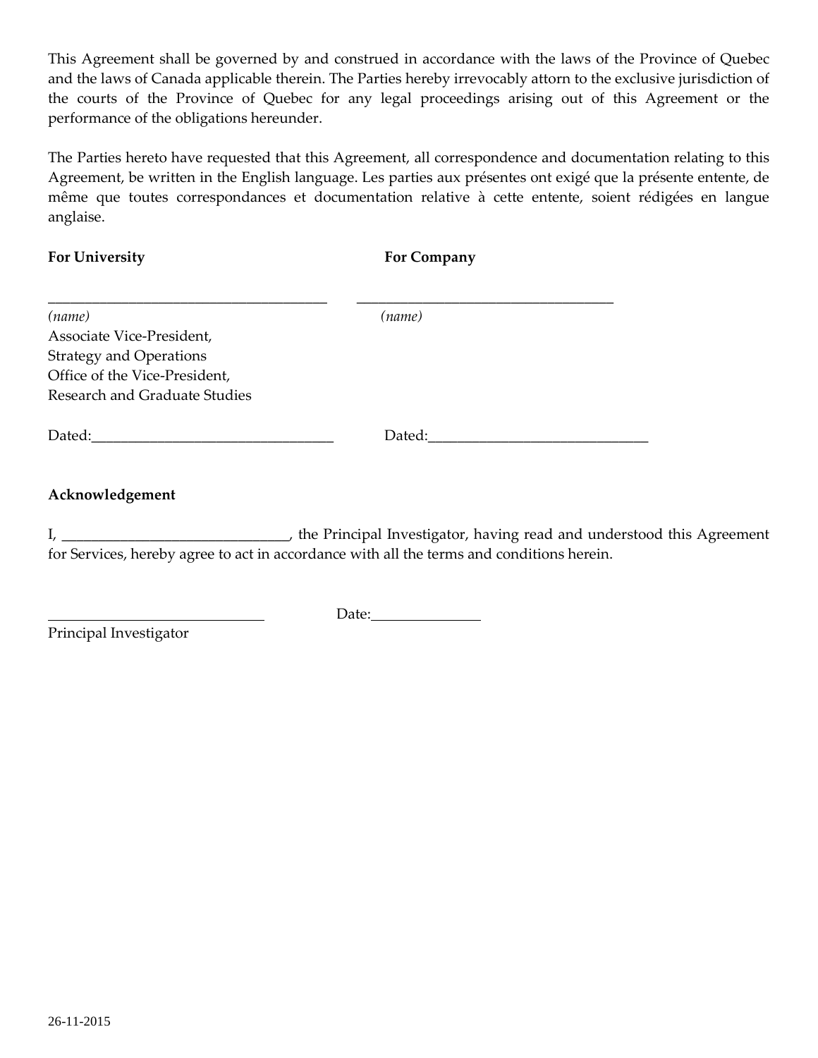This Agreement shall be governed by and construed in accordance with the laws of the Province of Quebec and the laws of Canada applicable therein. The Parties hereby irrevocably attorn to the exclusive jurisdiction of the courts of the Province of Quebec for any legal proceedings arising out of this Agreement or the performance of the obligations hereunder.

The Parties hereto have requested that this Agreement, all correspondence and documentation relating to this Agreement, be written in the English language. Les parties aux présentes ont exigé que la présente entente, de même que toutes correspondances et documentation relative à cette entente, soient rédigées en langue anglaise.

| **For University** | **For Company** |
|---|---|
| _________________________________ | _________________________________ |
| *(name)* | *(name)* |
| Associate Vice-President, Strategy and Operations Office of the Vice-President, Research and Graduate Studies | |
| Dated:_____________________________ | Dated:___________________________ |

**Acknowledgement**

I, ___________________________, the Principal Investigator, having read and understood this Agreement for Services, hereby agree to act in accordance with all the terms and conditions herein.

___________________________ Date:_____________

Principal Investigator

26-11-2015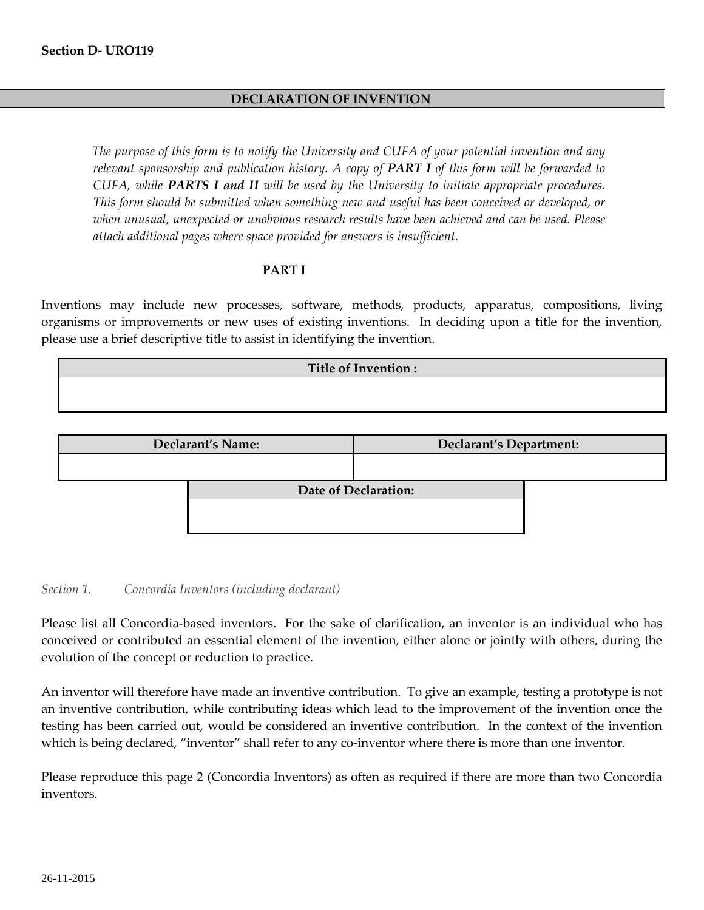**Section D- URO119**

## DECLARATION OF INVENTION

*The purpose of this form is to notify the University and CUFA of your potential invention and any relevant sponsorship and publication history. A copy of **PART I** of this form will be forwarded to CUFA, while **PARTS I and II** will be used by the University to initiate appropriate procedures. This form should be submitted when something new and useful has been conceived or developed, or when unusual, unexpected or unobvious research results have been achieved and can be used. Please attach additional pages where space provided for answers is insufficient.*

### PART I

Inventions may include new processes, software, methods, products, apparatus, compositions, living organisms or improvements or new uses of existing inventions. In deciding upon a title for the invention, please use a brief descriptive title to assist in identifying the invention.

| Title of Invention : |
| --- |
| |

| Declarant's Name: | Declarant's Department: |
| --- | --- |
| | |

| Date of Declaration: |
| --- |
| |

*Section 1. Concordia Inventors (including declarant)*

Please list all Concordia-based inventors. For the sake of clarification, an inventor is an individual who has conceived or contributed an essential element of the invention, either alone or jointly with others, during the evolution of the concept or reduction to practice.

An inventor will therefore have made an inventive contribution. To give an example, testing a prototype is not an inventive contribution, while contributing ideas which lead to the improvement of the invention once the testing has been carried out, would be considered an inventive contribution. In the context of the invention which is being declared, "inventor" shall refer to any co-inventor where there is more than one inventor.

Please reproduce this page 2 (Concordia Inventors) as often as required if there are more than two Concordia inventors.

26-11-2015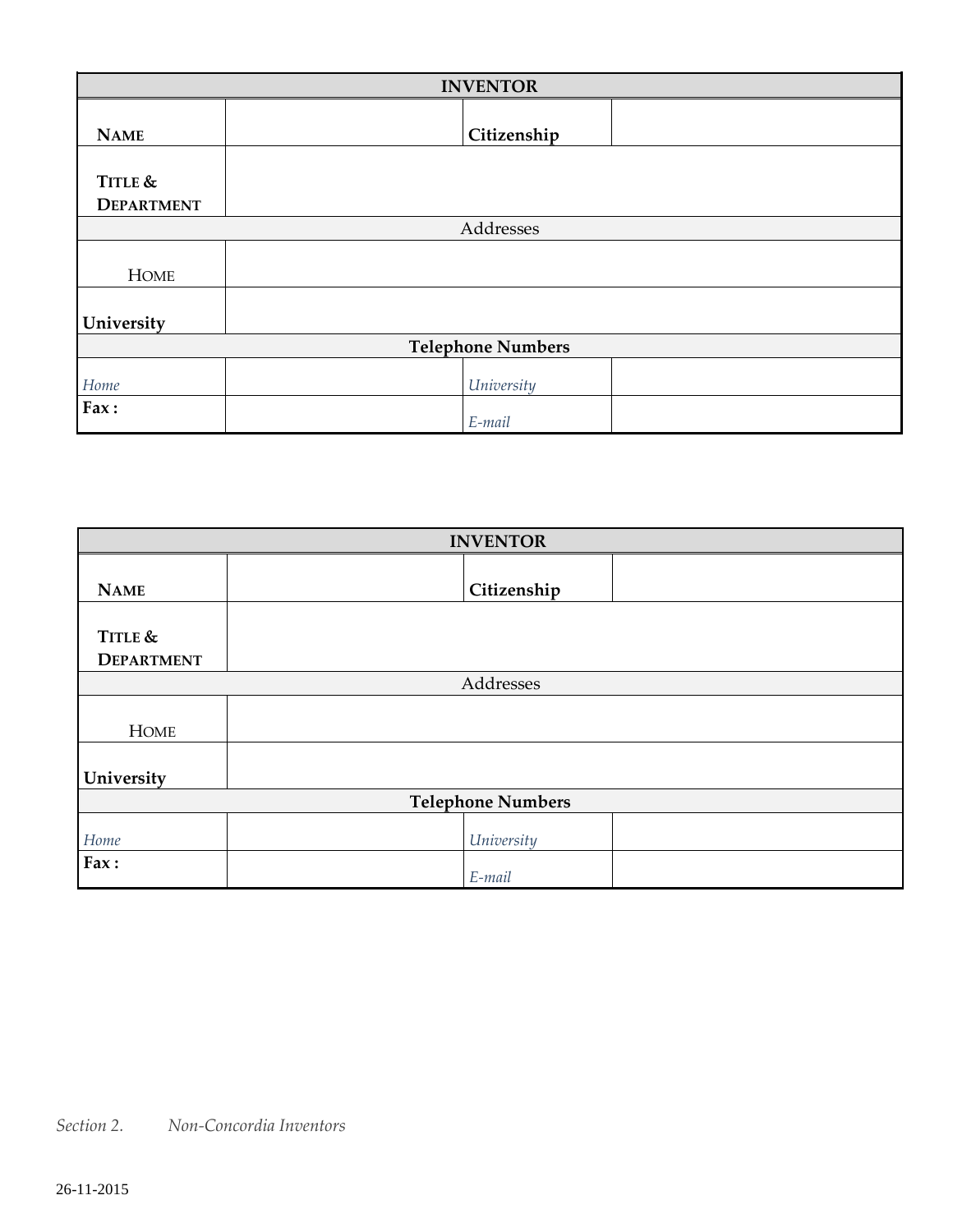| INVENTOR | | | |
|---|---|---|---|
| **NAME** | | **Citizenship** | |
| **TITLE & DEPARTMENT** | | | |
| Addresses | | | |
| HOME | | | |
| **University** | | | |
| **Telephone Numbers** | | | |
| *Home* | | *University* | |
| **Fax :** | | *E-mail* | |

| INVENTOR | | | |
|---|---|---|---|
| **NAME** | | **Citizenship** | |
| **TITLE & DEPARTMENT** | | | |
| Addresses | | | |
| HOME | | | |
| **University** | | | |
| **Telephone Numbers** | | | |
| *Home* | | *University* | |
| **Fax :** | | *E-mail* | |

*Section 2. Non-Concordia Inventors*

26-11-2015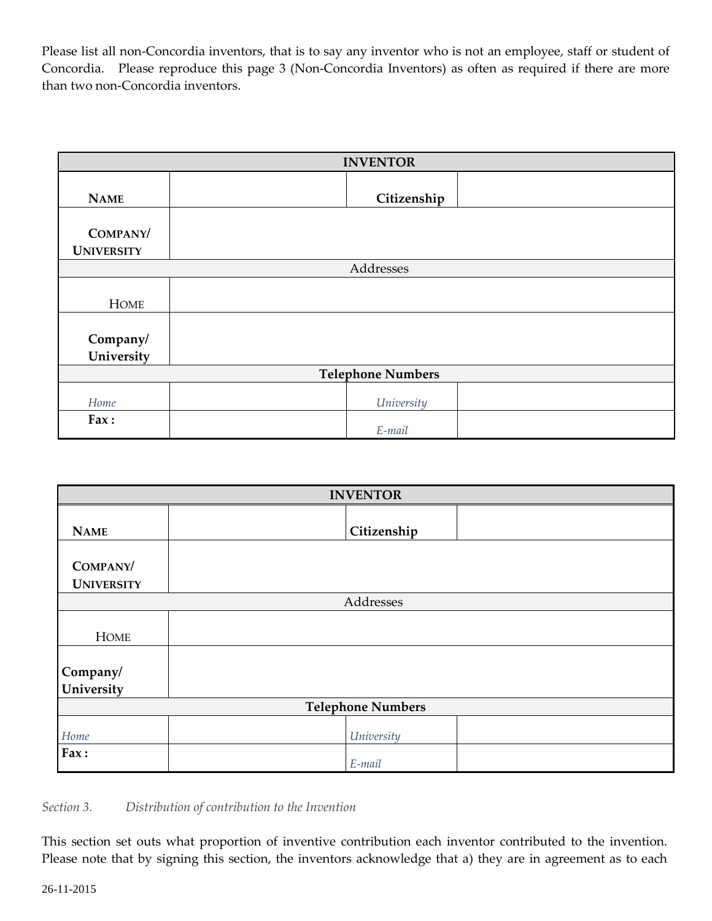Please list all non-Concordia inventors, that is to say any inventor who is not an employee, staff or student of Concordia. Please reproduce this page 3 (Non-Concordia Inventors) as often as required if there are more than two non-Concordia inventors.

| INVENTOR | | | |
|---|---|---|---|
| **NAME** | | **Citizenship** | |
| **COMPANY/ UNIVERSITY** | | | |
| Addresses | | | |
| HOME | | | |
| **Company/ University** | | | |
| **Telephone Numbers** | | | |
| *Home* | | *University* | |
| **Fax :** | | *E-mail* | |

| INVENTOR | | | |
|---|---|---|---|
| **NAME** | | **Citizenship** | |
| **COMPANY/ UNIVERSITY** | | | |
| Addresses | | | |
| HOME | | | |
| **Company/ University** | | | |
| **Telephone Numbers** | | | |
| *Home* | | *University* | |
| **Fax :** | | *E-mail* | |

*Section 3. Distribution of contribution to the Invention*

This section set outs what proportion of inventive contribution each inventor contributed to the invention. Please note that by signing this section, the inventors acknowledge that a) they are in agreement as to each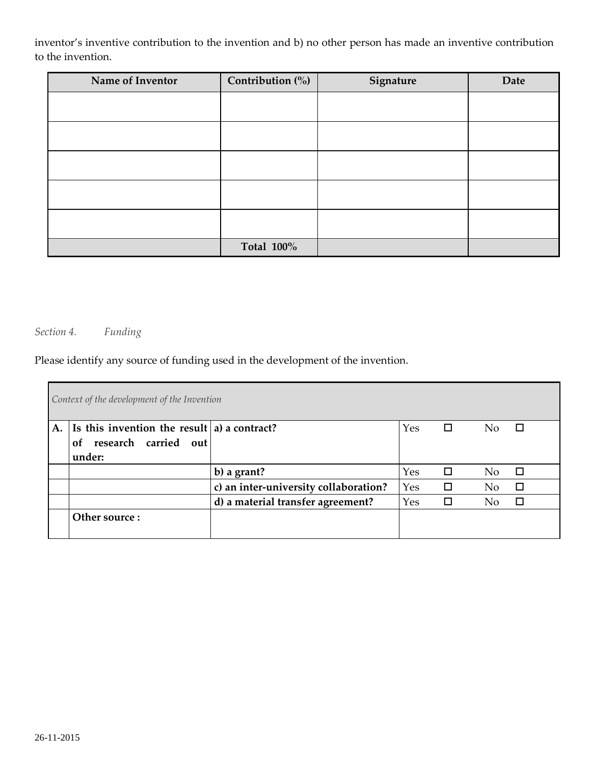inventor's inventive contribution to the invention and b) no other person has made an inventive contribution to the invention.

| Name of Inventor | Contribution (%) | Signature | Date |
|---|---|---|---|
| | | | |
| | | | |
| | | | |
| | | | |
| | | | |
| | **Total 100%** | | |

*Section 4. Funding*

Please identify any source of funding used in the development of the invention.

| *Context of the development of the Invention* | | | | | | |
|---|---|---|---|---|---|---|
| **A.** | **Is this invention the result of research carried out under:** | **a) a contract?** | Yes | ☐ | No | ☐ |
| | | **b) a grant?** | Yes | ☐ | No | ☐ |
| | | **c) an inter-university collaboration?** | Yes | ☐ | No | ☐ |
| | | **d) a material transfer agreement?** | Yes | ☐ | No | ☐ |
| | **Other source :** | | | | | |

26-11-2015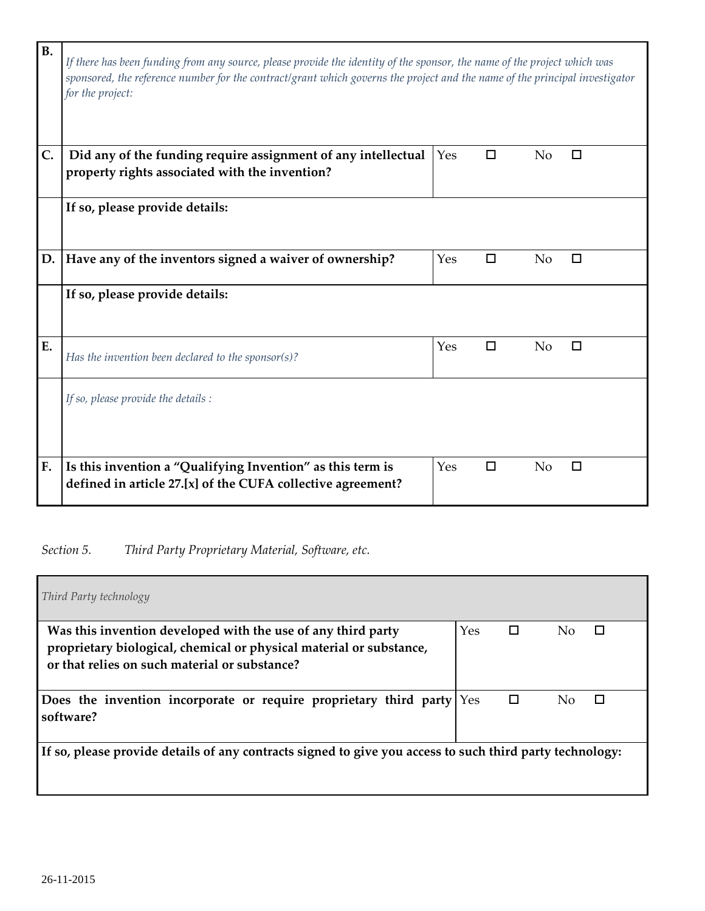| | | | | | |
|---|---|---|---|---|---|
| **B.** | *If there has been funding from any source, please provide the identity of the sponsor, the name of the project which was sponsored, the reference number for the contract/grant which governs the project and the name of the principal investigator for the project:* | | | | |
| **C.** | **Did any of the funding require assignment of any intellectual property rights associated with the invention?** | Yes | ☐ | No | ☐ |
| | **If so, please provide details:** | | | | |
| **D.** | **Have any of the inventors signed a waiver of ownership?** | Yes | ☐ | No | ☐ |
| | **If so, please provide details:** | | | | |
| **E.** | *Has the invention been declared to the sponsor(s)?* | Yes | ☐ | No | ☐ |
| | *If so, please provide the details :* | | | | |
| **F.** | **Is this invention a "Qualifying Invention" as this term is defined in article 27.[x] of the CUFA collective agreement?** | Yes | ☐ | No | ☐ |

*Section 5. Third Party Proprietary Material, Software, etc.*

| *Third Party technology* | | | | |
|---|---|---|---|---|
| **Was this invention developed with the use of any third party proprietary biological, chemical or physical material or substance, or that relies on such material or substance?** | Yes | ☐ | No | ☐ |
| **Does the invention incorporate or require proprietary third party software?** | Yes | ☐ | No | ☐ |
| **If so, please provide details of any contracts signed to give you access to such third party technology:** | | | | |

26-11-2015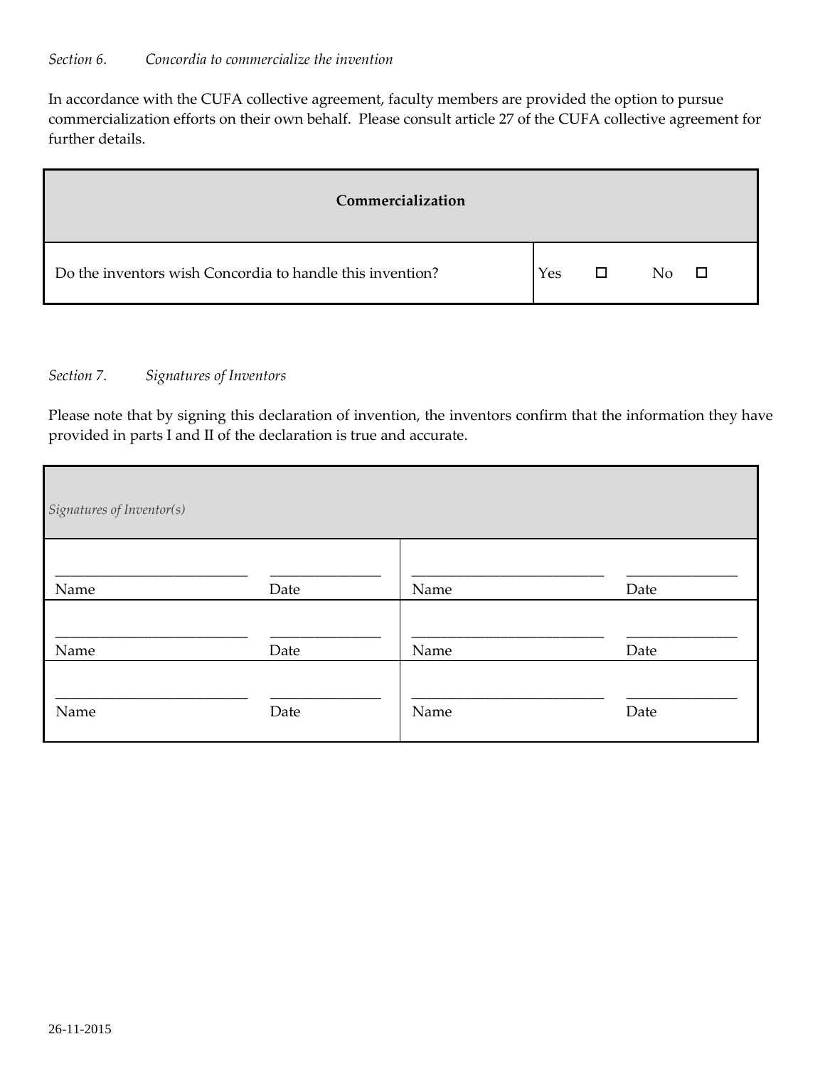*Section 6. Concordia to commercialize the invention*

In accordance with the CUFA collective agreement, faculty members are provided the option to pursue commercialization efforts on their own behalf. Please consult article 27 of the CUFA collective agreement for further details.

| **Commercialization** | |
|---|---|
| Do the inventors wish Concordia to handle this invention? | Yes ☐ No ☐ |

*Section 7. Signatures of Inventors*

Please note that by signing this declaration of invention, the inventors confirm that the information they have provided in parts I and II of the declaration is true and accurate.

| *Signatures of Inventor(s)* | | | |
|---|---|---|---|
| ______________________ Name | ____________ Date | ______________________ Name | ____________ Date |
| ______________________ Name | ____________ Date | ______________________ Name | ____________ Date |
| ______________________ Name | ____________ Date | ______________________ Name | ____________ Date |

26-11-2015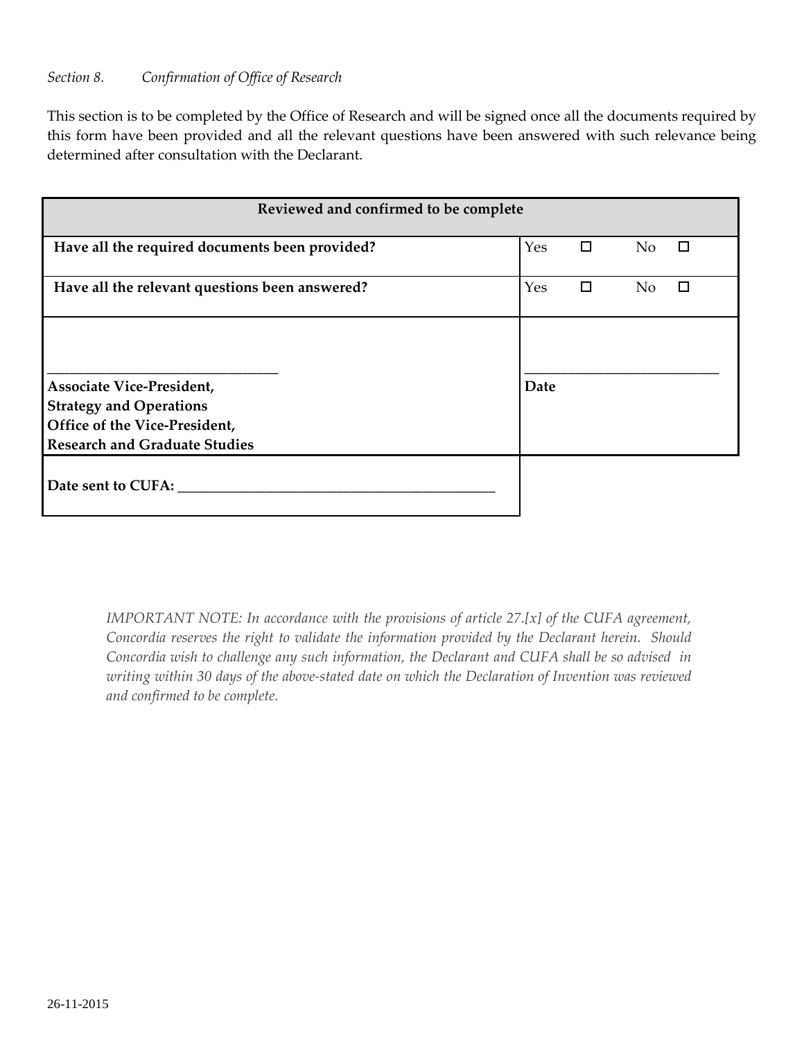*Section 8. Confirmation of Office of Research*

This section is to be completed by the Office of Research and will be signed once all the documents required by this form have been provided and all the relevant questions have been answered with such relevance being determined after consultation with the Declarant.

| Reviewed and confirmed to be complete | |
|---|---|
| **Have all the required documents been provided?** | Yes ☐ No ☐ |
| **Have all the relevant questions been answered?** | Yes ☐ No ☐ |
| ______________________________ **Associate Vice-President, Strategy and Operations Office of the Vice-President, Research and Graduate Studies** | ______________________________ **Date** |
| **Date sent to CUFA:** ________________________________________ | |

*IMPORTANT NOTE: In accordance with the provisions of article 27.[x] of the CUFA agreement, Concordia reserves the right to validate the information provided by the Declarant herein. Should Concordia wish to challenge any such information, the Declarant and CUFA shall be so advised in writing within 30 days of the above-stated date on which the Declaration of Invention was reviewed and confirmed to be complete.*

26-11-2015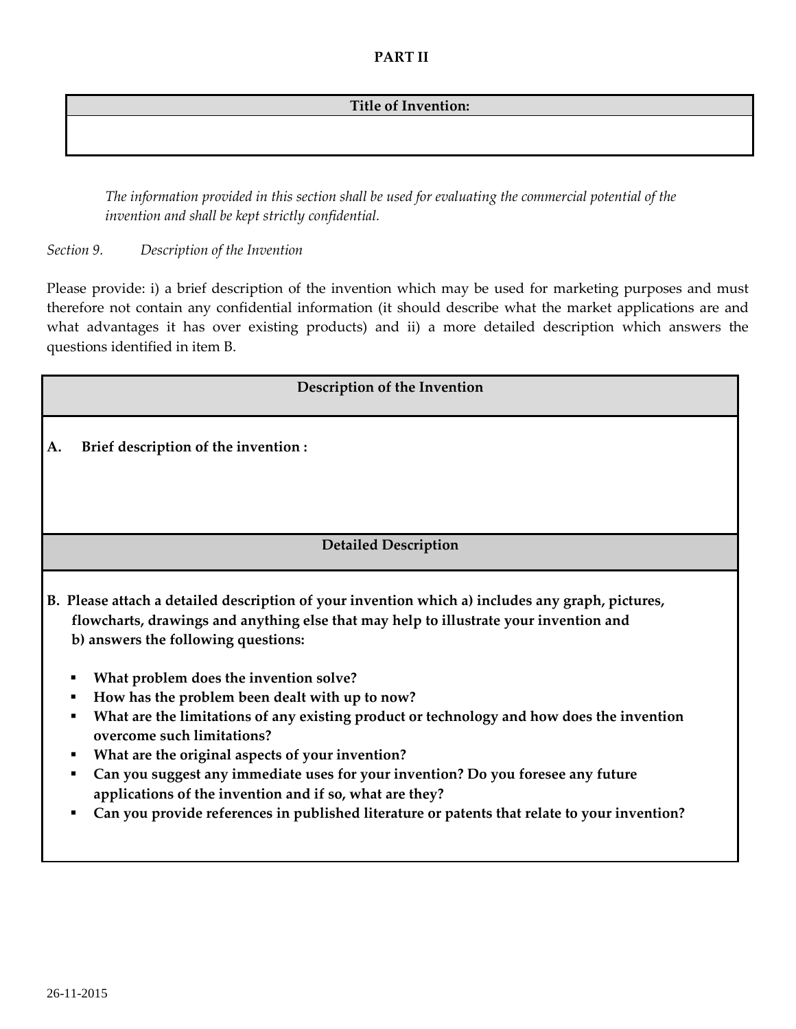# PART II

| Title of Invention: |
|---|
| |

*The information provided in this section shall be used for evaluating the commercial potential of the invention and shall be kept strictly confidential.*

*Section 9. Description of the Invention*

Please provide: i) a brief description of the invention which may be used for marketing purposes and must therefore not contain any confidential information (it should describe what the market applications are and what advantages it has over existing products) and ii) a more detailed description which answers the questions identified in item B.

| Description of the Invention |
|---|
| **A. Brief description of the invention :** |
| **Detailed Description** |
| **B. Please attach a detailed description of your invention which a) includes any graph, pictures, flowcharts, drawings and anything else that may help to illustrate your invention and b) answers the following questions:**<br>▪ **What problem does the invention solve?**<br>▪ **How has the problem been dealt with up to now?**<br>▪ **What are the limitations of any existing product or technology and how does the invention overcome such limitations?**<br>▪ **What are the original aspects of your invention?**<br>▪ **Can you suggest any immediate uses for your invention? Do you foresee any future applications of the invention and if so, what are they?**<br>▪ **Can you provide references in published literature or patents that relate to your invention?** |

26-11-2015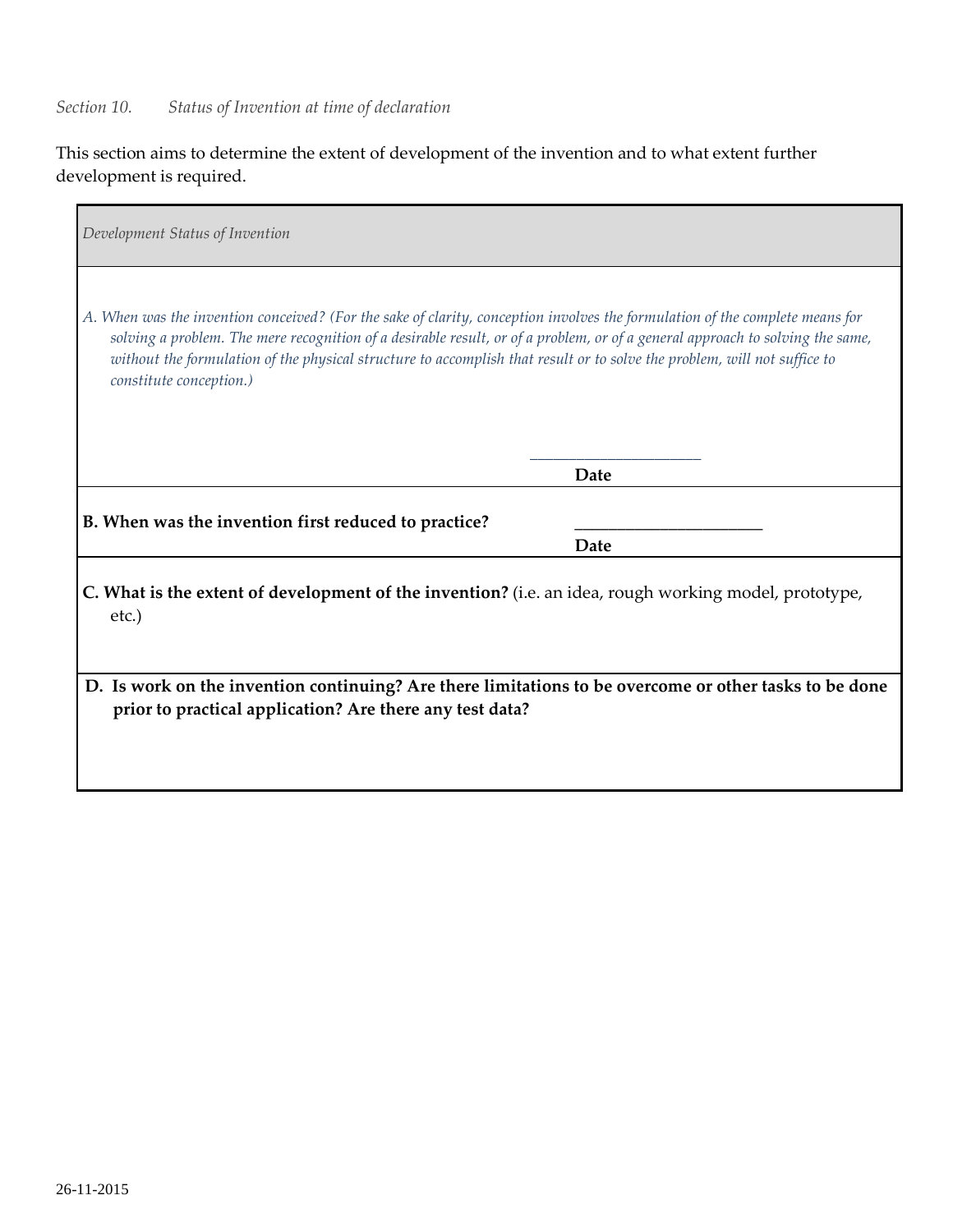*Section 10. Status of Invention at time of declaration*

This section aims to determine the extent of development of the invention and to what extent further development is required.

| *Development Status of Invention* |
|---|
| *A. When was the invention conceived? (For the sake of clarity, conception involves the formulation of the complete means for solving a problem. The mere recognition of a desirable result, or of a problem, or of a general approach to solving the same, without the formulation of the physical structure to accomplish that result or to solve the problem, will not suffice to constitute conception.)*<br><br>\_\_\_\_\_\_\_\_\_\_\_\_\_\_\_\_\_\_\_\_<br>**Date** |
| **B. When was the invention first reduced to practice?** \_\_\_\_\_\_\_\_\_\_\_\_\_\_\_\_\_\_\_\_<br>**Date** |
| **C. What is the extent of development of the invention?** (i.e. an idea, rough working model, prototype, etc.) |
| **D. Is work on the invention continuing? Are there limitations to be overcome or other tasks to be done prior to practical application? Are there any test data?** |

26-11-2015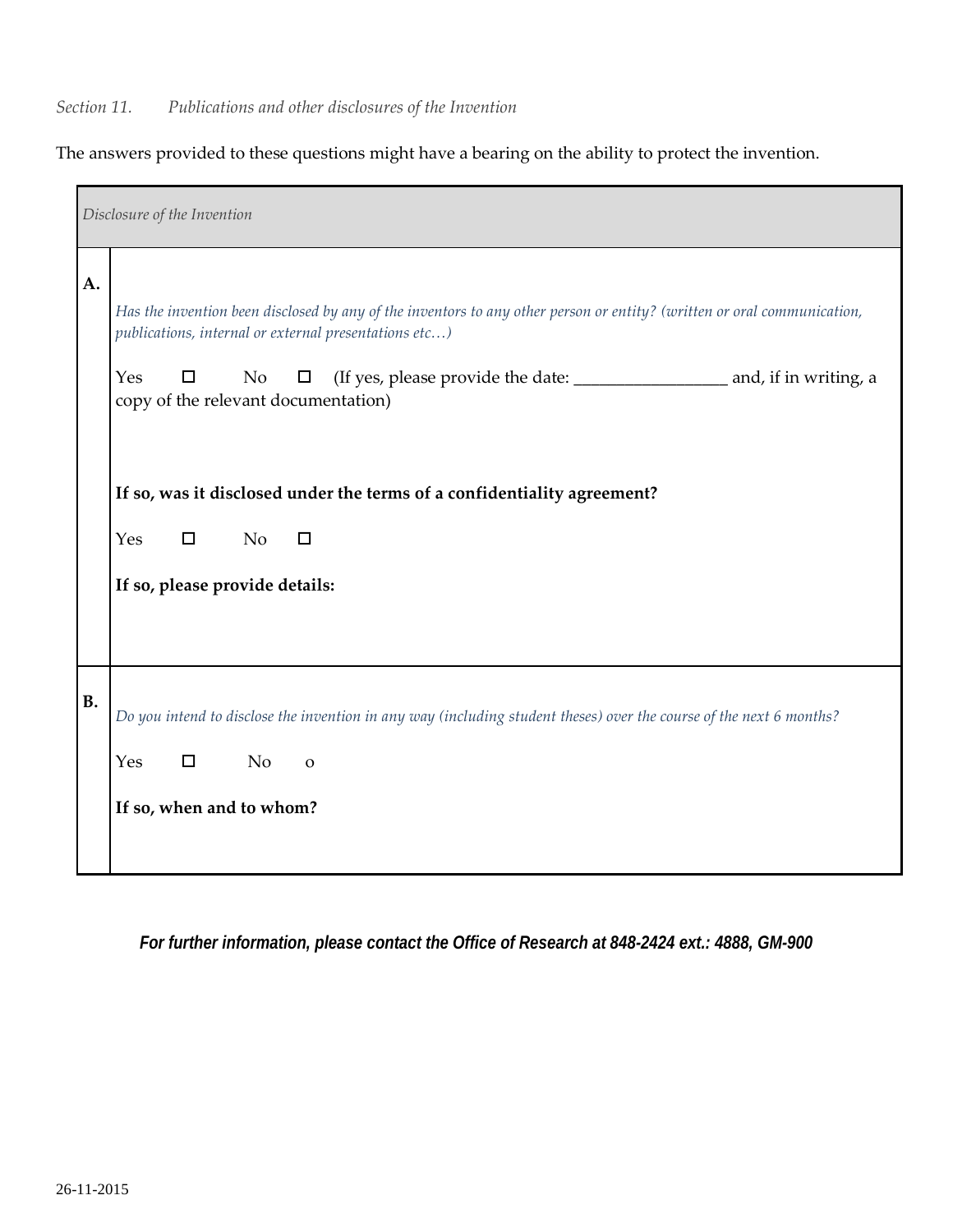*Section 11. Publications and other disclosures of the Invention*

The answers provided to these questions might have a bearing on the ability to protect the invention.

| *Disclosure of the Invention* | |
|---|---|
| **A.** | *Has the invention been disclosed by any of the inventors to any other person or entity? (written or oral communication, publications, internal or external presentations etc…)*<br><br>Yes ☐ No ☐ (If yes, please provide the date: __________________ and, if in writing, a copy of the relevant documentation)<br><br>**If so, was it disclosed under the terms of a confidentiality agreement?**<br><br>Yes ☐ No ☐<br><br>**If so, please provide details:** |
| **B.** | *Do you intend to disclose the invention in any way (including student theses) over the course of the next 6 months?*<br><br>Yes ☐ No o<br><br>**If so, when and to whom?** |

***For further information, please contact the Office of Research at 848-2424 ext.: 4888, GM-900***

26-11-2015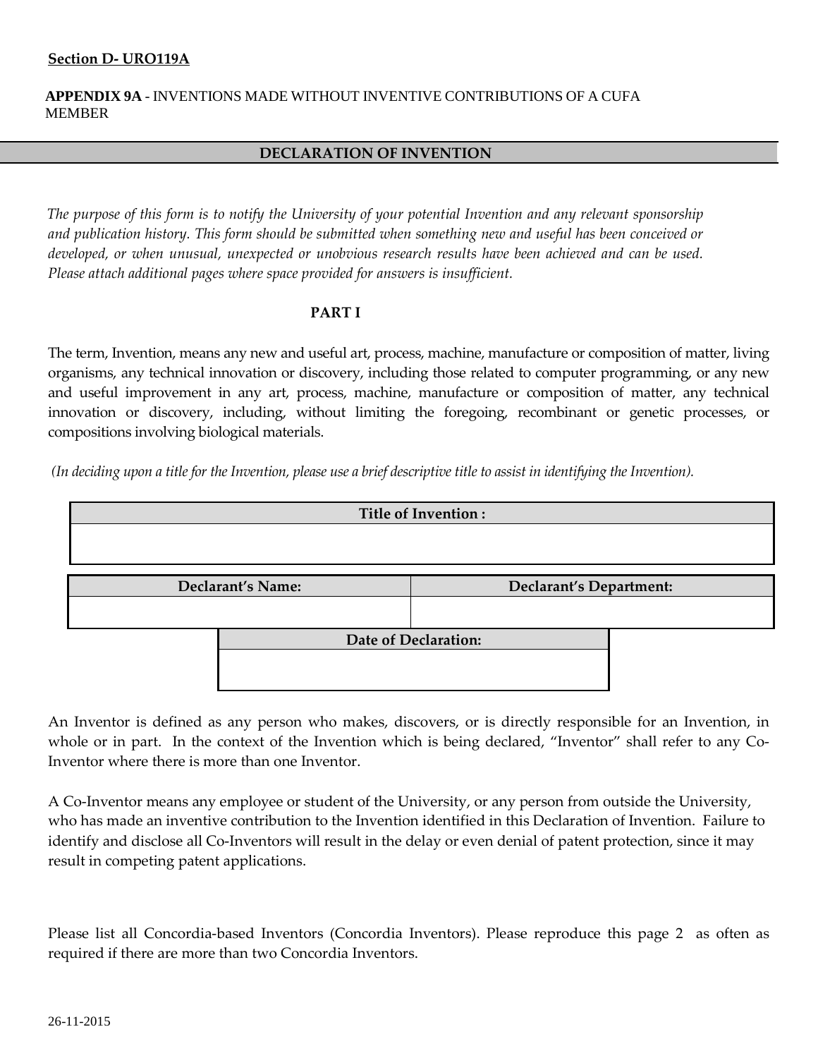**Section D- URO119A**

**APPENDIX 9A** - INVENTIONS MADE WITHOUT INVENTIVE CONTRIBUTIONS OF A CUFA MEMBER

## DECLARATION OF INVENTION

*The purpose of this form is to notify the University of your potential Invention and any relevant sponsorship and publication history. This form should be submitted when something new and useful has been conceived or developed, or when unusual, unexpected or unobvious research results have been achieved and can be used. Please attach additional pages where space provided for answers is insufficient.*

### PART I

The term, Invention, means any new and useful art, process, machine, manufacture or composition of matter, living organisms, any technical innovation or discovery, including those related to computer programming, or any new and useful improvement in any art, process, machine, manufacture or composition of matter, any technical innovation or discovery, including, without limiting the foregoing, recombinant or genetic processes, or compositions involving biological materials.

*(In deciding upon a title for the Invention, please use a brief descriptive title to assist in identifying the Invention).*

| Title of Invention : |
| --- |
| |

| Declarant's Name: | Declarant's Department: |
| --- | --- |
| | |

| Date of Declaration: |
| --- |
| |

An Inventor is defined as any person who makes, discovers, or is directly responsible for an Invention, in whole or in part. In the context of the Invention which is being declared, "Inventor" shall refer to any Co-Inventor where there is more than one Inventor.

A Co-Inventor means any employee or student of the University, or any person from outside the University, who has made an inventive contribution to the Invention identified in this Declaration of Invention. Failure to identify and disclose all Co-Inventors will result in the delay or even denial of patent protection, since it may result in competing patent applications.

Please list all Concordia-based Inventors (Concordia Inventors). Please reproduce this page 2 as often as required if there are more than two Concordia Inventors.

26-11-2015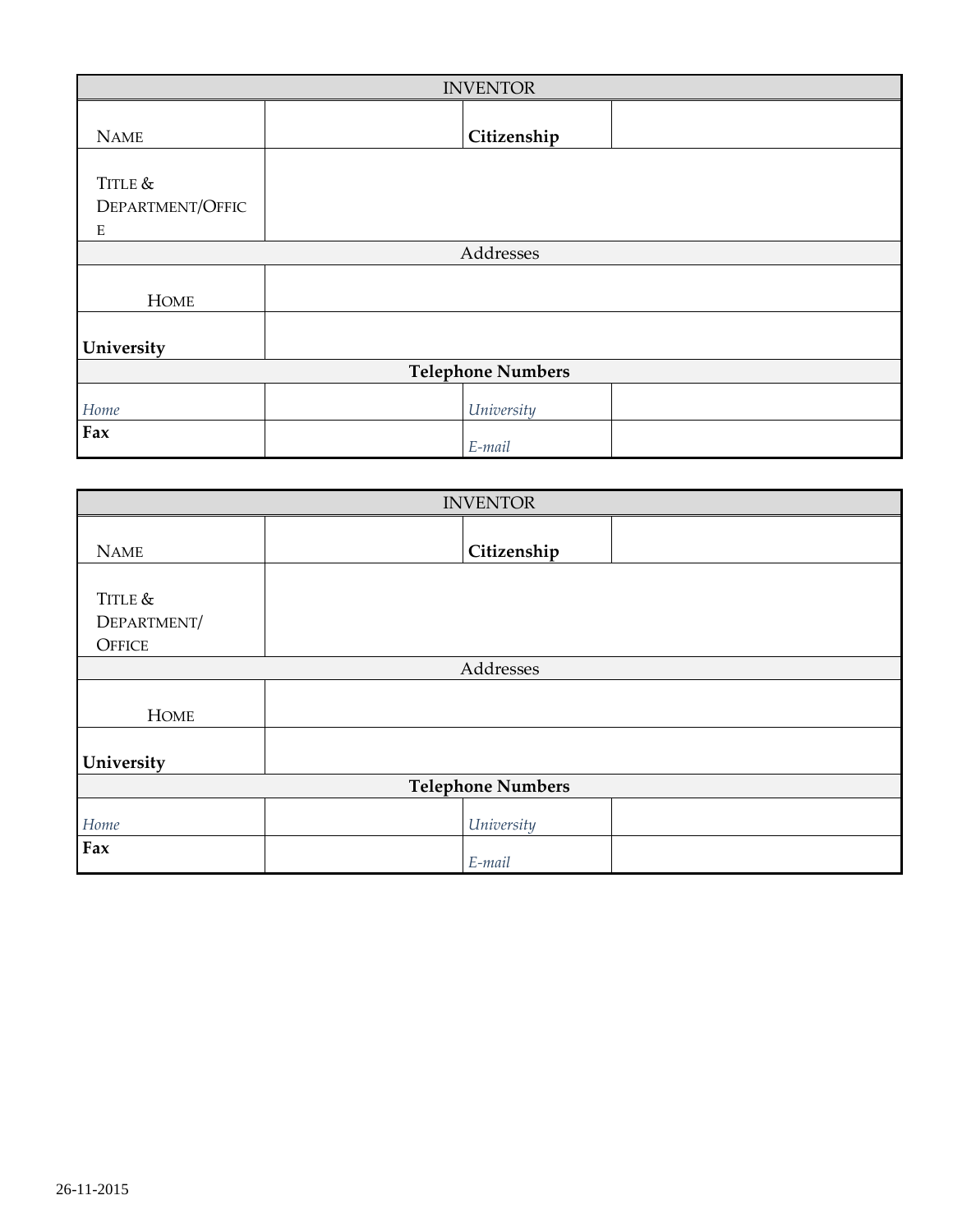| INVENTOR | | | |
|---|---|---|---|
| NAME | | **Citizenship** | |
| TITLE & DEPARTMENT/OFFICE | | | |
| Addresses | | | |
| HOME | | | |
| **University** | | | |
| **Telephone Numbers** | | | |
| *Home* | | *University* | |
| **Fax** | | *E-mail* | |

| INVENTOR | | | |
|---|---|---|---|
| NAME | | **Citizenship** | |
| TITLE & DEPARTMENT/ OFFICE | | | |
| Addresses | | | |
| HOME | | | |
| **University** | | | |
| **Telephone Numbers** | | | |
| *Home* | | *University* | |
| **Fax** | | *E-mail* | |

26-11-2015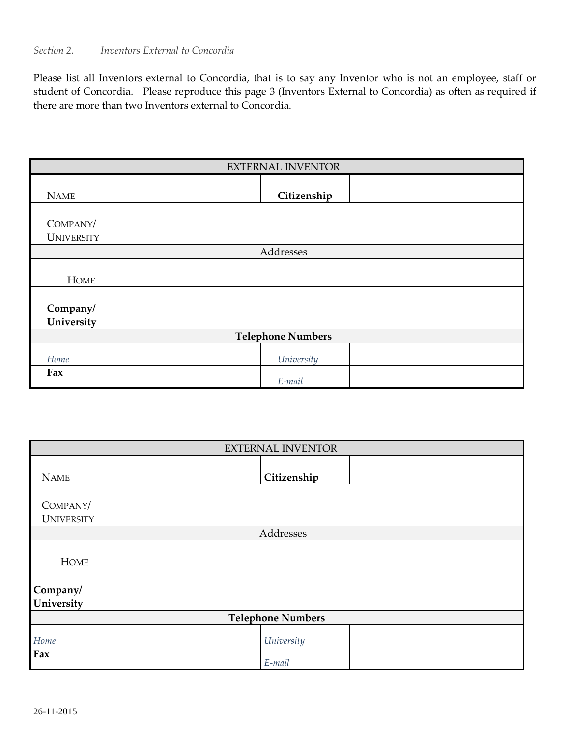*Section 2. Inventors External to Concordia*

Please list all Inventors external to Concordia, that is to say any Inventor who is not an employee, staff or student of Concordia. Please reproduce this page 3 (Inventors External to Concordia) as often as required if there are more than two Inventors external to Concordia.

| EXTERNAL INVENTOR | | | |
|---|---|---|---|
| NAME | | **Citizenship** | |
| COMPANY/ UNIVERSITY | | | |
| Addresses | | | |
| HOME | | | |
| **Company/ University** | | | |
| **Telephone Numbers** | | | |
| *Home* | | *University* | |
| **Fax** | | *E-mail* | |

| EXTERNAL INVENTOR | | | |
|---|---|---|---|
| NAME | | **Citizenship** | |
| COMPANY/ UNIVERSITY | | | |
| Addresses | | | |
| HOME | | | |
| **Company/ University** | | | |
| **Telephone Numbers** | | | |
| *Home* | | *University* | |
| **Fax** | | *E-mail* | |

26-11-2015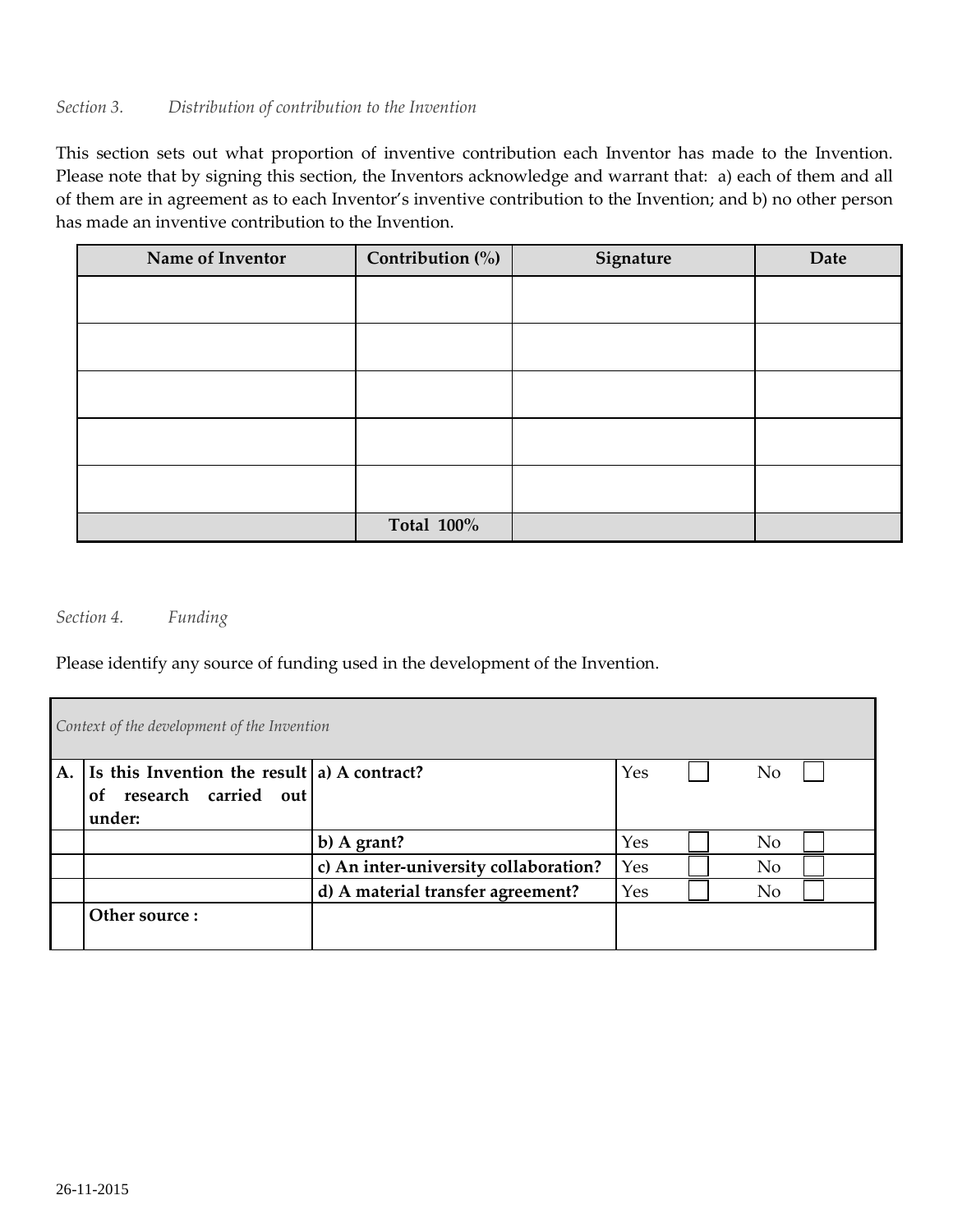*Section 3. Distribution of contribution to the Invention*

This section sets out what proportion of inventive contribution each Inventor has made to the Invention. Please note that by signing this section, the Inventors acknowledge and warrant that: a) each of them and all of them are in agreement as to each Inventor's inventive contribution to the Invention; and b) no other person has made an inventive contribution to the Invention.

| Name of Inventor | Contribution (%) | Signature | Date |
|---|---|---|---|
| | | | |
| | | | |
| | | | |
| | | | |
| | | | |
| | **Total 100%** | | |

*Section 4. Funding*

Please identify any source of funding used in the development of the Invention.

| *Context of the development of the Invention* | | | | |
|---|---|---|---|---|
| **A.** | **Is this Invention the result of research carried out under:** | **a) A contract?** | Yes ☐ | No ☐ |
| | | **b) A grant?** | Yes ☐ | No ☐ |
| | | **c) An inter-university collaboration?** | Yes ☐ | No ☐ |
| | | **d) A material transfer agreement?** | Yes ☐ | No ☐ |
| | **Other source :** | | | |

26-11-2015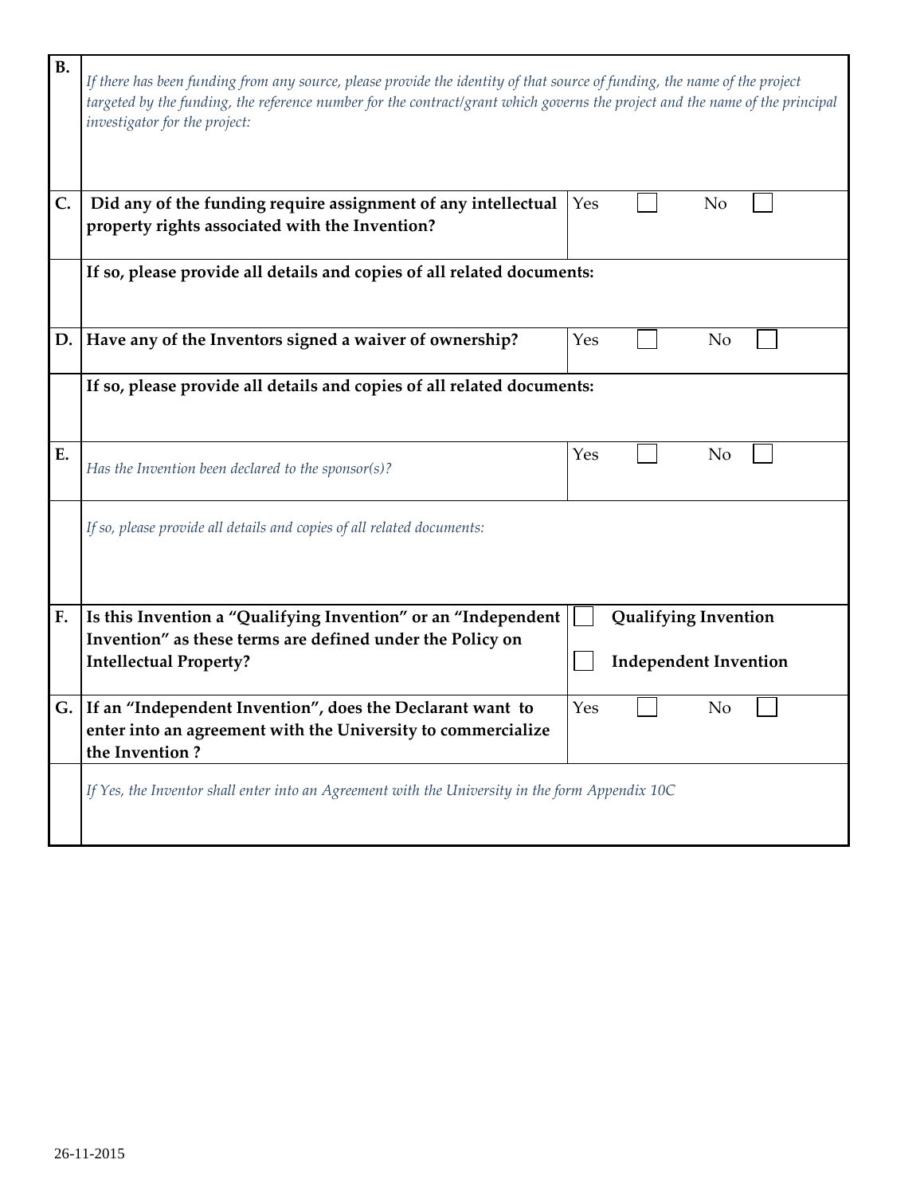| | | |
|---|---|---|
| **B.** | *If there has been funding from any source, please provide the identity of that source of funding, the name of the project targeted by the funding, the reference number for the contract/grant which governs the project and the name of the principal investigator for the project:* | |
| **C.** | **Did any of the funding require assignment of any intellectual property rights associated with the Invention?** | Yes ☐ No ☐ |
| | **If so, please provide all details and copies of all related documents:** | |
| **D.** | **Have any of the Inventors signed a waiver of ownership?** | Yes ☐ No ☐ |
| | **If so, please provide all details and copies of all related documents:** | |
| **E.** | *Has the Invention been declared to the sponsor(s)?* | Yes ☐ No ☐ |
| | *If so, please provide all details and copies of all related documents:* | |
| **F.** | **Is this Invention a "Qualifying Invention" or an "Independent Invention" as these terms are defined under the Policy on Intellectual Property?** | ☐ **Qualifying Invention** ☐ **Independent Invention** |
| **G.** | **If an "Independent Invention", does the Declarant want to enter into an agreement with the University to commercialize the Invention ?** | Yes ☐ No ☐ |
| | *If Yes, the Inventor shall enter into an Agreement with the University in the form Appendix 10C* | |

26-11-2015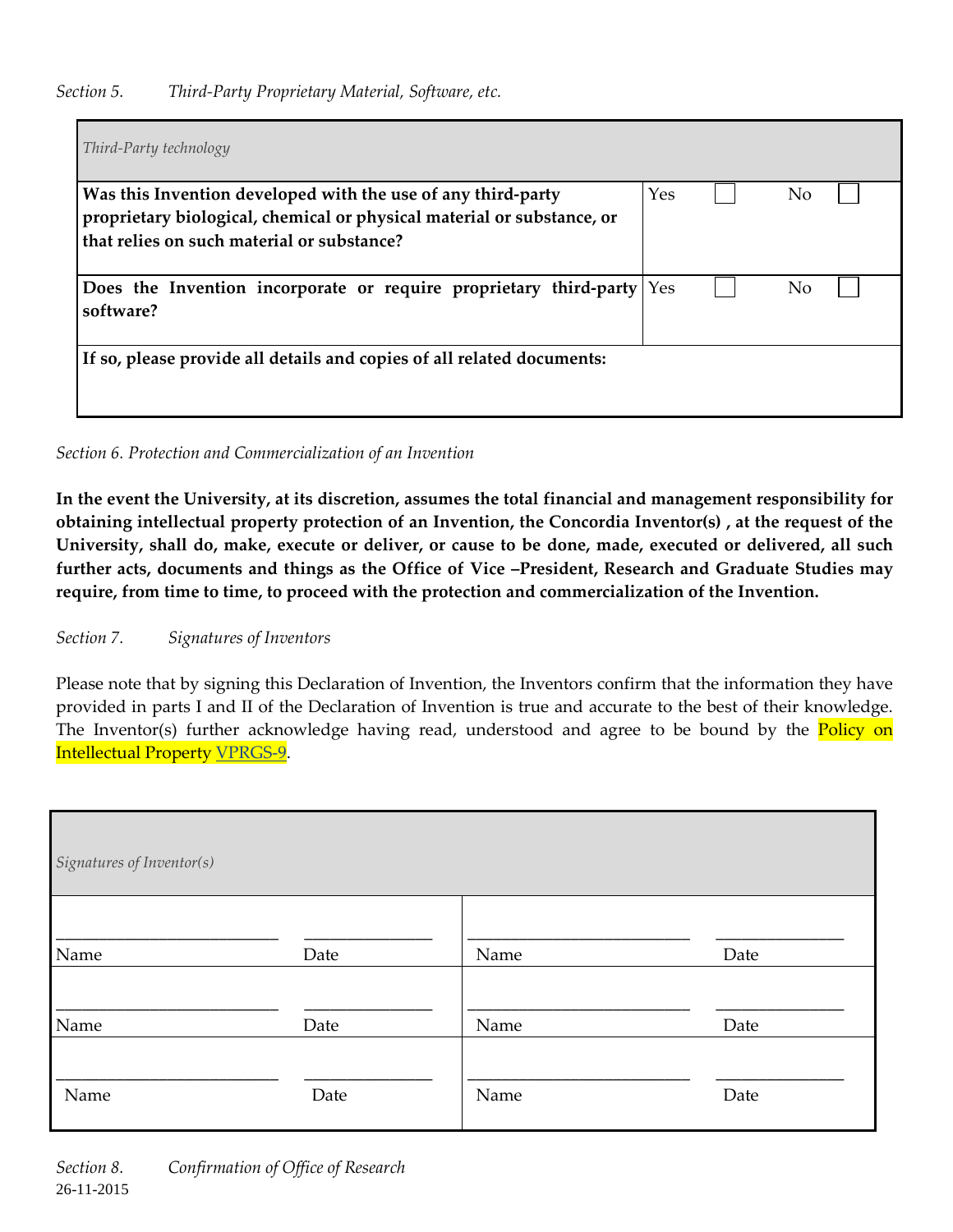*Section 5. Third-Party Proprietary Material, Software, etc.*

| *Third-Party technology* | | |
|---|---|---|
| **Was this Invention developed with the use of any third-party proprietary biological, chemical or physical material or substance, or that relies on such material or substance?** | Yes ☐ | No ☐ |
| **Does the Invention incorporate or require proprietary third-party software?** | Yes ☐ | No ☐ |
| **If so, please provide all details and copies of all related documents:** | | |

*Section 6. Protection and Commercialization of an Invention*

**In the event the University, at its discretion, assumes the total financial and management responsibility for obtaining intellectual property protection of an Invention, the Concordia Inventor(s) , at the request of the University, shall do, make, execute or deliver, or cause to be done, made, executed or delivered, all such further acts, documents and things as the Office of Vice –President, Research and Graduate Studies may require, from time to time, to proceed with the protection and commercialization of the Invention.**

*Section 7. Signatures of Inventors*

Please note that by signing this Declaration of Invention, the Inventors confirm that the information they have provided in parts I and II of the Declaration of Invention is true and accurate to the best of their knowledge. The Inventor(s) further acknowledge having read, understood and agree to be bound by the Policy on Intellectual Property VPRGS-9.

| *Signatures of Inventor(s)* | | | |
|---|---|---|---|
| Name ______________________ | Date ____________ | Name ______________________ | Date ____________ |
| Name ______________________ | Date ____________ | Name ______________________ | Date ____________ |
| Name ______________________ | Date ____________ | Name ______________________ | Date ____________ |

*Section 8. Confirmation of Office of Research*

26-11-2015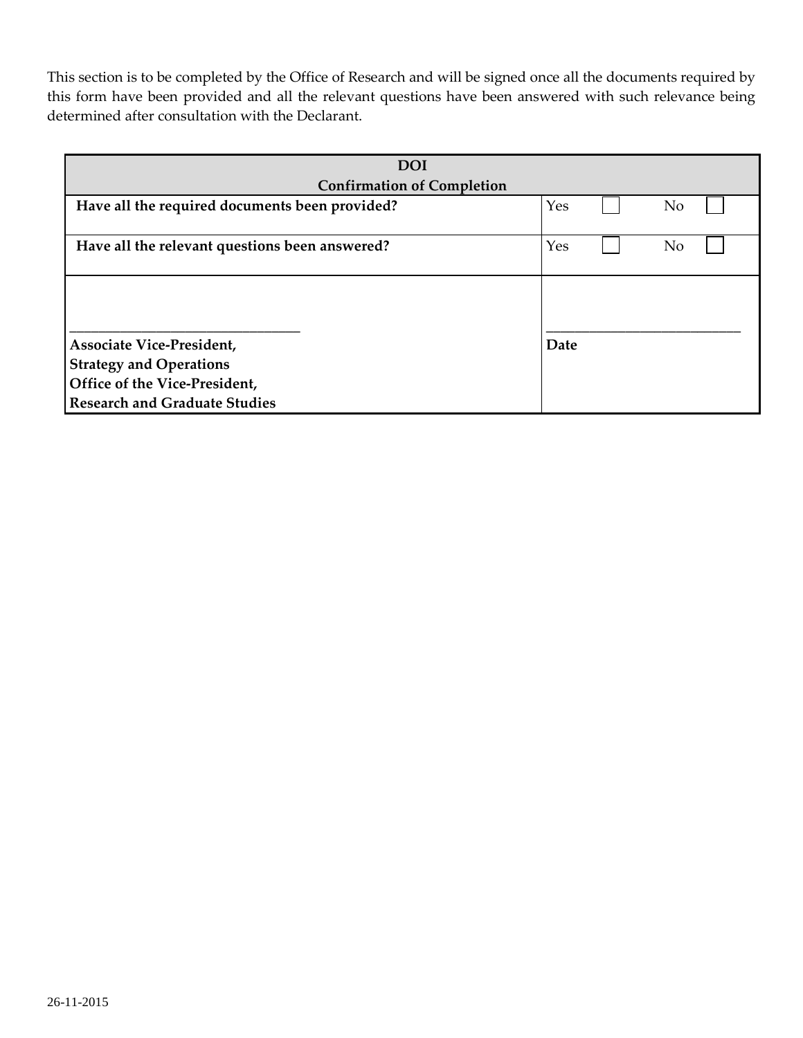This section is to be completed by the Office of Research and will be signed once all the documents required by this form have been provided and all the relevant questions have been answered with such relevance being determined after consultation with the Declarant.

| **DOI**<br>**Confirmation of Completion** | |
|---|---|
| **Have all the required documents been provided?** | Yes ☐ No ☐ |
| **Have all the relevant questions been answered?** | Yes ☐ No ☐ |
| ______________________________<br>**Associate Vice-President,**<br>**Strategy and Operations**<br>**Office of the Vice-President,**<br>**Research and Graduate Studies** | ______________________________<br>**Date** |

26-11-2015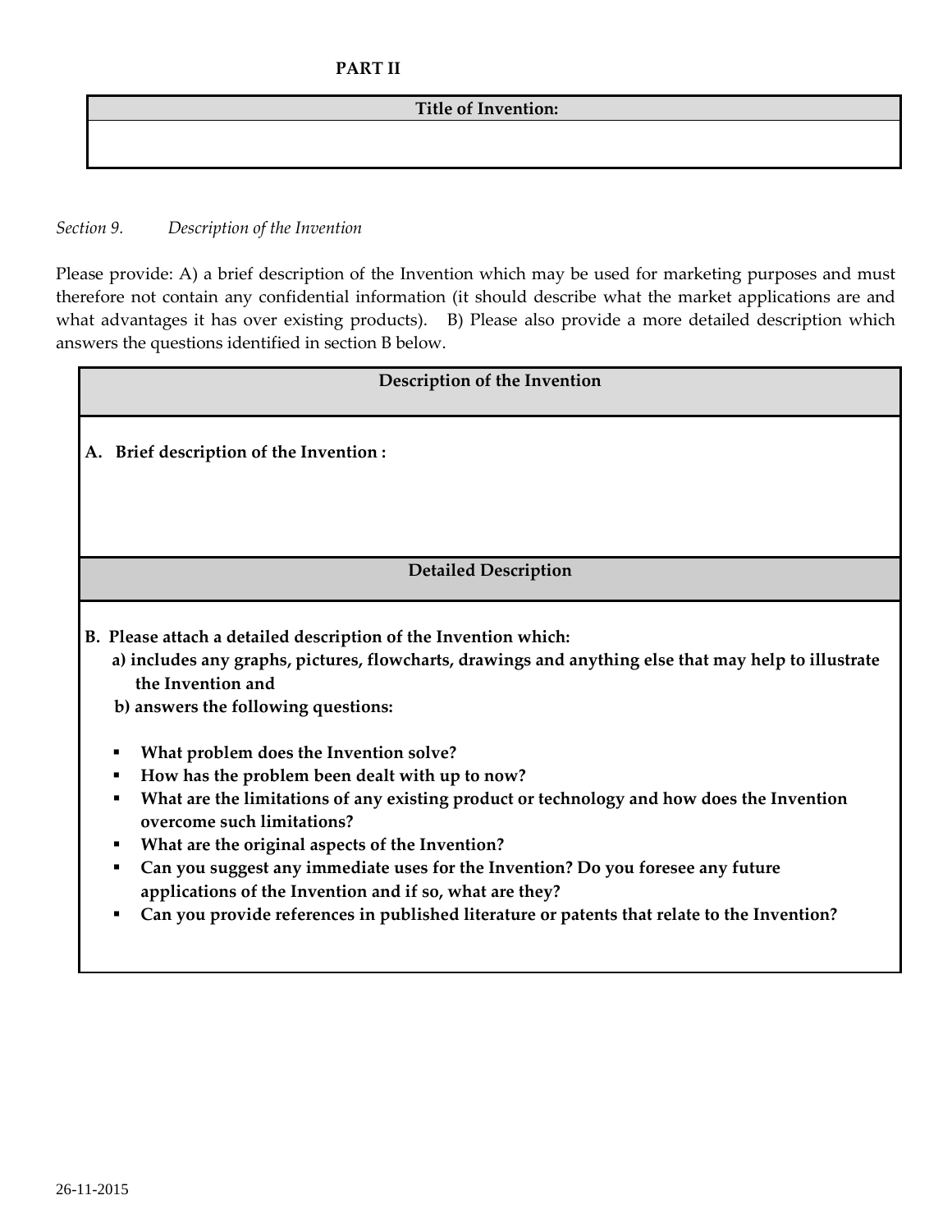**PART II**

| Title of Invention: |
|---|
| |

*Section 9. Description of the Invention*

Please provide: A) a brief description of the Invention which may be used for marketing purposes and must therefore not contain any confidential information (it should describe what the market applications are and what advantages it has over existing products). B) Please also provide a more detailed description which answers the questions identified in section B below.

| Description of the Invention |
|---|
| **A. Brief description of the Invention :** |

| Detailed Description |
|---|

**B. Please attach a detailed description of the Invention which:**

**a) includes any graphs, pictures, flowcharts, drawings and anything else that may help to illustrate the Invention and**

**b) answers the following questions:**

- **What problem does the Invention solve?**
- **How has the problem been dealt with up to now?**
- **What are the limitations of any existing product or technology and how does the Invention overcome such limitations?**
- **What are the original aspects of the Invention?**
- **Can you suggest any immediate uses for the Invention? Do you foresee any future applications of the Invention and if so, what are they?**
- **Can you provide references in published literature or patents that relate to the Invention?**

26-11-2015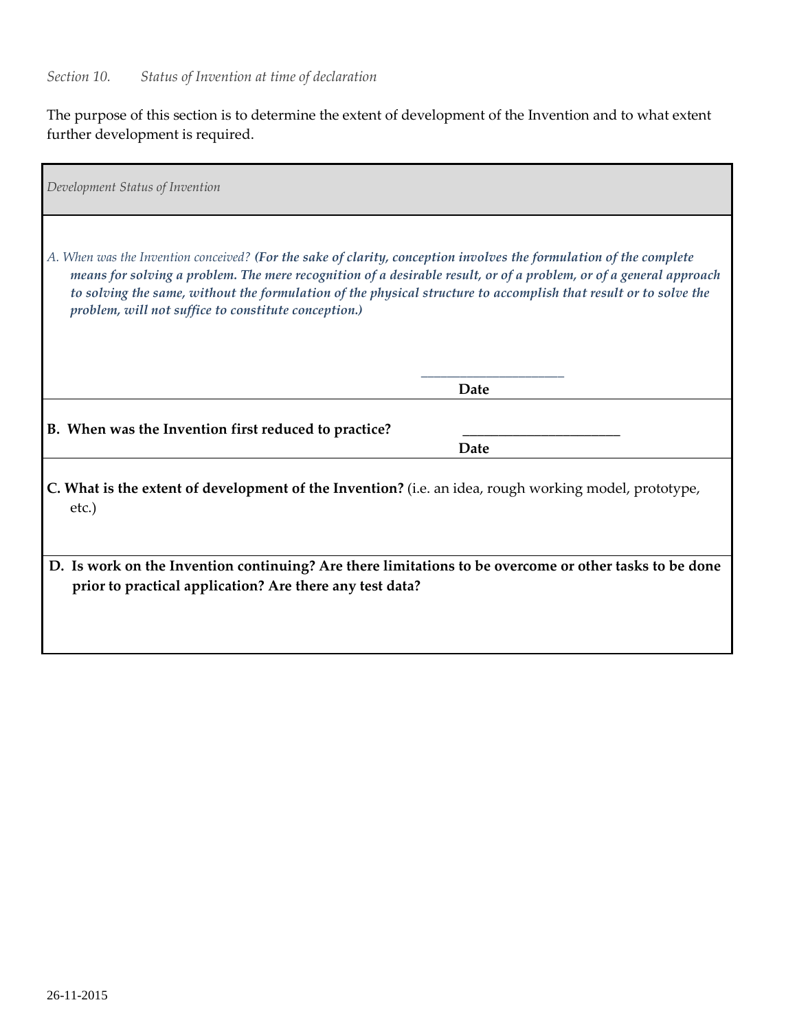*Section 10. Status of Invention at time of declaration*

The purpose of this section is to determine the extent of development of the Invention and to what extent further development is required.

*Development Status of Invention*

*A. When was the Invention conceived?* ***(For the sake of clarity, conception involves the formulation of the complete means for solving a problem. The mere recognition of a desirable result, or of a problem, or of a general approach to solving the same, without the formulation of the physical structure to accomplish that result or to solve the problem, will not suffice to constitute conception.)***

____________________
**Date**

**B. When was the Invention first reduced to practice?** ______________________
**Date**

**C. What is the extent of development of the Invention?** (i.e. an idea, rough working model, prototype, etc.)

**D. Is work on the Invention continuing? Are there limitations to be overcome or other tasks to be done prior to practical application? Are there any test data?**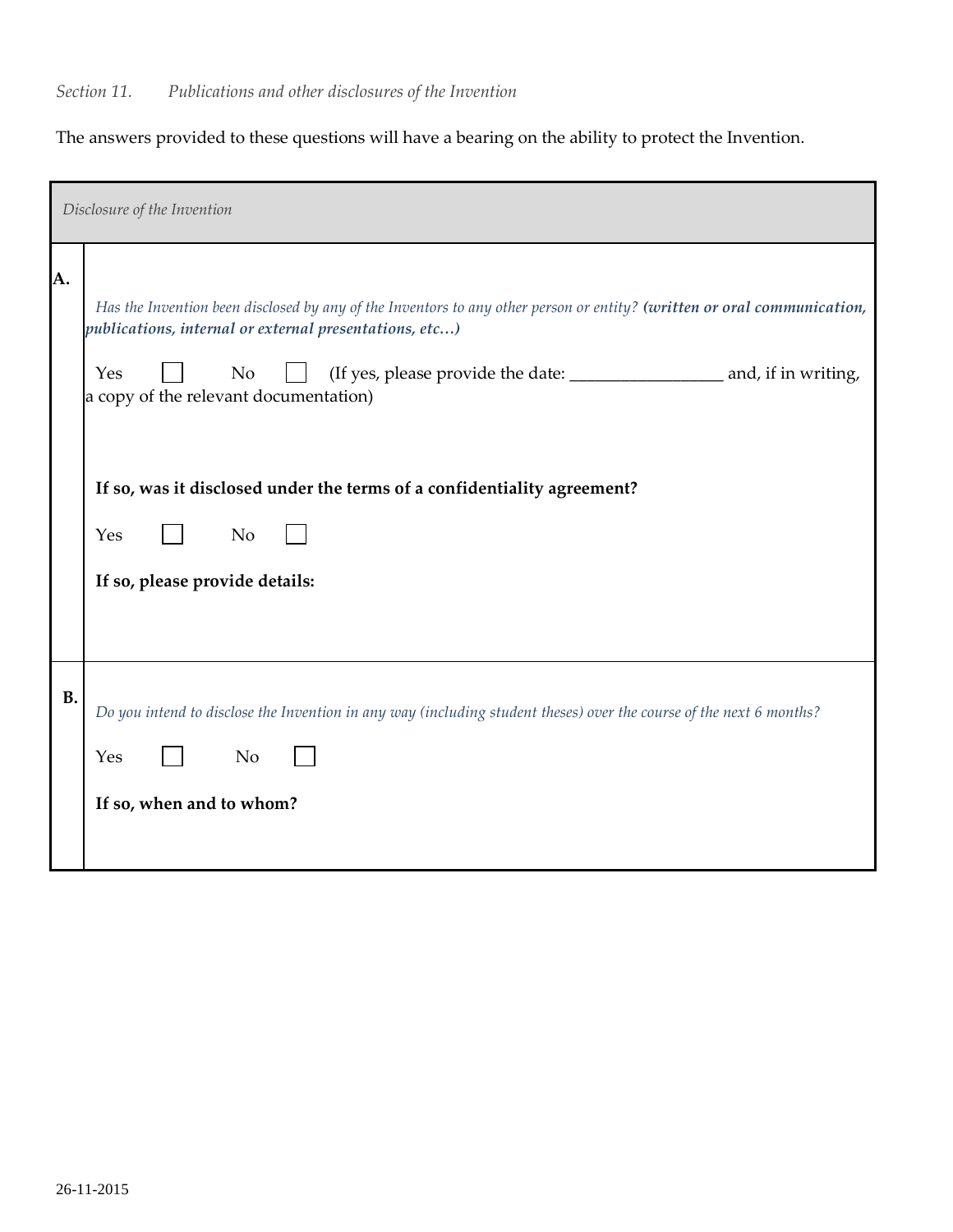*Section 11. Publications and other disclosures of the Invention*

The answers provided to these questions will have a bearing on the ability to protect the Invention.

| *Disclosure of the Invention* | |
|---|---|
| **A.** | *Has the Invention been disclosed by any of the Inventors to any other person or entity? **(written or oral communication, publications, internal or external presentations, etc…)***<br><br>Yes ☐ No ☐ (If yes, please provide the date: _________________ and, if in writing, a copy of the relevant documentation)<br><br>**If so, was it disclosed under the terms of a confidentiality agreement?**<br><br>Yes ☐ No ☐<br><br>**If so, please provide details:** |
| **B.** | *Do you intend to disclose the Invention in any way (including student theses) over the course of the next 6 months?*<br><br>Yes ☐ No ☐<br><br>**If so, when and to whom?** |

26-11-2015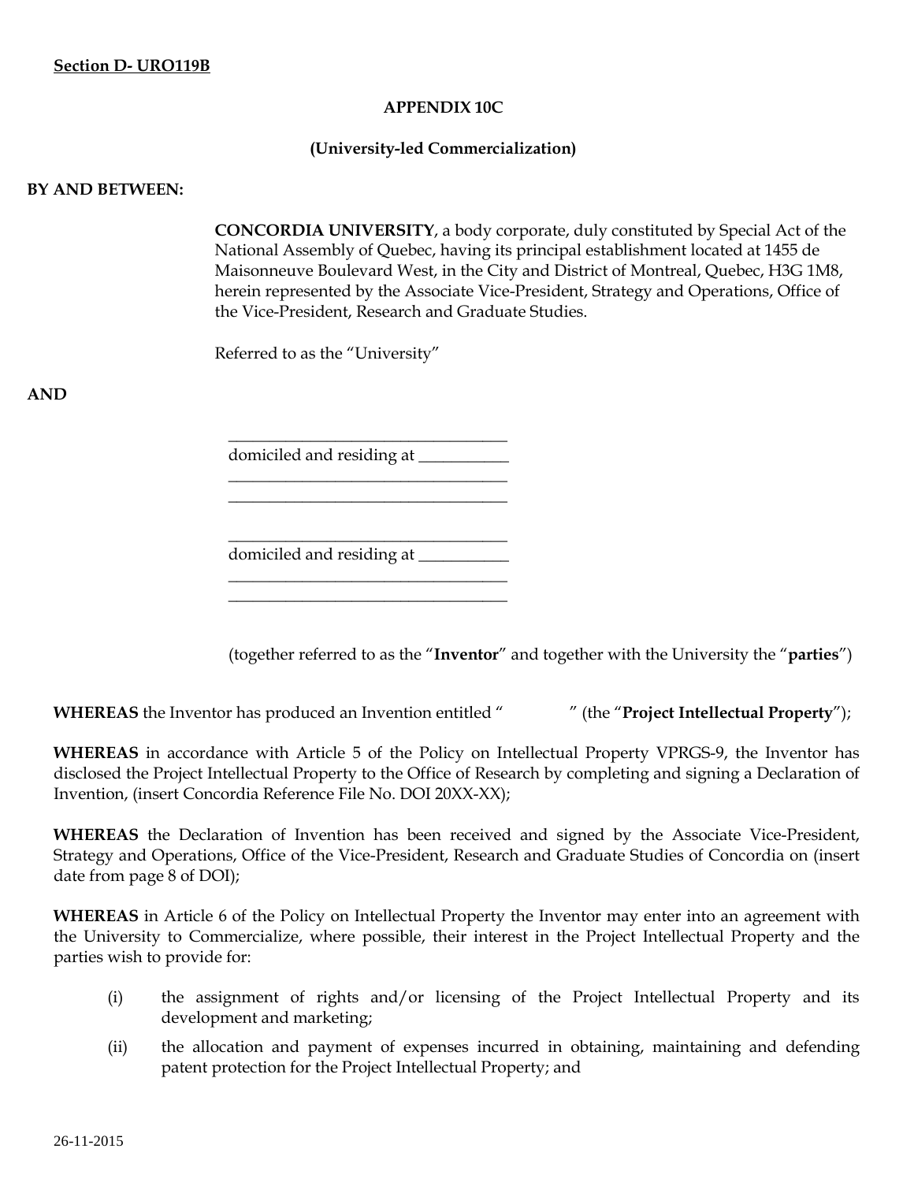**Section D- URO119B**

**APPENDIX 10C**

**(University-led Commercialization)**

**BY AND BETWEEN:**

**CONCORDIA UNIVERSITY**, a body corporate, duly constituted by Special Act of the National Assembly of Quebec, having its principal establishment located at 1455 de Maisonneuve Boulevard West, in the City and District of Montreal, Quebec, H3G 1M8, herein represented by the Associate Vice-President, Strategy and Operations, Office of the Vice-President, Research and Graduate Studies.

Referred to as the "University"

**AND**

\_\_\_\_\_\_\_\_\_\_\_\_\_\_\_\_\_\_\_\_\_\_\_\_\_\_\_\_\_\_\_\_\_\_
domiciled and residing at \_\_\_\_\_\_\_\_\_\_\_
\_\_\_\_\_\_\_\_\_\_\_\_\_\_\_\_\_\_\_\_\_\_\_\_\_\_\_\_\_\_\_\_\_\_
\_\_\_\_\_\_\_\_\_\_\_\_\_\_\_\_\_\_\_\_\_\_\_\_\_\_\_\_\_\_\_\_\_\_

\_\_\_\_\_\_\_\_\_\_\_\_\_\_\_\_\_\_\_\_\_\_\_\_\_\_\_\_\_\_\_\_\_\_
domiciled and residing at \_\_\_\_\_\_\_\_\_\_\_
\_\_\_\_\_\_\_\_\_\_\_\_\_\_\_\_\_\_\_\_\_\_\_\_\_\_\_\_\_\_\_\_\_\_
\_\_\_\_\_\_\_\_\_\_\_\_\_\_\_\_\_\_\_\_\_\_\_\_\_\_\_\_\_\_\_\_\_\_

(together referred to as the "**Inventor**" and together with the University the "**parties**")

**WHEREAS** the Inventor has produced an Invention entitled "            " (the "**Project Intellectual Property**");

**WHEREAS** in accordance with Article 5 of the Policy on Intellectual Property VPRGS-9, the Inventor has disclosed the Project Intellectual Property to the Office of Research by completing and signing a Declaration of Invention, (insert Concordia Reference File No. DOI 20XX-XX);

**WHEREAS** the Declaration of Invention has been received and signed by the Associate Vice-President, Strategy and Operations, Office of the Vice-President, Research and Graduate Studies of Concordia on (insert date from page 8 of DOI);

**WHEREAS** in Article 6 of the Policy on Intellectual Property the Inventor may enter into an agreement with the University to Commercialize, where possible, their interest in the Project Intellectual Property and the parties wish to provide for:

(i) the assignment of rights and/or licensing of the Project Intellectual Property and its development and marketing;

(ii) the allocation and payment of expenses incurred in obtaining, maintaining and defending patent protection for the Project Intellectual Property; and

26-11-2015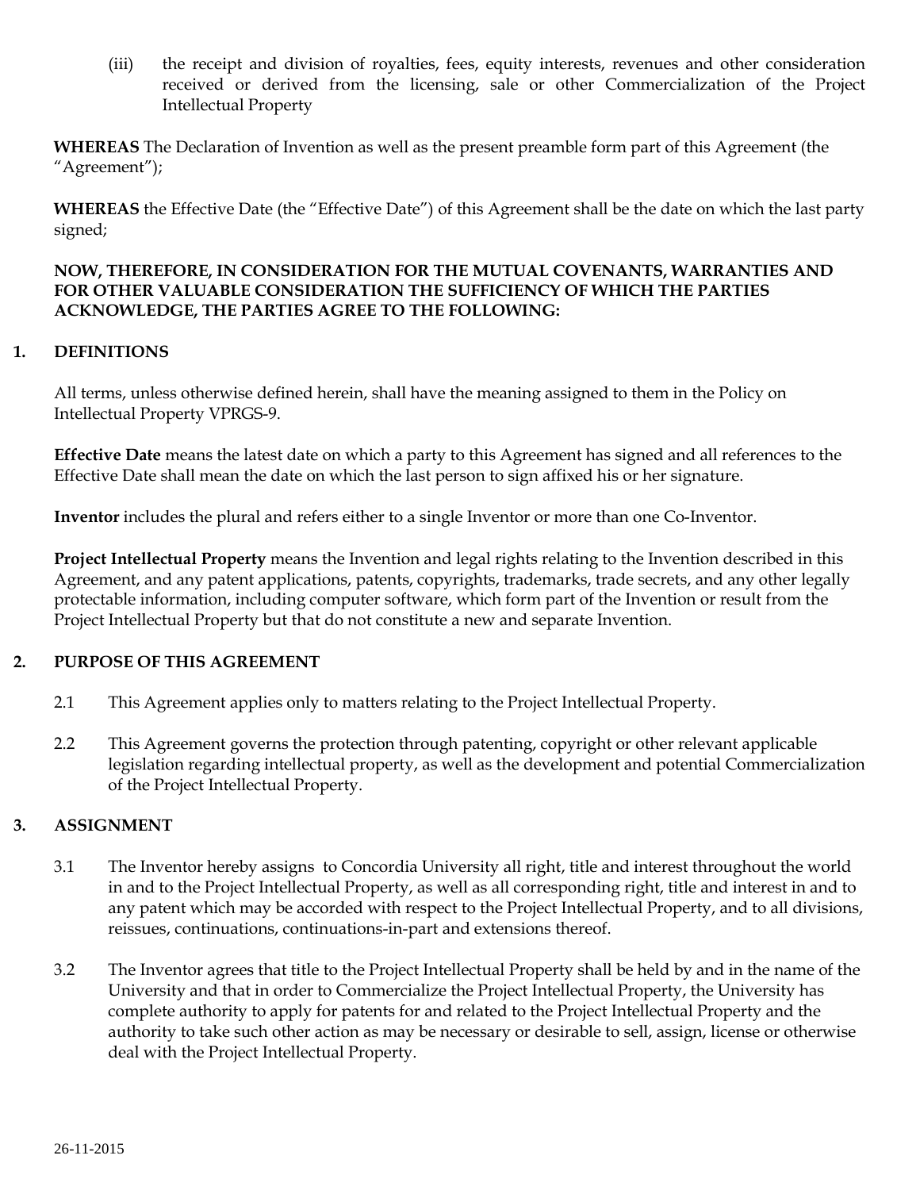(iii) the receipt and division of royalties, fees, equity interests, revenues and other consideration received or derived from the licensing, sale or other Commercialization of the Project Intellectual Property

**WHEREAS** The Declaration of Invention as well as the present preamble form part of this Agreement (the "Agreement");

**WHEREAS** the Effective Date (the "Effective Date") of this Agreement shall be the date on which the last party signed;

**NOW, THEREFORE, IN CONSIDERATION FOR THE MUTUAL COVENANTS, WARRANTIES AND FOR OTHER VALUABLE CONSIDERATION THE SUFFICIENCY OF WHICH THE PARTIES ACKNOWLEDGE, THE PARTIES AGREE TO THE FOLLOWING:**

## 1. DEFINITIONS

All terms, unless otherwise defined herein, shall have the meaning assigned to them in the Policy on Intellectual Property VPRGS-9.

**Effective Date** means the latest date on which a party to this Agreement has signed and all references to the Effective Date shall mean the date on which the last person to sign affixed his or her signature.

**Inventor** includes the plural and refers either to a single Inventor or more than one Co-Inventor.

**Project Intellectual Property** means the Invention and legal rights relating to the Invention described in this Agreement, and any patent applications, patents, copyrights, trademarks, trade secrets, and any other legally protectable information, including computer software, which form part of the Invention or result from the Project Intellectual Property but that do not constitute a new and separate Invention.

## 2. PURPOSE OF THIS AGREEMENT

2.1 This Agreement applies only to matters relating to the Project Intellectual Property.

2.2 This Agreement governs the protection through patenting, copyright or other relevant applicable legislation regarding intellectual property, as well as the development and potential Commercialization of the Project Intellectual Property.

## 3. ASSIGNMENT

3.1 The Inventor hereby assigns to Concordia University all right, title and interest throughout the world in and to the Project Intellectual Property, as well as all corresponding right, title and interest in and to any patent which may be accorded with respect to the Project Intellectual Property, and to all divisions, reissues, continuations, continuations-in-part and extensions thereof.

3.2 The Inventor agrees that title to the Project Intellectual Property shall be held by and in the name of the University and that in order to Commercialize the Project Intellectual Property, the University has complete authority to apply for patents for and related to the Project Intellectual Property and the authority to take such other action as may be necessary or desirable to sell, assign, license or otherwise deal with the Project Intellectual Property.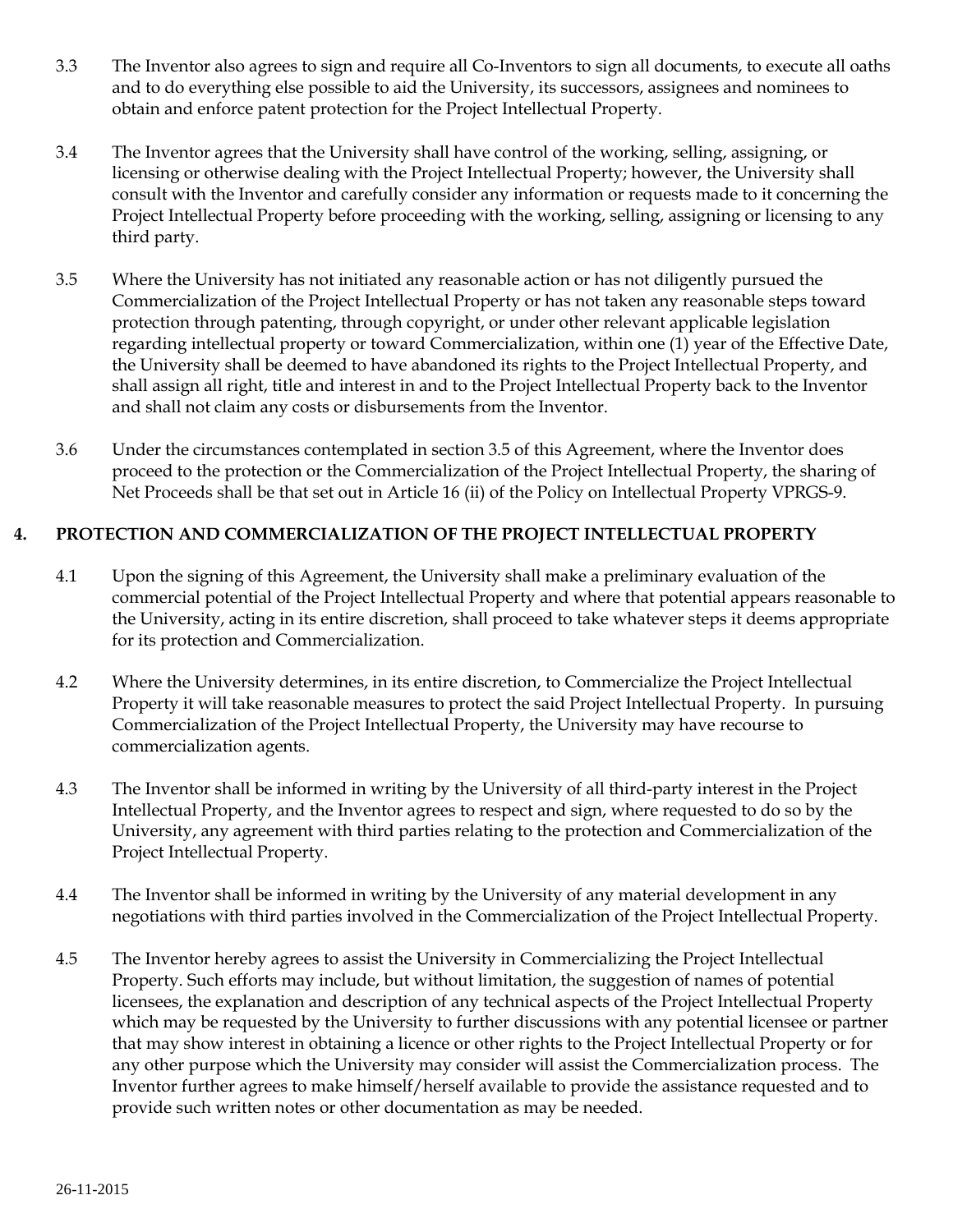3.3 The Inventor also agrees to sign and require all Co-Inventors to sign all documents, to execute all oaths and to do everything else possible to aid the University, its successors, assignees and nominees to obtain and enforce patent protection for the Project Intellectual Property.

3.4 The Inventor agrees that the University shall have control of the working, selling, assigning, or licensing or otherwise dealing with the Project Intellectual Property; however, the University shall consult with the Inventor and carefully consider any information or requests made to it concerning the Project Intellectual Property before proceeding with the working, selling, assigning or licensing to any third party.

3.5 Where the University has not initiated any reasonable action or has not diligently pursued the Commercialization of the Project Intellectual Property or has not taken any reasonable steps toward protection through patenting, through copyright, or under other relevant applicable legislation regarding intellectual property or toward Commercialization, within one (1) year of the Effective Date, the University shall be deemed to have abandoned its rights to the Project Intellectual Property, and shall assign all right, title and interest in and to the Project Intellectual Property back to the Inventor and shall not claim any costs or disbursements from the Inventor.

3.6 Under the circumstances contemplated in section 3.5 of this Agreement, where the Inventor does proceed to the protection or the Commercialization of the Project Intellectual Property, the sharing of Net Proceeds shall be that set out in Article 16 (ii) of the Policy on Intellectual Property VPRGS-9.

## 4. PROTECTION AND COMMERCIALIZATION OF THE PROJECT INTELLECTUAL PROPERTY

4.1 Upon the signing of this Agreement, the University shall make a preliminary evaluation of the commercial potential of the Project Intellectual Property and where that potential appears reasonable to the University, acting in its entire discretion, shall proceed to take whatever steps it deems appropriate for its protection and Commercialization.

4.2 Where the University determines, in its entire discretion, to Commercialize the Project Intellectual Property it will take reasonable measures to protect the said Project Intellectual Property. In pursuing Commercialization of the Project Intellectual Property, the University may have recourse to commercialization agents.

4.3 The Inventor shall be informed in writing by the University of all third-party interest in the Project Intellectual Property, and the Inventor agrees to respect and sign, where requested to do so by the University, any agreement with third parties relating to the protection and Commercialization of the Project Intellectual Property.

4.4 The Inventor shall be informed in writing by the University of any material development in any negotiations with third parties involved in the Commercialization of the Project Intellectual Property.

4.5 The Inventor hereby agrees to assist the University in Commercializing the Project Intellectual Property. Such efforts may include, but without limitation, the suggestion of names of potential licensees, the explanation and description of any technical aspects of the Project Intellectual Property which may be requested by the University to further discussions with any potential licensee or partner that may show interest in obtaining a licence or other rights to the Project Intellectual Property or for any other purpose which the University may consider will assist the Commercialization process. The Inventor further agrees to make himself/herself available to provide the assistance requested and to provide such written notes or other documentation as may be needed.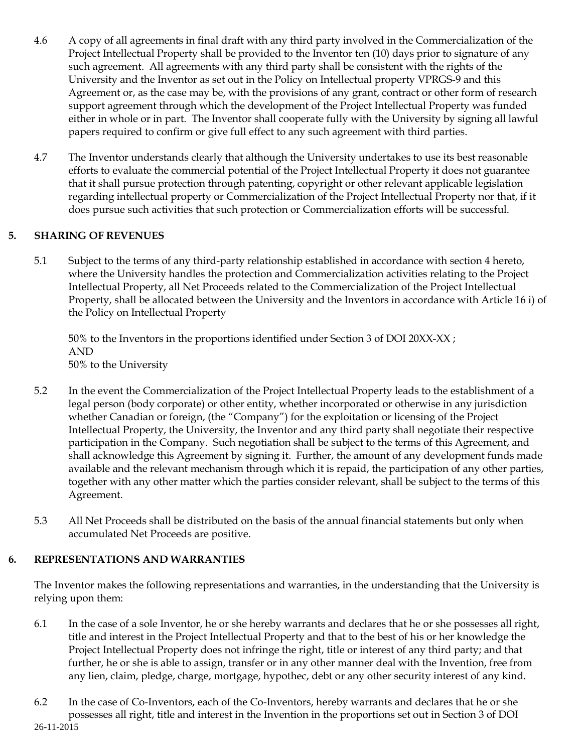4.6 A copy of all agreements in final draft with any third party involved in the Commercialization of the Project Intellectual Property shall be provided to the Inventor ten (10) days prior to signature of any such agreement. All agreements with any third party shall be consistent with the rights of the University and the Inventor as set out in the Policy on Intellectual property VPRGS-9 and this Agreement or, as the case may be, with the provisions of any grant, contract or other form of research support agreement through which the development of the Project Intellectual Property was funded either in whole or in part. The Inventor shall cooperate fully with the University by signing all lawful papers required to confirm or give full effect to any such agreement with third parties.

4.7 The Inventor understands clearly that although the University undertakes to use its best reasonable efforts to evaluate the commercial potential of the Project Intellectual Property it does not guarantee that it shall pursue protection through patenting, copyright or other relevant applicable legislation regarding intellectual property or Commercialization of the Project Intellectual Property nor that, if it does pursue such activities that such protection or Commercialization efforts will be successful.

## 5. SHARING OF REVENUES

5.1 Subject to the terms of any third-party relationship established in accordance with section 4 hereto, where the University handles the protection and Commercialization activities relating to the Project Intellectual Property, all Net Proceeds related to the Commercialization of the Project Intellectual Property, shall be allocated between the University and the Inventors in accordance with Article 16 i) of the Policy on Intellectual Property

50% to the Inventors in the proportions identified under Section 3 of DOI 20XX-XX ;
AND
50% to the University

5.2 In the event the Commercialization of the Project Intellectual Property leads to the establishment of a legal person (body corporate) or other entity, whether incorporated or otherwise in any jurisdiction whether Canadian or foreign, (the "Company") for the exploitation or licensing of the Project Intellectual Property, the University, the Inventor and any third party shall negotiate their respective participation in the Company. Such negotiation shall be subject to the terms of this Agreement, and shall acknowledge this Agreement by signing it. Further, the amount of any development funds made available and the relevant mechanism through which it is repaid, the participation of any other parties, together with any other matter which the parties consider relevant, shall be subject to the terms of this Agreement.

5.3 All Net Proceeds shall be distributed on the basis of the annual financial statements but only when accumulated Net Proceeds are positive.

## 6. REPRESENTATIONS AND WARRANTIES

The Inventor makes the following representations and warranties, in the understanding that the University is relying upon them:

6.1 In the case of a sole Inventor, he or she hereby warrants and declares that he or she possesses all right, title and interest in the Project Intellectual Property and that to the best of his or her knowledge the Project Intellectual Property does not infringe the right, title or interest of any third party; and that further, he or she is able to assign, transfer or in any other manner deal with the Invention, free from any lien, claim, pledge, charge, mortgage, hypothec, debt or any other security interest of any kind.

6.2 In the case of Co-Inventors, each of the Co-Inventors, hereby warrants and declares that he or she possesses all right, title and interest in the Invention in the proportions set out in Section 3 of DOI

26-11-2015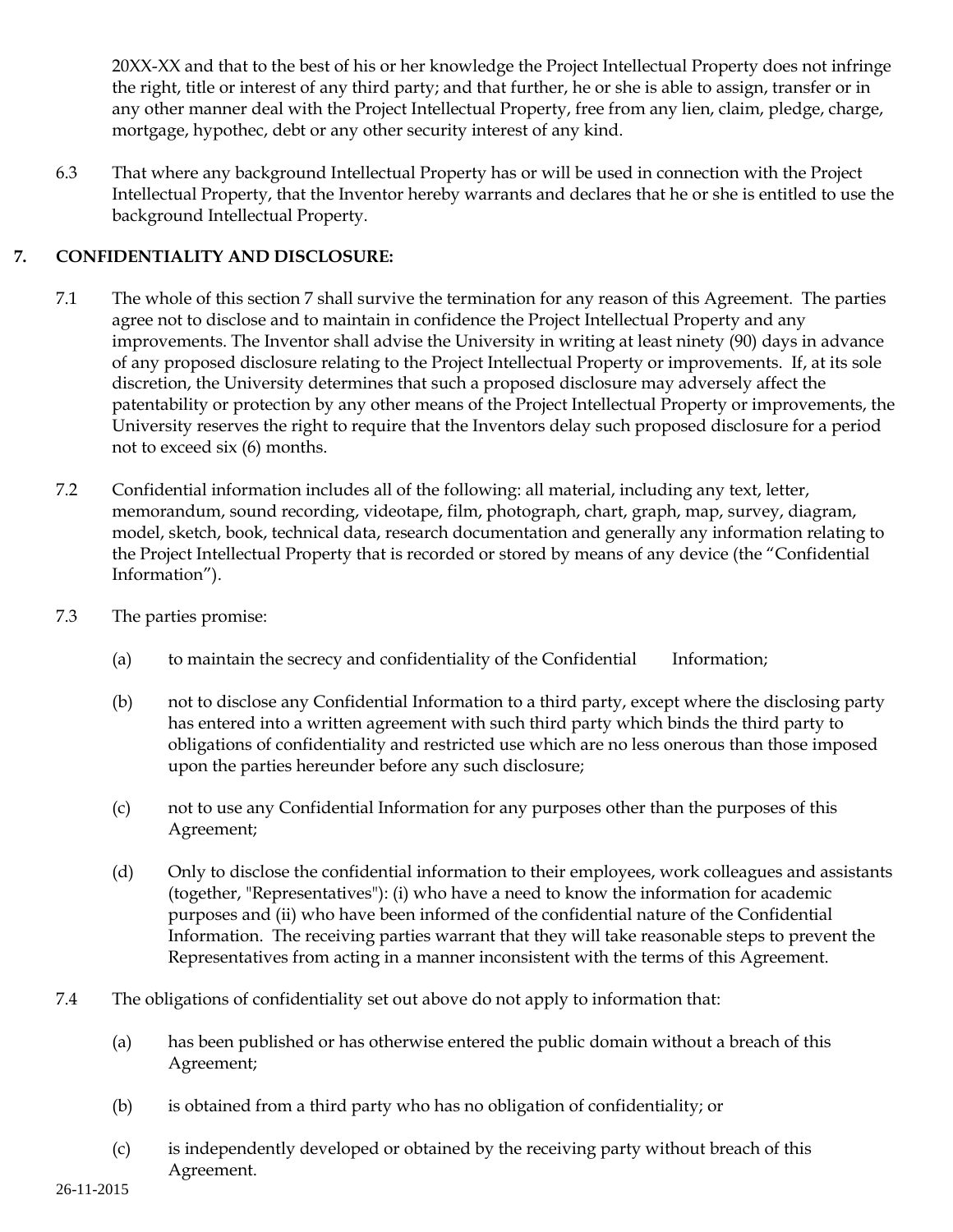20XX-XX and that to the best of his or her knowledge the Project Intellectual Property does not infringe the right, title or interest of any third party; and that further, he or she is able to assign, transfer or in any other manner deal with the Project Intellectual Property, free from any lien, claim, pledge, charge, mortgage, hypothec, debt or any other security interest of any kind.

6.3 That where any background Intellectual Property has or will be used in connection with the Project Intellectual Property, that the Inventor hereby warrants and declares that he or she is entitled to use the background Intellectual Property.

## 7. CONFIDENTIALITY AND DISCLOSURE:

7.1 The whole of this section 7 shall survive the termination for any reason of this Agreement. The parties agree not to disclose and to maintain in confidence the Project Intellectual Property and any improvements. The Inventor shall advise the University in writing at least ninety (90) days in advance of any proposed disclosure relating to the Project Intellectual Property or improvements. If, at its sole discretion, the University determines that such a proposed disclosure may adversely affect the patentability or protection by any other means of the Project Intellectual Property or improvements, the University reserves the right to require that the Inventors delay such proposed disclosure for a period not to exceed six (6) months.

7.2 Confidential information includes all of the following: all material, including any text, letter, memorandum, sound recording, videotape, film, photograph, chart, graph, map, survey, diagram, model, sketch, book, technical data, research documentation and generally any information relating to the Project Intellectual Property that is recorded or stored by means of any device (the "Confidential Information").

7.3 The parties promise:

(a) to maintain the secrecy and confidentiality of the Confidential Information;

(b) not to disclose any Confidential Information to a third party, except where the disclosing party has entered into a written agreement with such third party which binds the third party to obligations of confidentiality and restricted use which are no less onerous than those imposed upon the parties hereunder before any such disclosure;

(c) not to use any Confidential Information for any purposes other than the purposes of this Agreement;

(d) Only to disclose the confidential information to their employees, work colleagues and assistants (together, "Representatives"): (i) who have a need to know the information for academic purposes and (ii) who have been informed of the confidential nature of the Confidential Information. The receiving parties warrant that they will take reasonable steps to prevent the Representatives from acting in a manner inconsistent with the terms of this Agreement.

7.4 The obligations of confidentiality set out above do not apply to information that:

(a) has been published or has otherwise entered the public domain without a breach of this Agreement;

(b) is obtained from a third party who has no obligation of confidentiality; or

(c) is independently developed or obtained by the receiving party without breach of this Agreement.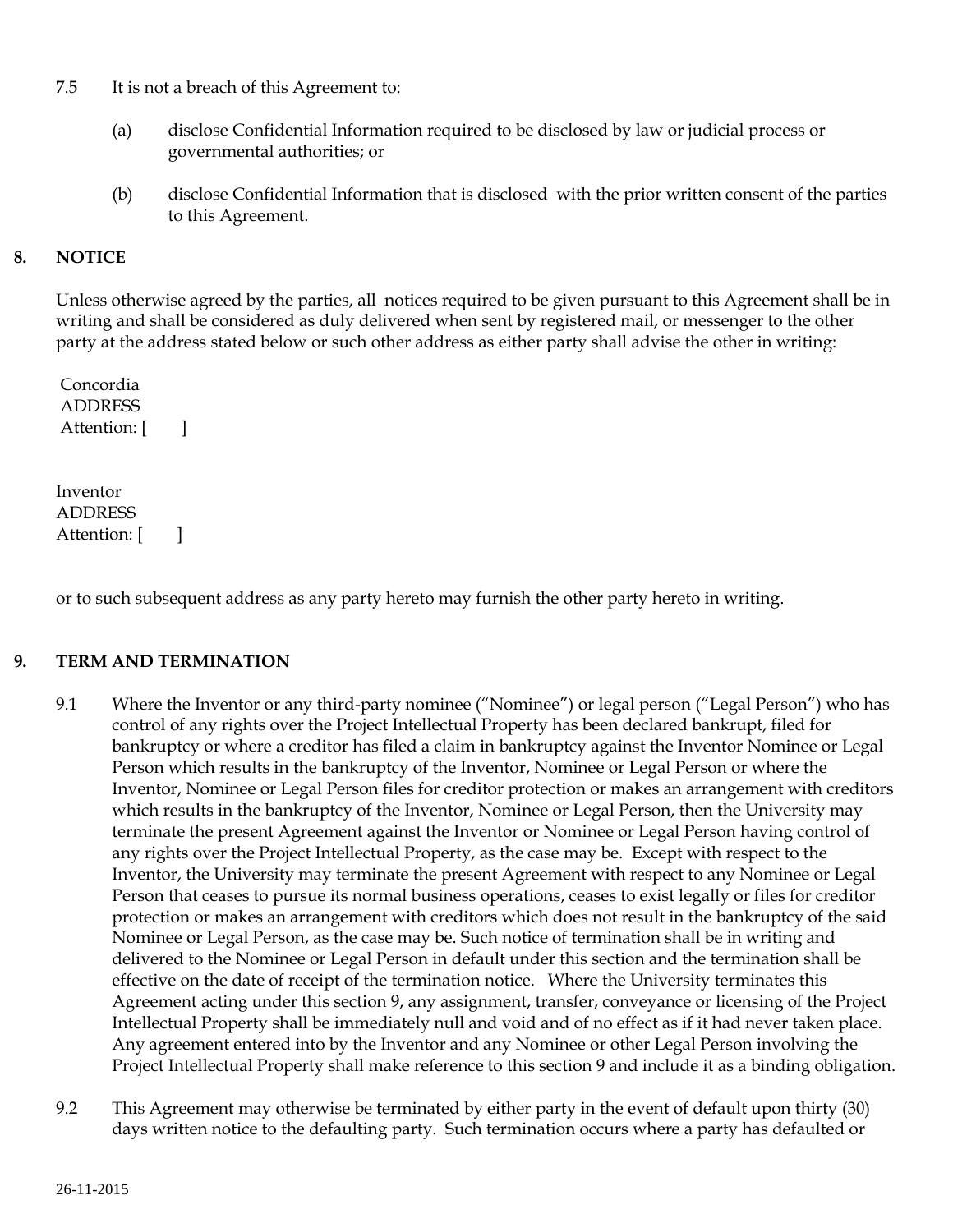7.5 It is not a breach of this Agreement to:

(a) disclose Confidential Information required to be disclosed by law or judicial process or governmental authorities; or

(b) disclose Confidential Information that is disclosed with the prior written consent of the parties to this Agreement.

## 8. NOTICE

Unless otherwise agreed by the parties, all notices required to be given pursuant to this Agreement shall be in writing and shall be considered as duly delivered when sent by registered mail, or messenger to the other party at the address stated below or such other address as either party shall advise the other in writing:

Concordia
ADDRESS
Attention: [ ]

Inventor
ADDRESS
Attention: [ ]

or to such subsequent address as any party hereto may furnish the other party hereto in writing.

## 9. TERM AND TERMINATION

9.1 Where the Inventor or any third-party nominee (“Nominee”) or legal person (“Legal Person”) who has control of any rights over the Project Intellectual Property has been declared bankrupt, filed for bankruptcy or where a creditor has filed a claim in bankruptcy against the Inventor Nominee or Legal Person which results in the bankruptcy of the Inventor, Nominee or Legal Person or where the Inventor, Nominee or Legal Person files for creditor protection or makes an arrangement with creditors which results in the bankruptcy of the Inventor, Nominee or Legal Person, then the University may terminate the present Agreement against the Inventor or Nominee or Legal Person having control of any rights over the Project Intellectual Property, as the case may be. Except with respect to the Inventor, the University may terminate the present Agreement with respect to any Nominee or Legal Person that ceases to pursue its normal business operations, ceases to exist legally or files for creditor protection or makes an arrangement with creditors which does not result in the bankruptcy of the said Nominee or Legal Person, as the case may be. Such notice of termination shall be in writing and delivered to the Nominee or Legal Person in default under this section and the termination shall be effective on the date of receipt of the termination notice. Where the University terminates this Agreement acting under this section 9, any assignment, transfer, conveyance or licensing of the Project Intellectual Property shall be immediately null and void and of no effect as if it had never taken place. Any agreement entered into by the Inventor and any Nominee or other Legal Person involving the Project Intellectual Property shall make reference to this section 9 and include it as a binding obligation.

9.2 This Agreement may otherwise be terminated by either party in the event of default upon thirty (30) days written notice to the defaulting party. Such termination occurs where a party has defaulted or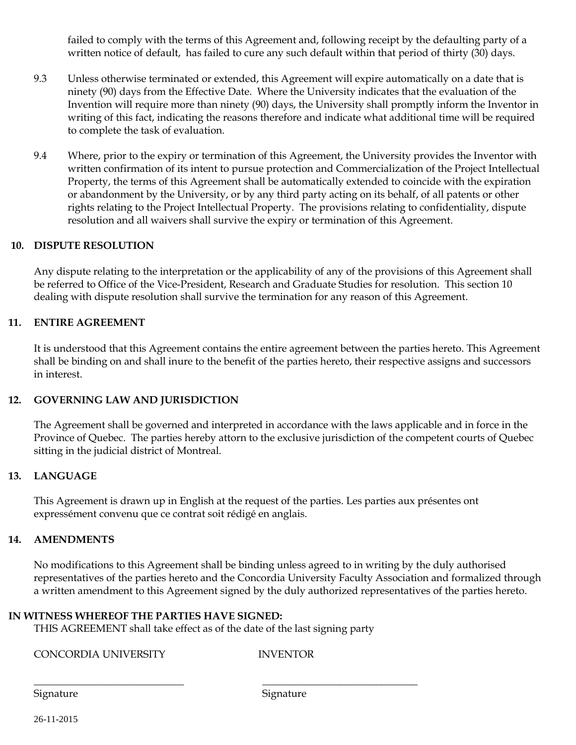failed to comply with the terms of this Agreement and, following receipt by the defaulting party of a written notice of default, has failed to cure any such default within that period of thirty (30) days.

9.3 Unless otherwise terminated or extended, this Agreement will expire automatically on a date that is ninety (90) days from the Effective Date. Where the University indicates that the evaluation of the Invention will require more than ninety (90) days, the University shall promptly inform the Inventor in writing of this fact, indicating the reasons therefore and indicate what additional time will be required to complete the task of evaluation.

9.4 Where, prior to the expiry or termination of this Agreement, the University provides the Inventor with written confirmation of its intent to pursue protection and Commercialization of the Project Intellectual Property, the terms of this Agreement shall be automatically extended to coincide with the expiration or abandonment by the University, or by any third party acting on its behalf, of all patents or other rights relating to the Project Intellectual Property. The provisions relating to confidentiality, dispute resolution and all waivers shall survive the expiry or termination of this Agreement.

## 10. DISPUTE RESOLUTION

Any dispute relating to the interpretation or the applicability of any of the provisions of this Agreement shall be referred to Office of the Vice-President, Research and Graduate Studies for resolution. This section 10 dealing with dispute resolution shall survive the termination for any reason of this Agreement.

## 11. ENTIRE AGREEMENT

It is understood that this Agreement contains the entire agreement between the parties hereto. This Agreement shall be binding on and shall inure to the benefit of the parties hereto, their respective assigns and successors in interest.

## 12. GOVERNING LAW AND JURISDICTION

The Agreement shall be governed and interpreted in accordance with the laws applicable and in force in the Province of Quebec. The parties hereby attorn to the exclusive jurisdiction of the competent courts of Quebec sitting in the judicial district of Montreal.

## 13. LANGUAGE

This Agreement is drawn up in English at the request of the parties. Les parties aux présentes ont expressément convenu que ce contrat soit rédigé en anglais.

## 14. AMENDMENTS

No modifications to this Agreement shall be binding unless agreed to in writing by the duly authorised representatives of the parties hereto and the Concordia University Faculty Association and formalized through a written amendment to this Agreement signed by the duly authorized representatives of the parties hereto.

**IN WITNESS WHEREOF THE PARTIES HAVE SIGNED:**

THIS AGREEMENT shall take effect as of the date of the last signing party

| CONCORDIA UNIVERSITY | INVENTOR |
|---|---|
| \_\_\_\_\_\_\_\_\_\_\_\_\_\_\_\_\_\_\_\_\_\_\_\_\_\_\_\_\_\_ | \_\_\_\_\_\_\_\_\_\_\_\_\_\_\_\_\_\_\_\_\_\_\_\_\_\_\_\_\_\_ |
| Signature | Signature |

26-11-2015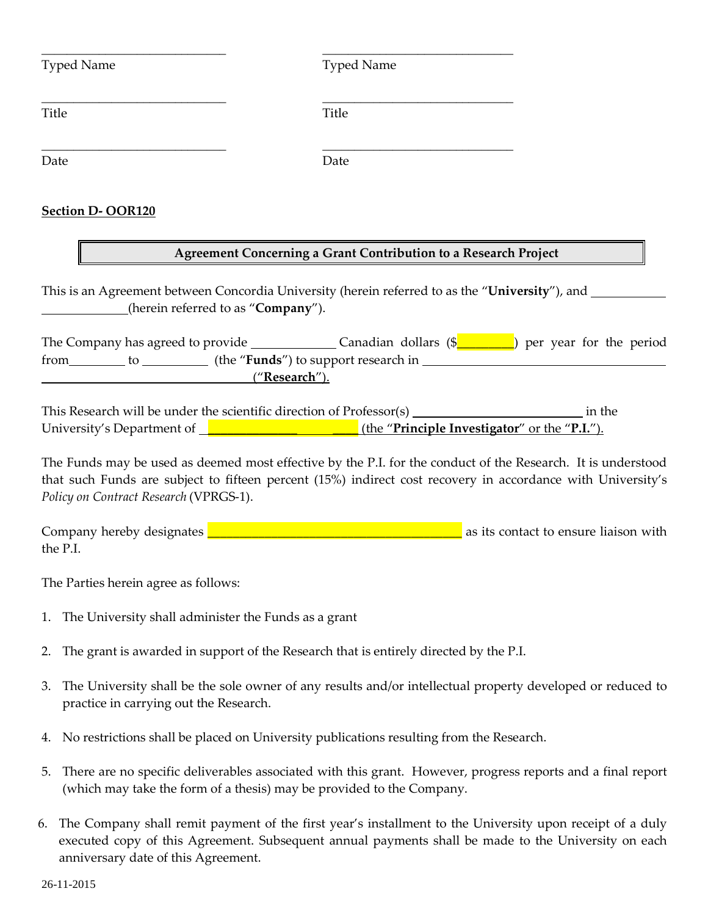______________________________ ______________________________
Typed Name Typed Name

______________________________ ______________________________
Title Title

______________________________ ______________________________
Date Date

**Section D- OOR120**

**Agreement Concerning a Grant Contribution to a Research Project**

This is an Agreement between Concordia University (herein referred to as the "**University**"), and ____________ ____________(herein referred to as "**Company**").

The Company has agreed to provide ____________ Canadian dollars ($________) per year for the period from________ to __________ (the "**Funds**") to support research in ______________________________________ ______________________________________("**Research**").

This Research will be under the scientific direction of Professor(s) ________________________ in the University's Department of ______________________ (the "**Principle Investigator**" or the "**P.I.**").

The Funds may be used as deemed most effective by the P.I. for the conduct of the Research. It is understood that such Funds are subject to fifteen percent (15%) indirect cost recovery in accordance with University's *Policy on Contract Research* (VPRGS-1).

Company hereby designates ______________________________________ as its contact to ensure liaison with the P.I.

The Parties herein agree as follows:

1. The University shall administer the Funds as a grant
2. The grant is awarded in support of the Research that is entirely directed by the P.I.
3. The University shall be the sole owner of any results and/or intellectual property developed or reduced to practice in carrying out the Research.
4. No restrictions shall be placed on University publications resulting from the Research.
5. There are no specific deliverables associated with this grant. However, progress reports and a final report (which may take the form of a thesis) may be provided to the Company.
6. The Company shall remit payment of the first year's installment to the University upon receipt of a duly executed copy of this Agreement. Subsequent annual payments shall be made to the University on each anniversary date of this Agreement.

26-11-2015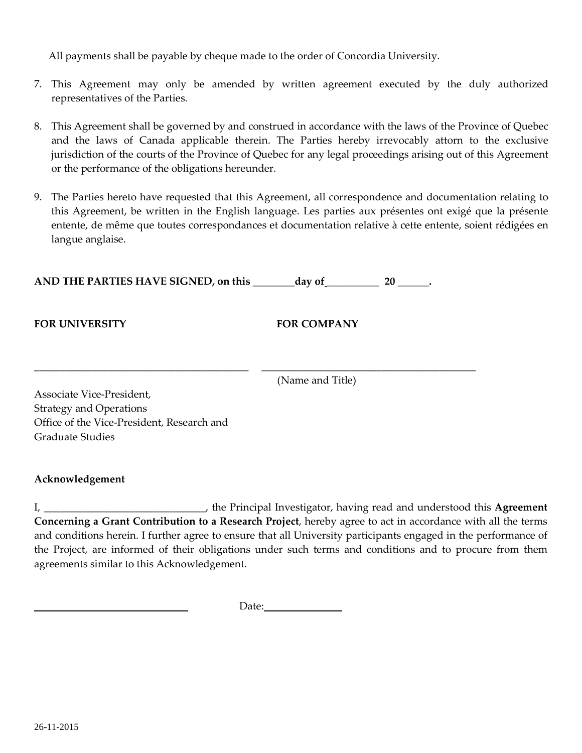All payments shall be payable by cheque made to the order of Concordia University.

7. This Agreement may only be amended by written agreement executed by the duly authorized representatives of the Parties.

8. This Agreement shall be governed by and construed in accordance with the laws of the Province of Quebec and the laws of Canada applicable therein. The Parties hereby irrevocably attorn to the exclusive jurisdiction of the courts of the Province of Quebec for any legal proceedings arising out of this Agreement or the performance of the obligations hereunder.

9. The Parties hereto have requested that this Agreement, all correspondence and documentation relating to this Agreement, be written in the English language. Les parties aux présentes ont exigé que la présente entente, de même que toutes correspondances et documentation relative à cette entente, soient rédigées en langue anglaise.

**AND THE PARTIES HAVE SIGNED, on this ________day of __________ 20 ______.**

**FOR UNIVERSITY** | **FOR COMPANY**

___________________________________________ ___________________________________________

(Name and Title)

Associate Vice-President,
Strategy and Operations
Office of the Vice-President, Research and Graduate Studies

**Acknowledgement**

I, ______________________________, the Principal Investigator, having read and understood this **Agreement Concerning a Grant Contribution to a Research Project**, hereby agree to act in accordance with all the terms and conditions herein. I further agree to ensure that all University participants engaged in the performance of the Project, are informed of their obligations under such terms and conditions and to procure from them agreements similar to this Acknowledgement.

______________________________ Date:_______________

26-11-2015